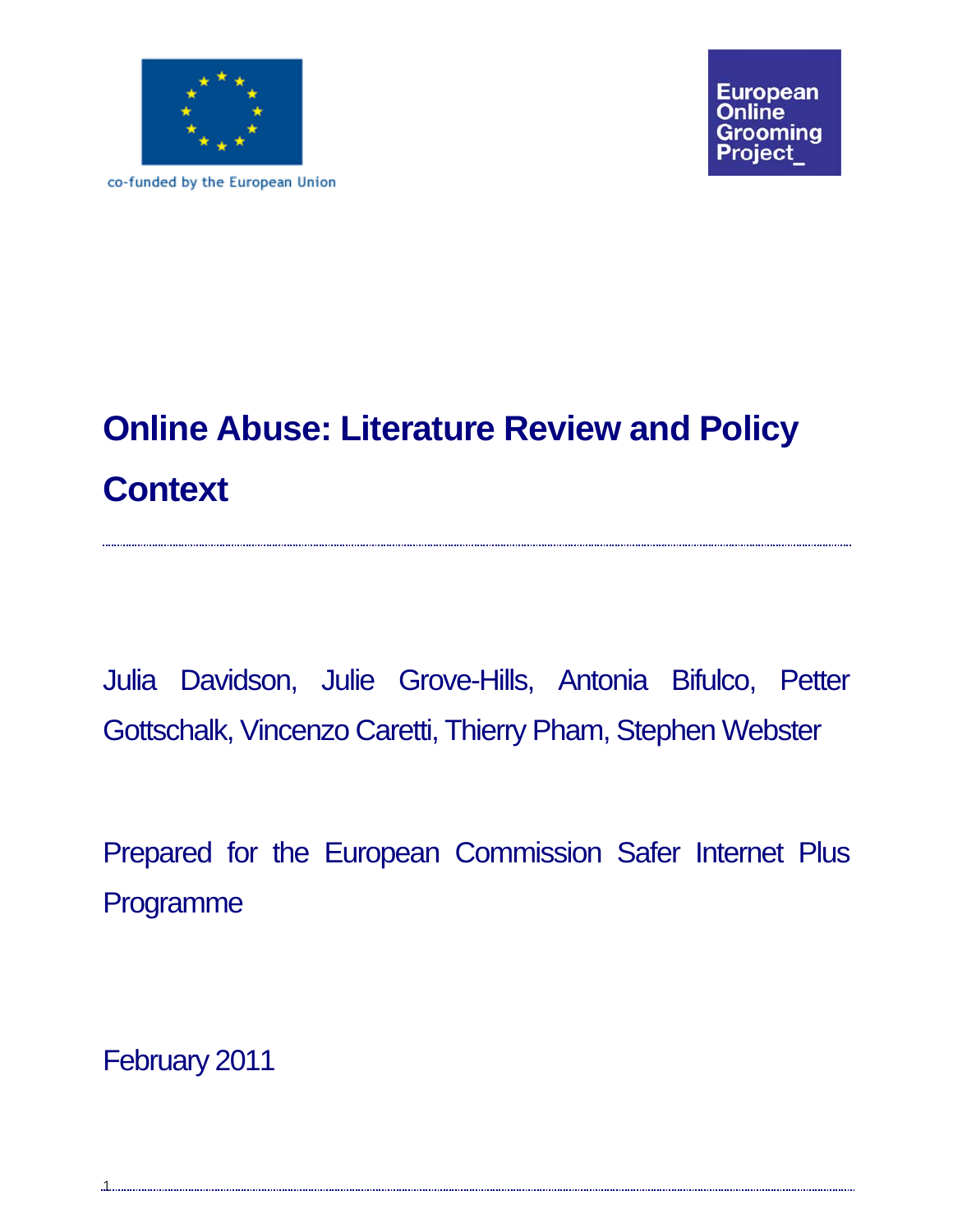co-funded by the European Union

European Online Grooming Project_

# Online Abuse: Literature Review and Policy Context

Julia Davidson, Julie Grove-Hills, Antonia Bifulco, Petter Gottschalk, Vincenzo Caretti, Thierry Pham, Stephen Webster

Prepared for the European Commission Safer Internet Plus Programme

February 2011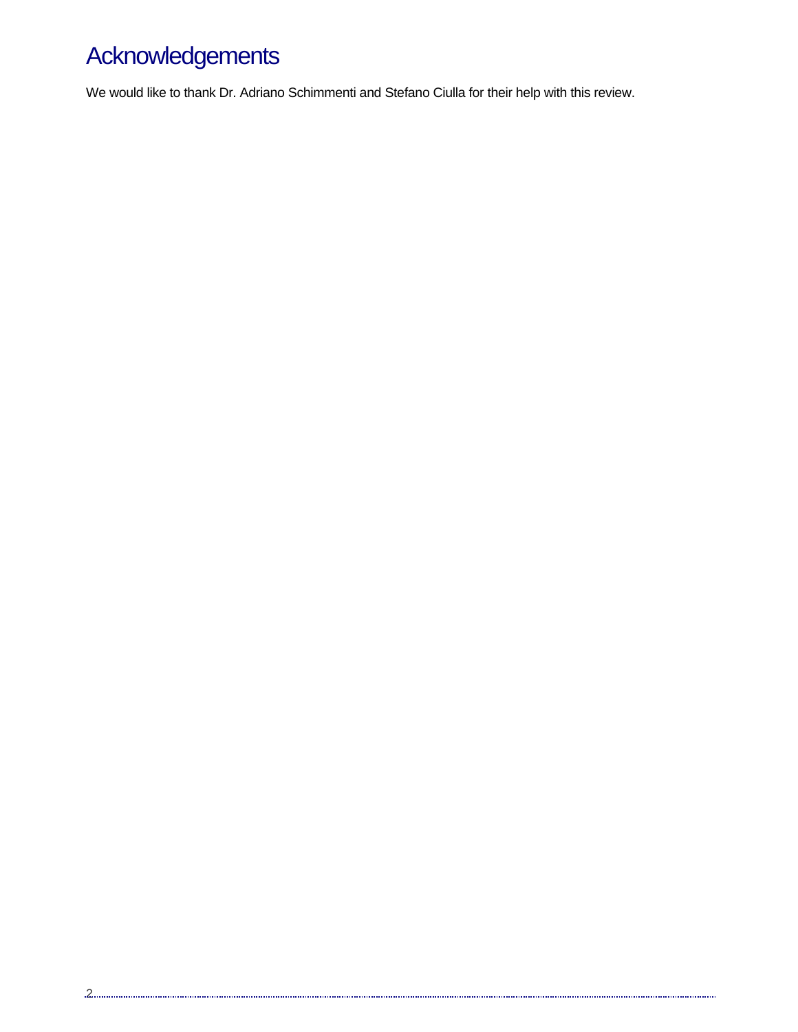# Acknowledgements

We would like to thank Dr. Adriano Schimmenti and Stefano Ciulla for their help with this review.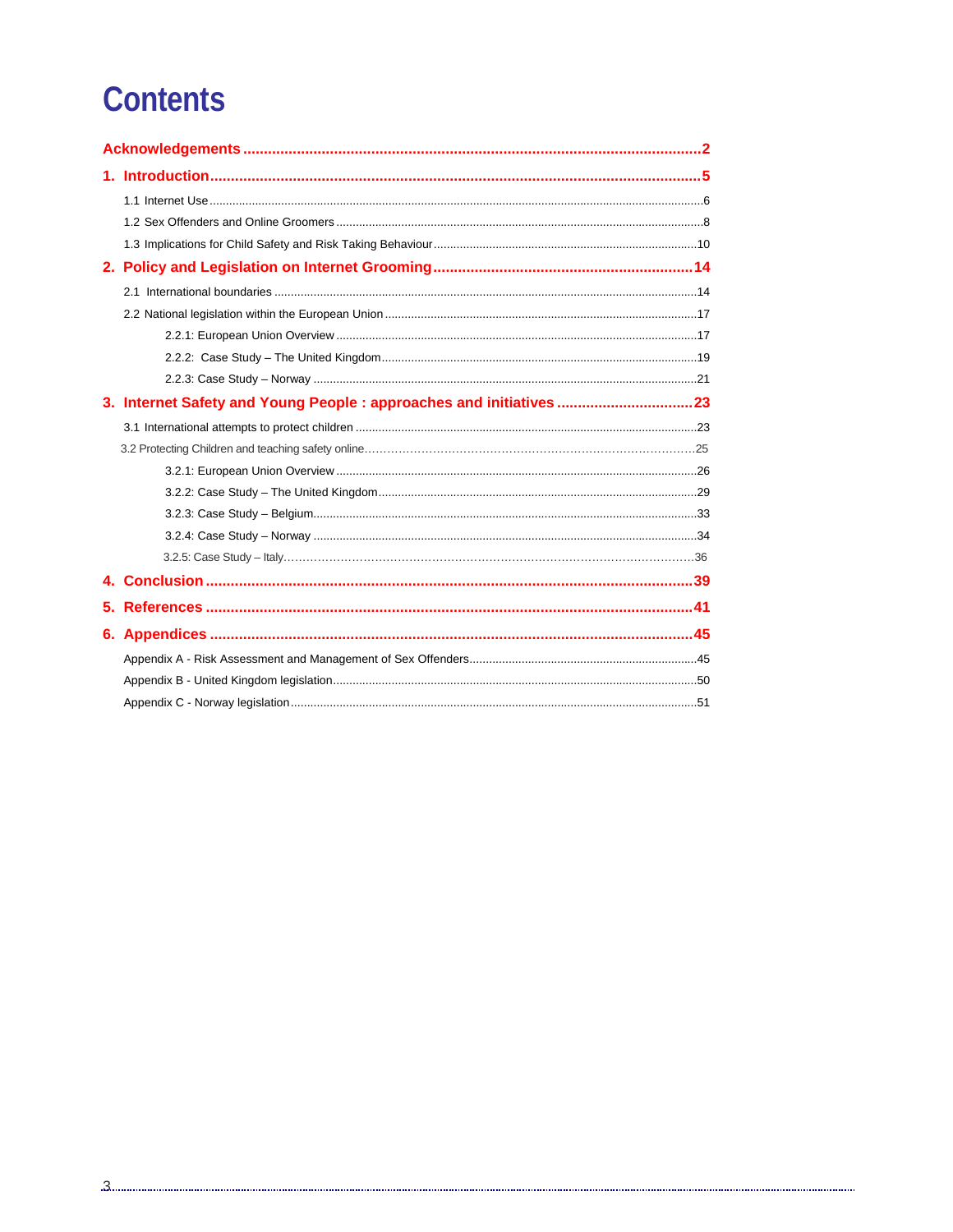# Contents

**Acknowledgements** .......... 2

**1. Introduction** .......... 5

- 1.1 Internet Use .......... 6
- 1.2 Sex Offenders and Online Groomers .......... 8
- 1.3 Implications for Child Safety and Risk Taking Behaviour .......... 10

**2. Policy and Legislation on Internet Grooming** .......... 14

- 2.1 International boundaries .......... 14
- 2.2 National legislation within the European Union .......... 17
  - 2.2.1: European Union Overview .......... 17
  - 2.2.2: Case Study – The United Kingdom .......... 19
  - 2.2.3: Case Study – Norway .......... 21

**3. Internet Safety and Young People : approaches and initiatives** .......... 23

- 3.1 International attempts to protect children .......... 23
- 3.2 Protecting Children and teaching safety online .......... 25
  - 3.2.1: European Union Overview .......... 26
  - 3.2.2: Case Study – The United Kingdom .......... 29
  - 3.2.3: Case Study – Belgium .......... 33
  - 3.2.4: Case Study – Norway .......... 34
  - 3.2.5: Case Study – Italy .......... 36

**4. Conclusion** .......... 39

**5. References** .......... 41

**6. Appendices** .......... 45

- Appendix A - Risk Assessment and Management of Sex Offenders .......... 45
- Appendix B - United Kingdom legislation .......... 50
- Appendix C - Norway legislation .......... 51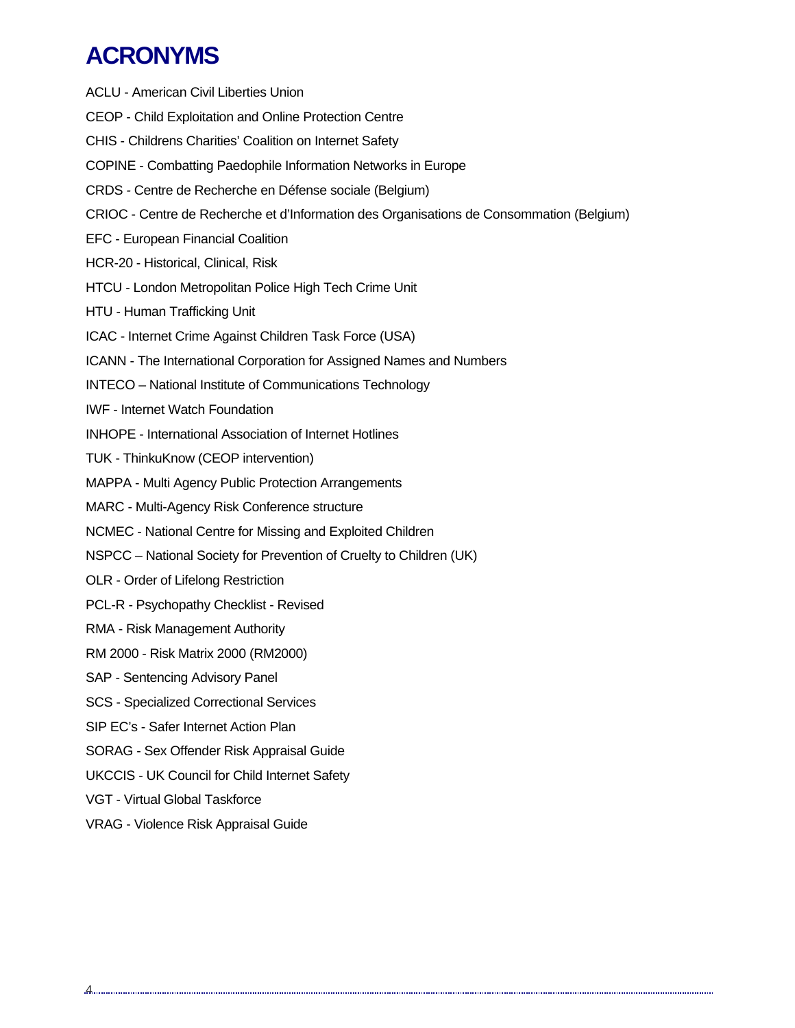# ACRONYMS

ACLU - American Civil Liberties Union

CEOP - Child Exploitation and Online Protection Centre

CHIS - Childrens Charities' Coalition on Internet Safety

COPINE - Combatting Paedophile Information Networks in Europe

CRDS - Centre de Recherche en Défense sociale (Belgium)

CRIOC - Centre de Recherche et d'Information des Organisations de Consommation (Belgium)

EFC - European Financial Coalition

HCR-20 - Historical, Clinical, Risk

HTCU - London Metropolitan Police High Tech Crime Unit

HTU - Human Trafficking Unit

ICAC - Internet Crime Against Children Task Force (USA)

ICANN - The International Corporation for Assigned Names and Numbers

INTECO – National Institute of Communications Technology

IWF - Internet Watch Foundation

INHOPE - International Association of Internet Hotlines

TUK - ThinkuKnow (CEOP intervention)

MAPPA - Multi Agency Public Protection Arrangements

MARC - Multi-Agency Risk Conference structure

NCMEC - National Centre for Missing and Exploited Children

NSPCC – National Society for Prevention of Cruelty to Children (UK)

OLR - Order of Lifelong Restriction

PCL-R - Psychopathy Checklist - Revised

RMA - Risk Management Authority

RM 2000 - Risk Matrix 2000 (RM2000)

SAP - Sentencing Advisory Panel

SCS - Specialized Correctional Services

SIP EC's - Safer Internet Action Plan

SORAG - Sex Offender Risk Appraisal Guide

UKCCIS - UK Council for Child Internet Safety

VGT - Virtual Global Taskforce

VRAG - Violence Risk Appraisal Guide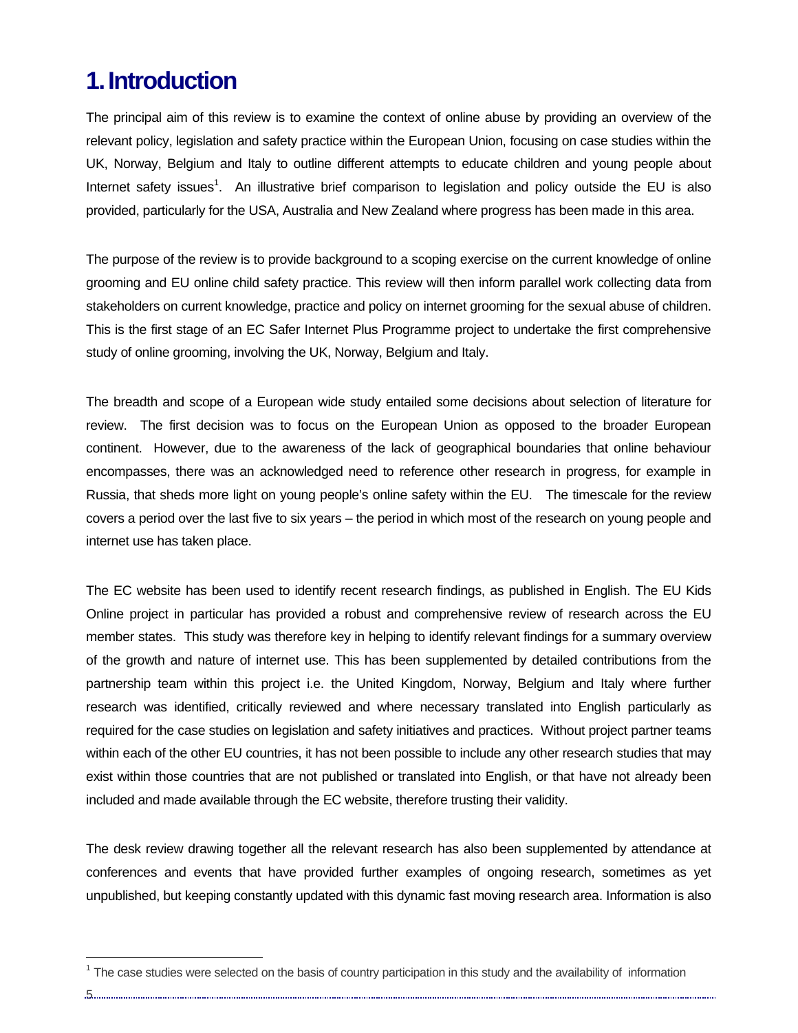# 1. Introduction

The principal aim of this review is to examine the context of online abuse by providing an overview of the relevant policy, legislation and safety practice within the European Union, focusing on case studies within the UK, Norway, Belgium and Italy to outline different attempts to educate children and young people about Internet safety issues[1]. An illustrative brief comparison to legislation and policy outside the EU is also provided, particularly for the USA, Australia and New Zealand where progress has been made in this area.

The purpose of the review is to provide background to a scoping exercise on the current knowledge of online grooming and EU online child safety practice. This review will then inform parallel work collecting data from stakeholders on current knowledge, practice and policy on internet grooming for the sexual abuse of children. This is the first stage of an EC Safer Internet Plus Programme project to undertake the first comprehensive study of online grooming, involving the UK, Norway, Belgium and Italy.

The breadth and scope of a European wide study entailed some decisions about selection of literature for review. The first decision was to focus on the European Union as opposed to the broader European continent. However, due to the awareness of the lack of geographical boundaries that online behaviour encompasses, there was an acknowledged need to reference other research in progress, for example in Russia, that sheds more light on young people's online safety within the EU. The timescale for the review covers a period over the last five to six years – the period in which most of the research on young people and internet use has taken place.

The EC website has been used to identify recent research findings, as published in English. The EU Kids Online project in particular has provided a robust and comprehensive review of research across the EU member states. This study was therefore key in helping to identify relevant findings for a summary overview of the growth and nature of internet use. This has been supplemented by detailed contributions from the partnership team within this project i.e. the United Kingdom, Norway, Belgium and Italy where further research was identified, critically reviewed and where necessary translated into English particularly as required for the case studies on legislation and safety initiatives and practices. Without project partner teams within each of the other EU countries, it has not been possible to include any other research studies that may exist within those countries that are not published or translated into English, or that have not already been included and made available through the EC website, therefore trusting their validity.

The desk review drawing together all the relevant research has also been supplemented by attendance at conferences and events that have provided further examples of ongoing research, sometimes as yet unpublished, but keeping constantly updated with this dynamic fast moving research area. Information is also

[1] The case studies were selected on the basis of country participation in this study and the availability of information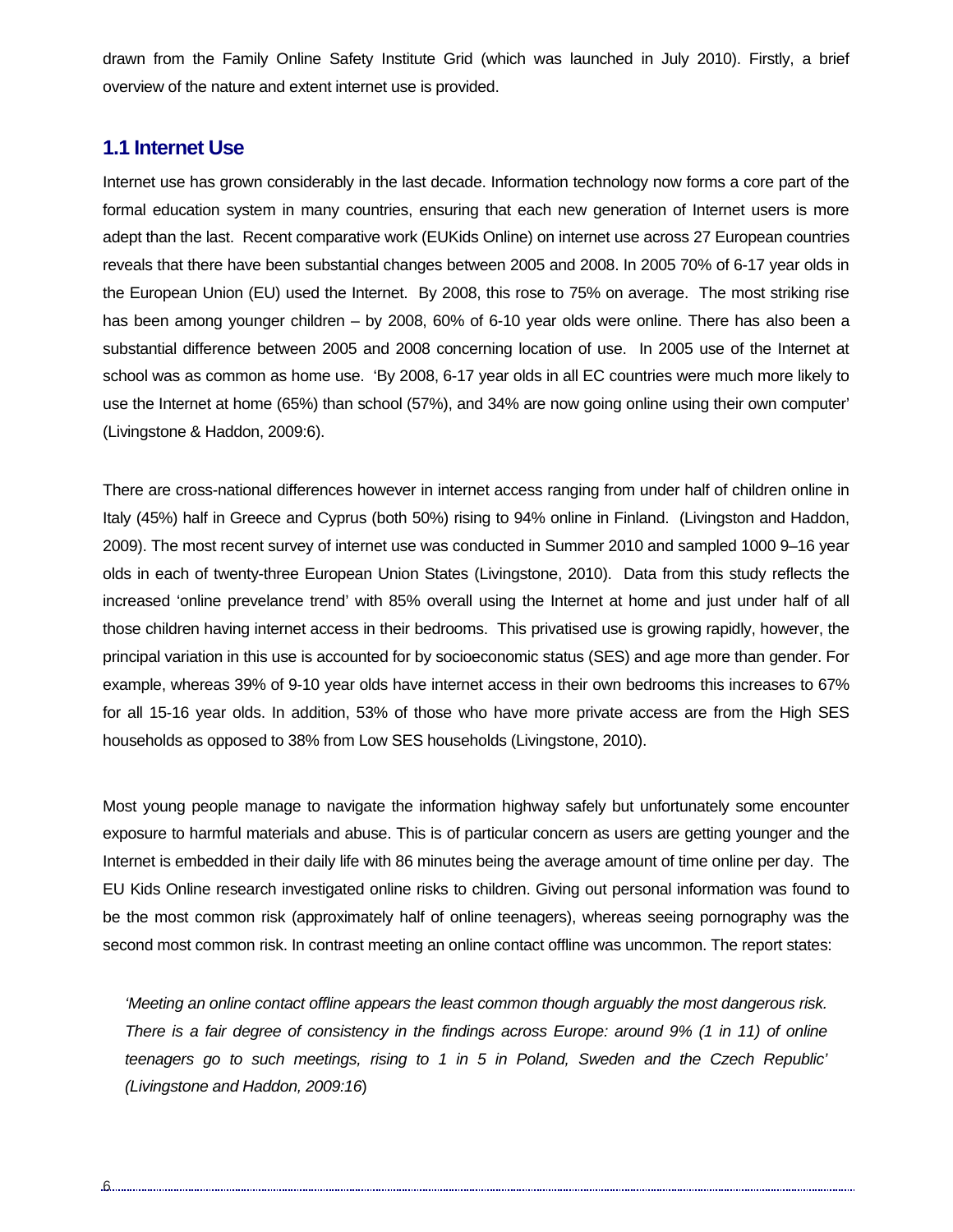drawn from the Family Online Safety Institute Grid (which was launched in July 2010). Firstly, a brief overview of the nature and extent internet use is provided.

## 1.1 Internet Use

Internet use has grown considerably in the last decade. Information technology now forms a core part of the formal education system in many countries, ensuring that each new generation of Internet users is more adept than the last. Recent comparative work (EUKids Online) on internet use across 27 European countries reveals that there have been substantial changes between 2005 and 2008. In 2005 70% of 6-17 year olds in the European Union (EU) used the Internet. By 2008, this rose to 75% on average. The most striking rise has been among younger children – by 2008, 60% of 6-10 year olds were online. There has also been a substantial difference between 2005 and 2008 concerning location of use. In 2005 use of the Internet at school was as common as home use. 'By 2008, 6-17 year olds in all EC countries were much more likely to use the Internet at home (65%) than school (57%), and 34% are now going online using their own computer' (Livingstone & Haddon, 2009:6).

There are cross-national differences however in internet access ranging from under half of children online in Italy (45%) half in Greece and Cyprus (both 50%) rising to 94% online in Finland. (Livingston and Haddon, 2009). The most recent survey of internet use was conducted in Summer 2010 and sampled 1000 9–16 year olds in each of twenty-three European Union States (Livingstone, 2010). Data from this study reflects the increased 'online prevelance trend' with 85% overall using the Internet at home and just under half of all those children having internet access in their bedrooms. This privatised use is growing rapidly, however, the principal variation in this use is accounted for by socioeconomic status (SES) and age more than gender. For example, whereas 39% of 9-10 year olds have internet access in their own bedrooms this increases to 67% for all 15-16 year olds. In addition, 53% of those who have more private access are from the High SES households as opposed to 38% from Low SES households (Livingstone, 2010).

Most young people manage to navigate the information highway safely but unfortunately some encounter exposure to harmful materials and abuse. This is of particular concern as users are getting younger and the Internet is embedded in their daily life with 86 minutes being the average amount of time online per day. The EU Kids Online research investigated online risks to children. Giving out personal information was found to be the most common risk (approximately half of online teenagers), whereas seeing pornography was the second most common risk. In contrast meeting an online contact offline was uncommon. The report states:

> *'Meeting an online contact offline appears the least common though arguably the most dangerous risk. There is a fair degree of consistency in the findings across Europe: around 9% (1 in 11) of online teenagers go to such meetings, rising to 1 in 5 in Poland, Sweden and the Czech Republic' (Livingstone and Haddon, 2009:16*)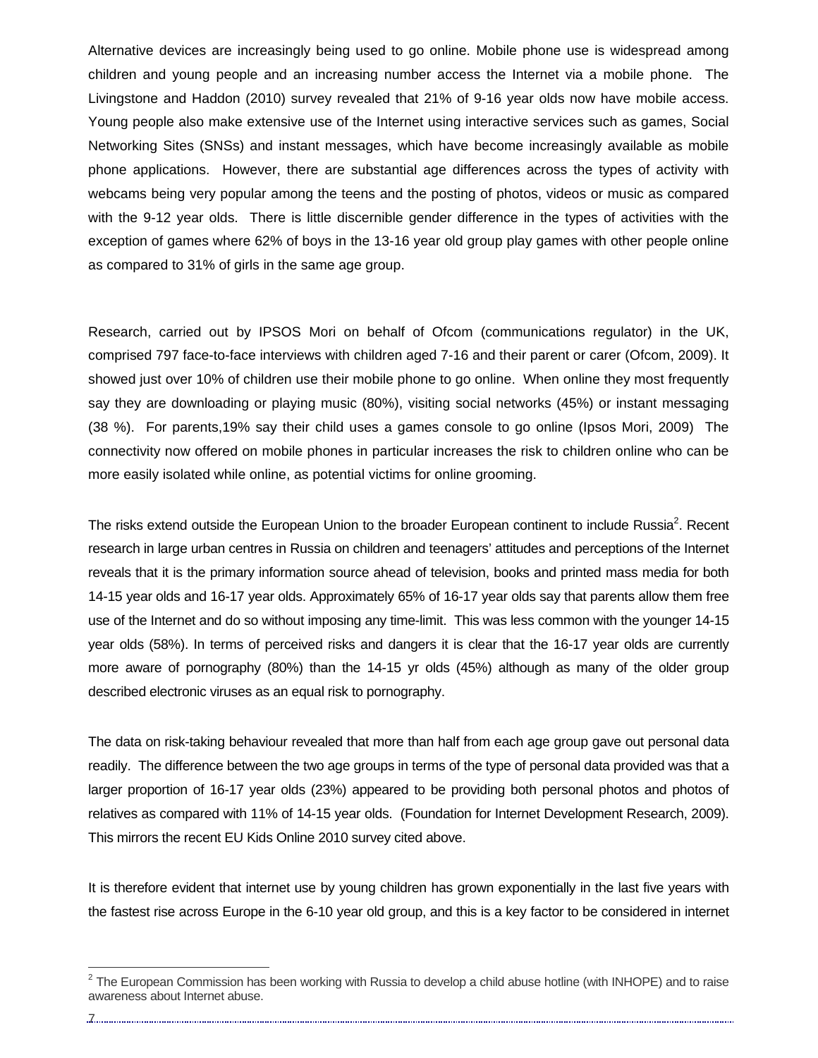Alternative devices are increasingly being used to go online. Mobile phone use is widespread among children and young people and an increasing number access the Internet via a mobile phone. The Livingstone and Haddon (2010) survey revealed that 21% of 9-16 year olds now have mobile access. Young people also make extensive use of the Internet using interactive services such as games, Social Networking Sites (SNSs) and instant messages, which have become increasingly available as mobile phone applications. However, there are substantial age differences across the types of activity with webcams being very popular among the teens and the posting of photos, videos or music as compared with the 9-12 year olds. There is little discernible gender difference in the types of activities with the exception of games where 62% of boys in the 13-16 year old group play games with other people online as compared to 31% of girls in the same age group.

Research, carried out by IPSOS Mori on behalf of Ofcom (communications regulator) in the UK, comprised 797 face-to-face interviews with children aged 7-16 and their parent or carer (Ofcom, 2009). It showed just over 10% of children use their mobile phone to go online. When online they most frequently say they are downloading or playing music (80%), visiting social networks (45%) or instant messaging (38 %). For parents,19% say their child uses a games console to go online (Ipsos Mori, 2009) The connectivity now offered on mobile phones in particular increases the risk to children online who can be more easily isolated while online, as potential victims for online grooming.

The risks extend outside the European Union to the broader European continent to include Russia[2]. Recent research in large urban centres in Russia on children and teenagers' attitudes and perceptions of the Internet reveals that it is the primary information source ahead of television, books and printed mass media for both 14-15 year olds and 16-17 year olds. Approximately 65% of 16-17 year olds say that parents allow them free use of the Internet and do so without imposing any time-limit. This was less common with the younger 14-15 year olds (58%). In terms of perceived risks and dangers it is clear that the 16-17 year olds are currently more aware of pornography (80%) than the 14-15 yr olds (45%) although as many of the older group described electronic viruses as an equal risk to pornography.

The data on risk-taking behaviour revealed that more than half from each age group gave out personal data readily. The difference between the two age groups in terms of the type of personal data provided was that a larger proportion of 16-17 year olds (23%) appeared to be providing both personal photos and photos of relatives as compared with 11% of 14-15 year olds. (Foundation for Internet Development Research, 2009). This mirrors the recent EU Kids Online 2010 survey cited above.

It is therefore evident that internet use by young children has grown exponentially in the last five years with the fastest rise across Europe in the 6-10 year old group, and this is a key factor to be considered in internet

[2] The European Commission has been working with Russia to develop a child abuse hotline (with INHOPE) and to raise awareness about Internet abuse.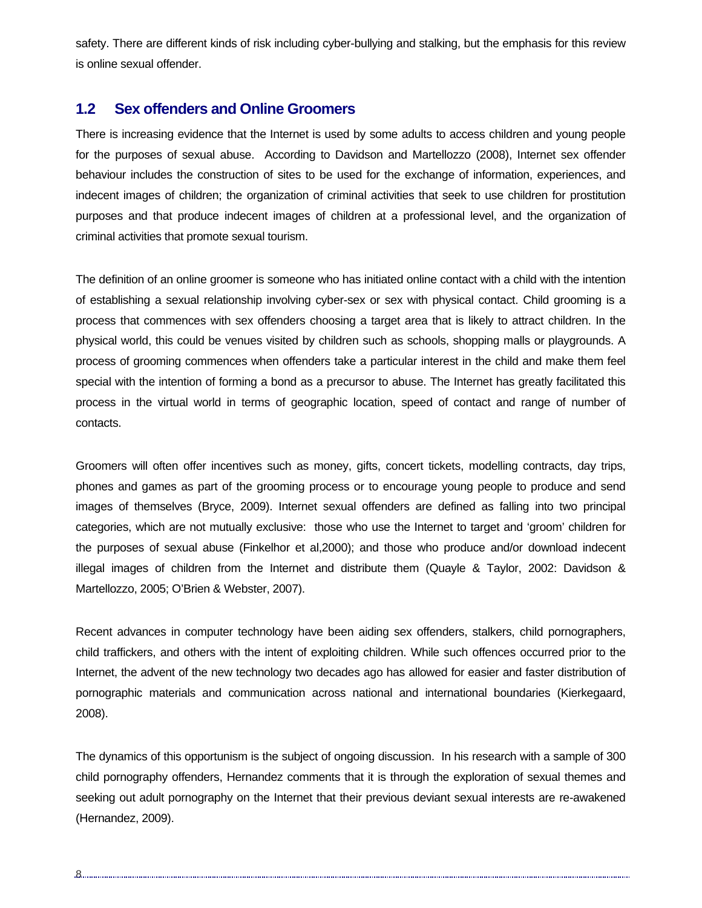safety. There are different kinds of risk including cyber-bullying and stalking, but the emphasis for this review is online sexual offender.

## 1.2 Sex offenders and Online Groomers

There is increasing evidence that the Internet is used by some adults to access children and young people for the purposes of sexual abuse. According to Davidson and Martellozzo (2008), Internet sex offender behaviour includes the construction of sites to be used for the exchange of information, experiences, and indecent images of children; the organization of criminal activities that seek to use children for prostitution purposes and that produce indecent images of children at a professional level, and the organization of criminal activities that promote sexual tourism.

The definition of an online groomer is someone who has initiated online contact with a child with the intention of establishing a sexual relationship involving cyber-sex or sex with physical contact. Child grooming is a process that commences with sex offenders choosing a target area that is likely to attract children. In the physical world, this could be venues visited by children such as schools, shopping malls or playgrounds. A process of grooming commences when offenders take a particular interest in the child and make them feel special with the intention of forming a bond as a precursor to abuse. The Internet has greatly facilitated this process in the virtual world in terms of geographic location, speed of contact and range of number of contacts.

Groomers will often offer incentives such as money, gifts, concert tickets, modelling contracts, day trips, phones and games as part of the grooming process or to encourage young people to produce and send images of themselves (Bryce, 2009). Internet sexual offenders are defined as falling into two principal categories, which are not mutually exclusive: those who use the Internet to target and 'groom' children for the purposes of sexual abuse (Finkelhor et al,2000); and those who produce and/or download indecent illegal images of children from the Internet and distribute them (Quayle & Taylor, 2002: Davidson & Martellozzo, 2005; O'Brien & Webster, 2007).

Recent advances in computer technology have been aiding sex offenders, stalkers, child pornographers, child traffickers, and others with the intent of exploiting children. While such offences occurred prior to the Internet, the advent of the new technology two decades ago has allowed for easier and faster distribution of pornographic materials and communication across national and international boundaries (Kierkegaard, 2008).

The dynamics of this opportunism is the subject of ongoing discussion. In his research with a sample of 300 child pornography offenders, Hernandez comments that it is through the exploration of sexual themes and seeking out adult pornography on the Internet that their previous deviant sexual interests are re-awakened (Hernandez, 2009).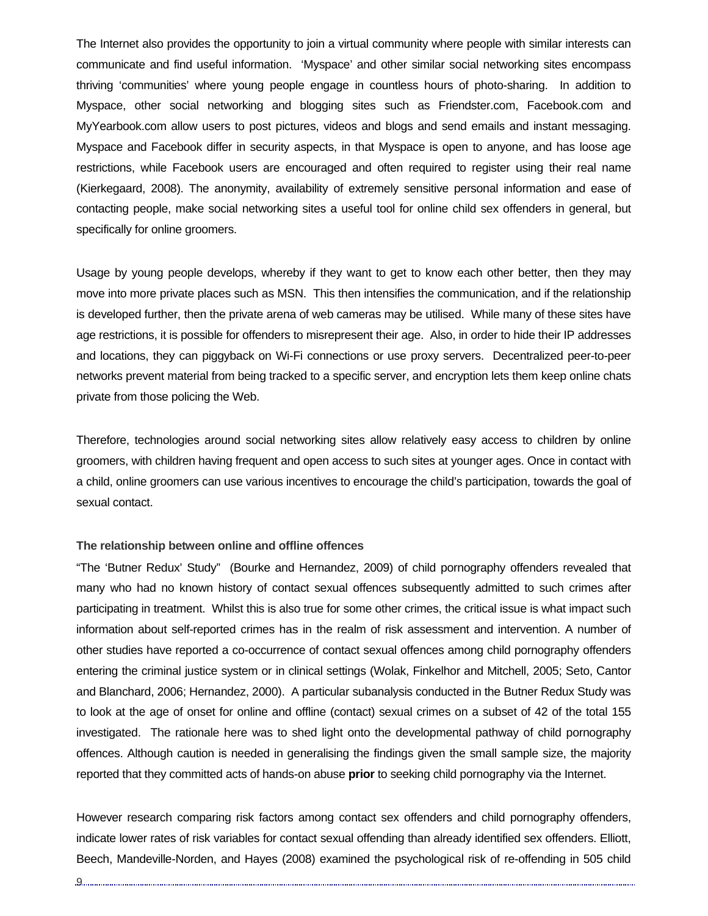The Internet also provides the opportunity to join a virtual community where people with similar interests can communicate and find useful information. ‘Myspace’ and other similar social networking sites encompass thriving ‘communities’ where young people engage in countless hours of photo-sharing. In addition to Myspace, other social networking and blogging sites such as Friendster.com, Facebook.com and MyYearbook.com allow users to post pictures, videos and blogs and send emails and instant messaging. Myspace and Facebook differ in security aspects, in that Myspace is open to anyone, and has loose age restrictions, while Facebook users are encouraged and often required to register using their real name (Kierkegaard, 2008). The anonymity, availability of extremely sensitive personal information and ease of contacting people, make social networking sites a useful tool for online child sex offenders in general, but specifically for online groomers.

Usage by young people develops, whereby if they want to get to know each other better, then they may move into more private places such as MSN. This then intensifies the communication, and if the relationship is developed further, then the private arena of web cameras may be utilised. While many of these sites have age restrictions, it is possible for offenders to misrepresent their age. Also, in order to hide their IP addresses and locations, they can piggyback on Wi-Fi connections or use proxy servers. Decentralized peer-to-peer networks prevent material from being tracked to a specific server, and encryption lets them keep online chats private from those policing the Web.

Therefore, technologies around social networking sites allow relatively easy access to children by online groomers, with children having frequent and open access to such sites at younger ages. Once in contact with a child, online groomers can use various incentives to encourage the child’s participation, towards the goal of sexual contact.

**The relationship between online and offline offences**

“The ‘Butner Redux’ Study” (Bourke and Hernandez, 2009) of child pornography offenders revealed that many who had no known history of contact sexual offences subsequently admitted to such crimes after participating in treatment. Whilst this is also true for some other crimes, the critical issue is what impact such information about self-reported crimes has in the realm of risk assessment and intervention. A number of other studies have reported a co-occurrence of contact sexual offences among child pornography offenders entering the criminal justice system or in clinical settings (Wolak, Finkelhor and Mitchell, 2005; Seto, Cantor and Blanchard, 2006; Hernandez, 2000). A particular subanalysis conducted in the Butner Redux Study was to look at the age of onset for online and offline (contact) sexual crimes on a subset of 42 of the total 155 investigated. The rationale here was to shed light onto the developmental pathway of child pornography offences. Although caution is needed in generalising the findings given the small sample size, the majority reported that they committed acts of hands-on abuse **prior** to seeking child pornography via the Internet.

However research comparing risk factors among contact sex offenders and child pornography offenders, indicate lower rates of risk variables for contact sexual offending than already identified sex offenders. Elliott, Beech, Mandeville-Norden, and Hayes (2008) examined the psychological risk of re-offending in 505 child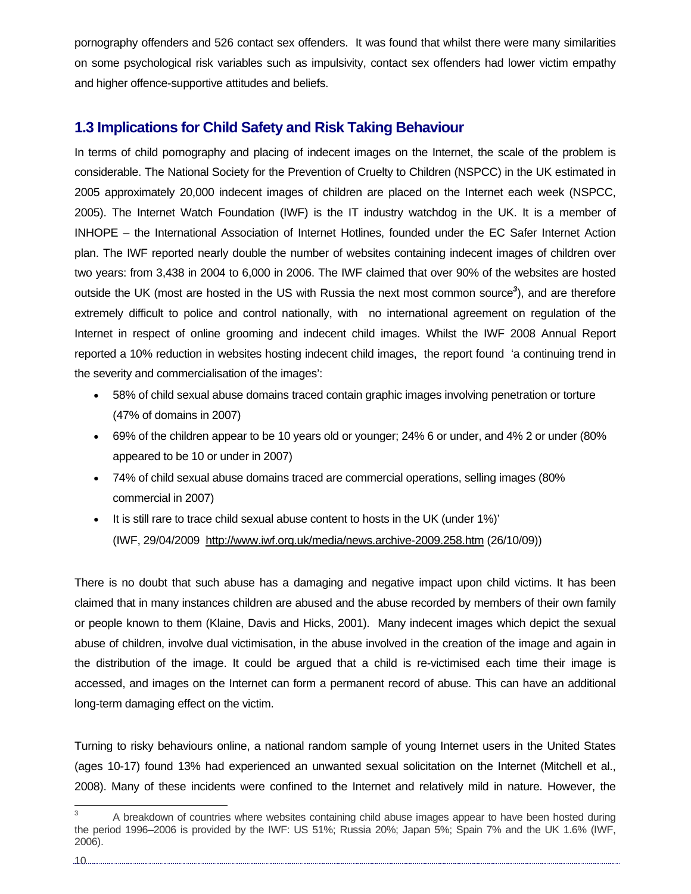pornography offenders and 526 contact sex offenders. It was found that whilst there were many similarities on some psychological risk variables such as impulsivity, contact sex offenders had lower victim empathy and higher offence-supportive attitudes and beliefs.

## 1.3 Implications for Child Safety and Risk Taking Behaviour

In terms of child pornography and placing of indecent images on the Internet, the scale of the problem is considerable. The National Society for the Prevention of Cruelty to Children (NSPCC) in the UK estimated in 2005 approximately 20,000 indecent images of children are placed on the Internet each week (NSPCC, 2005). The Internet Watch Foundation (IWF) is the IT industry watchdog in the UK. It is a member of INHOPE – the International Association of Internet Hotlines, founded under the EC Safer Internet Action plan. The IWF reported nearly double the number of websites containing indecent images of children over two years: from 3,438 in 2004 to 6,000 in 2006. The IWF claimed that over 90% of the websites are hosted outside the UK (most are hosted in the US with Russia the next most common source[3]), and are therefore extremely difficult to police and control nationally, with no international agreement on regulation of the Internet in respect of online grooming and indecent child images. Whilst the IWF 2008 Annual Report reported a 10% reduction in websites hosting indecent child images, the report found 'a continuing trend in the severity and commercialisation of the images':

- 58% of child sexual abuse domains traced contain graphic images involving penetration or torture (47% of domains in 2007)
- 69% of the children appear to be 10 years old or younger; 24% 6 or under, and 4% 2 or under (80% appeared to be 10 or under in 2007)
- 74% of child sexual abuse domains traced are commercial operations, selling images (80% commercial in 2007)
- It is still rare to trace child sexual abuse content to hosts in the UK (under 1%)' (IWF, 29/04/2009 http://www.iwf.org.uk/media/news.archive-2009.258.htm (26/10/09))

There is no doubt that such abuse has a damaging and negative impact upon child victims. It has been claimed that in many instances children are abused and the abuse recorded by members of their own family or people known to them (Klaine, Davis and Hicks, 2001). Many indecent images which depict the sexual abuse of children, involve dual victimisation, in the abuse involved in the creation of the image and again in the distribution of the image. It could be argued that a child is re-victimised each time their image is accessed, and images on the Internet can form a permanent record of abuse. This can have an additional long-term damaging effect on the victim.

Turning to risky behaviours online, a national random sample of young Internet users in the United States (ages 10-17) found 13% had experienced an unwanted sexual solicitation on the Internet (Mitchell et al., 2008). Many of these incidents were confined to the Internet and relatively mild in nature. However, the

---

[3] A breakdown of countries where websites containing child abuse images appear to have been hosted during the period 1996–2006 is provided by the IWF: US 51%; Russia 20%; Japan 5%; Spain 7% and the UK 1.6% (IWF, 2006).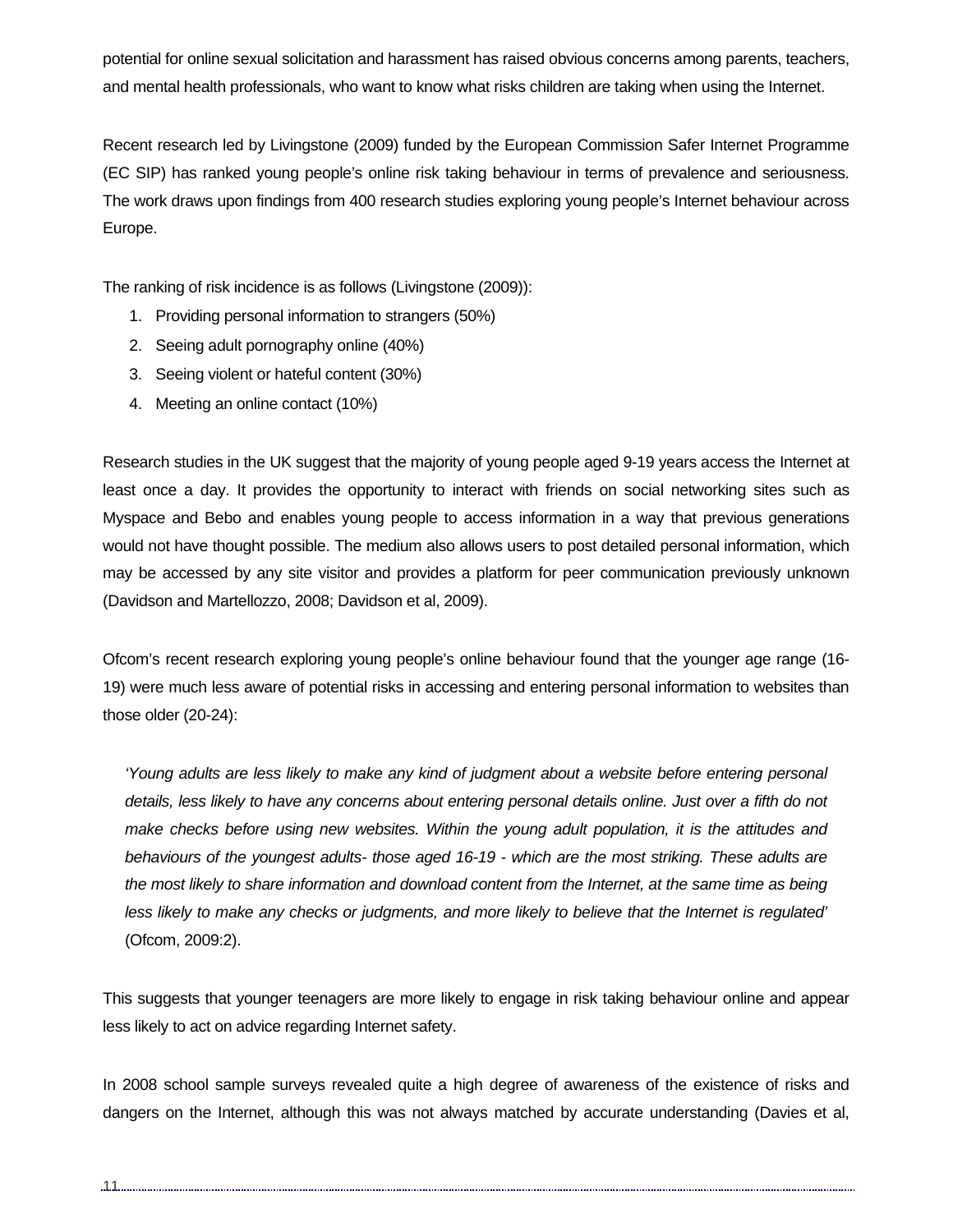potential for online sexual solicitation and harassment has raised obvious concerns among parents, teachers, and mental health professionals, who want to know what risks children are taking when using the Internet.

Recent research led by Livingstone (2009) funded by the European Commission Safer Internet Programme (EC SIP) has ranked young people's online risk taking behaviour in terms of prevalence and seriousness. The work draws upon findings from 400 research studies exploring young people's Internet behaviour across Europe.

The ranking of risk incidence is as follows (Livingstone (2009)):

1. Providing personal information to strangers (50%)
2. Seeing adult pornography online (40%)
3. Seeing violent or hateful content (30%)
4. Meeting an online contact (10%)

Research studies in the UK suggest that the majority of young people aged 9-19 years access the Internet at least once a day. It provides the opportunity to interact with friends on social networking sites such as Myspace and Bebo and enables young people to access information in a way that previous generations would not have thought possible. The medium also allows users to post detailed personal information, which may be accessed by any site visitor and provides a platform for peer communication previously unknown (Davidson and Martellozzo, 2008; Davidson et al, 2009).

Ofcom's recent research exploring young people's online behaviour found that the younger age range (16-19) were much less aware of potential risks in accessing and entering personal information to websites than those older (20-24):

> *'Young adults are less likely to make any kind of judgment about a website before entering personal details, less likely to have any concerns about entering personal details online. Just over a fifth do not make checks before using new websites. Within the young adult population, it is the attitudes and behaviours of the youngest adults- those aged 16-19 - which are the most striking. These adults are the most likely to share information and download content from the Internet, at the same time as being less likely to make any checks or judgments, and more likely to believe that the Internet is regulated'* (Ofcom, 2009:2).

This suggests that younger teenagers are more likely to engage in risk taking behaviour online and appear less likely to act on advice regarding Internet safety.

In 2008 school sample surveys revealed quite a high degree of awareness of the existence of risks and dangers on the Internet, although this was not always matched by accurate understanding (Davies et al,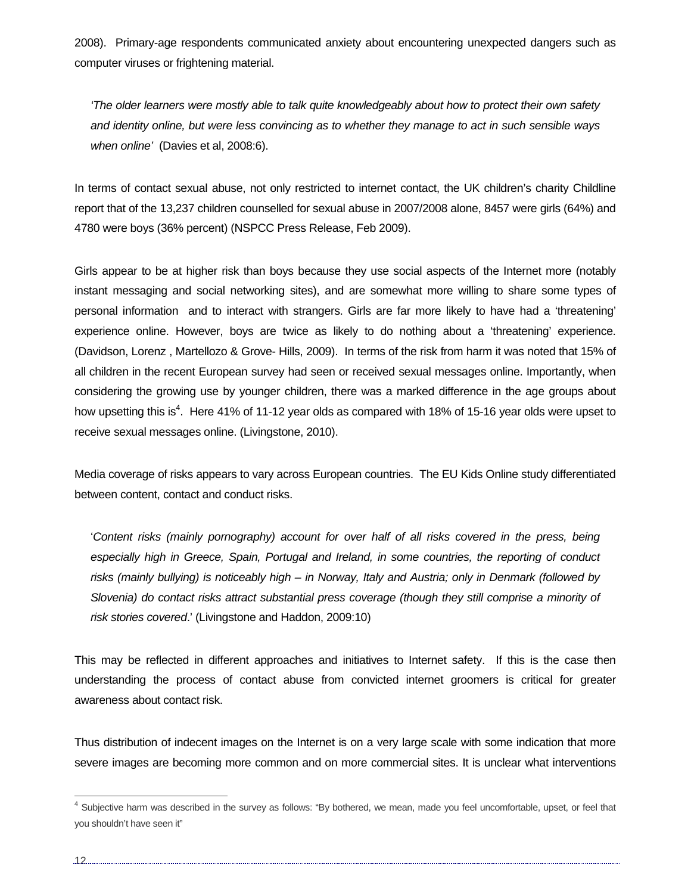2008). Primary-age respondents communicated anxiety about encountering unexpected dangers such as computer viruses or frightening material.

> *'The older learners were mostly able to talk quite knowledgeably about how to protect their own safety and identity online, but were less convincing as to whether they manage to act in such sensible ways when online'* (Davies et al, 2008:6).

In terms of contact sexual abuse, not only restricted to internet contact, the UK children's charity Childline report that of the 13,237 children counselled for sexual abuse in 2007/2008 alone, 8457 were girls (64%) and 4780 were boys (36% percent) (NSPCC Press Release, Feb 2009).

Girls appear to be at higher risk than boys because they use social aspects of the Internet more (notably instant messaging and social networking sites), and are somewhat more willing to share some types of personal information and to interact with strangers. Girls are far more likely to have had a 'threatening' experience online. However, boys are twice as likely to do nothing about a 'threatening' experience. (Davidson, Lorenz , Martellozo & Grove- Hills, 2009). In terms of the risk from harm it was noted that 15% of all children in the recent European survey had seen or received sexual messages online. Importantly, when considering the growing use by younger children, there was a marked difference in the age groups about how upsetting this is[4]. Here 41% of 11-12 year olds as compared with 18% of 15-16 year olds were upset to receive sexual messages online. (Livingstone, 2010).

Media coverage of risks appears to vary across European countries. The EU Kids Online study differentiated between content, contact and conduct risks.

> '*Content risks (mainly pornography) account for over half of all risks covered in the press, being especially high in Greece, Spain, Portugal and Ireland, in some countries, the reporting of conduct risks (mainly bullying) is noticeably high – in Norway, Italy and Austria; only in Denmark (followed by Slovenia) do contact risks attract substantial press coverage (though they still comprise a minority of risk stories covered*.' (Livingstone and Haddon, 2009:10)

This may be reflected in different approaches and initiatives to Internet safety. If this is the case then understanding the process of contact abuse from convicted internet groomers is critical for greater awareness about contact risk.

Thus distribution of indecent images on the Internet is on a very large scale with some indication that more severe images are becoming more common and on more commercial sites. It is unclear what interventions

[4] Subjective harm was described in the survey as follows: "By bothered, we mean, made you feel uncomfortable, upset, or feel that you shouldn't have seen it"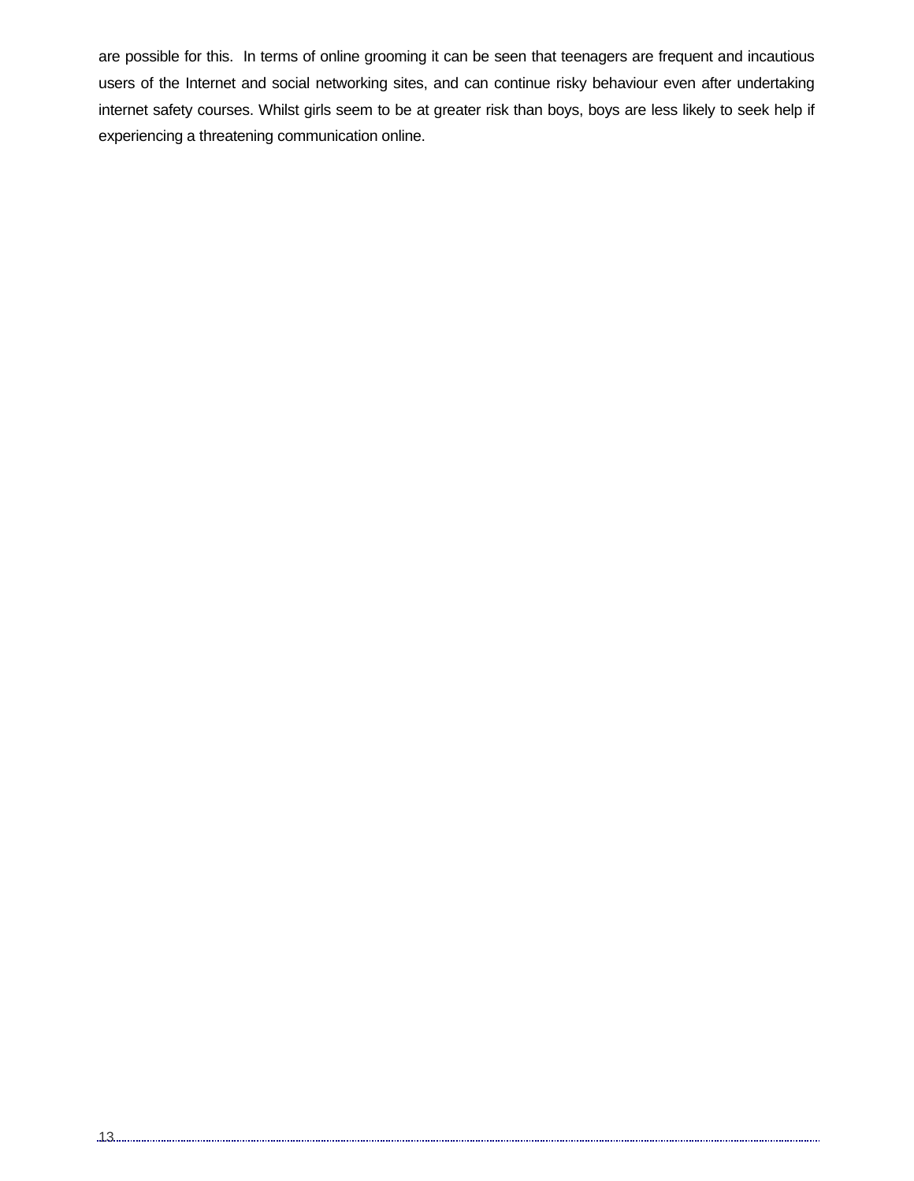are possible for this.  In terms of online grooming it can be seen that teenagers are frequent and incautious users of the Internet and social networking sites, and can continue risky behaviour even after undertaking internet safety courses. Whilst girls seem to be at greater risk than boys, boys are less likely to seek help if experiencing a threatening communication online.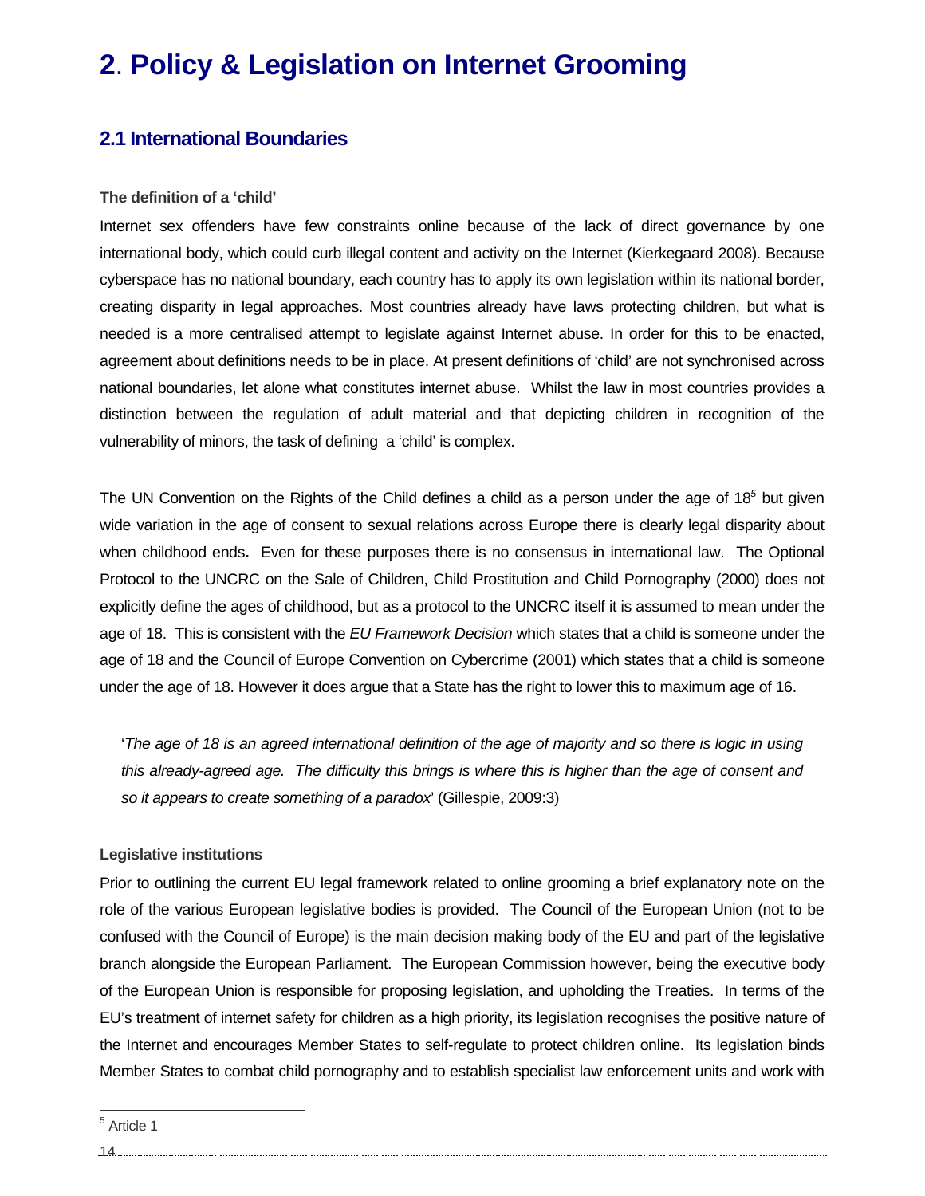# 2. Policy & Legislation on Internet Grooming

## 2.1 International Boundaries

### The definition of a 'child'

Internet sex offenders have few constraints online because of the lack of direct governance by one international body, which could curb illegal content and activity on the Internet (Kierkegaard 2008). Because cyberspace has no national boundary, each country has to apply its own legislation within its national border, creating disparity in legal approaches. Most countries already have laws protecting children, but what is needed is a more centralised attempt to legislate against Internet abuse. In order for this to be enacted, agreement about definitions needs to be in place. At present definitions of 'child' are not synchronised across national boundaries, let alone what constitutes internet abuse. Whilst the law in most countries provides a distinction between the regulation of adult material and that depicting children in recognition of the vulnerability of minors, the task of defining a 'child' is complex.

The UN Convention on the Rights of the Child defines a child as a person under the age of 18[5] but given wide variation in the age of consent to sexual relations across Europe there is clearly legal disparity about when childhood ends**.** Even for these purposes there is no consensus in international law. The Optional Protocol to the UNCRC on the Sale of Children, Child Prostitution and Child Pornography (2000) does not explicitly define the ages of childhood, but as a protocol to the UNCRC itself it is assumed to mean under the age of 18. This is consistent with the *EU Framework Decision* which states that a child is someone under the age of 18 and the Council of Europe Convention on Cybercrime (2001) which states that a child is someone under the age of 18. However it does argue that a State has the right to lower this to maximum age of 16.

> '*The age of 18 is an agreed international definition of the age of majority and so there is logic in using this already-agreed age. The difficulty this brings is where this is higher than the age of consent and so it appears to create something of a paradox*' (Gillespie, 2009:3)

### Legislative institutions

Prior to outlining the current EU legal framework related to online grooming a brief explanatory note on the role of the various European legislative bodies is provided. The Council of the European Union (not to be confused with the Council of Europe) is the main decision making body of the EU and part of the legislative branch alongside the European Parliament. The European Commission however, being the executive body of the European Union is responsible for proposing legislation, and upholding the Treaties. In terms of the EU's treatment of internet safety for children as a high priority, its legislation recognises the positive nature of the Internet and encourages Member States to self-regulate to protect children online. Its legislation binds Member States to combat child pornography and to establish specialist law enforcement units and work with

[5] Article 1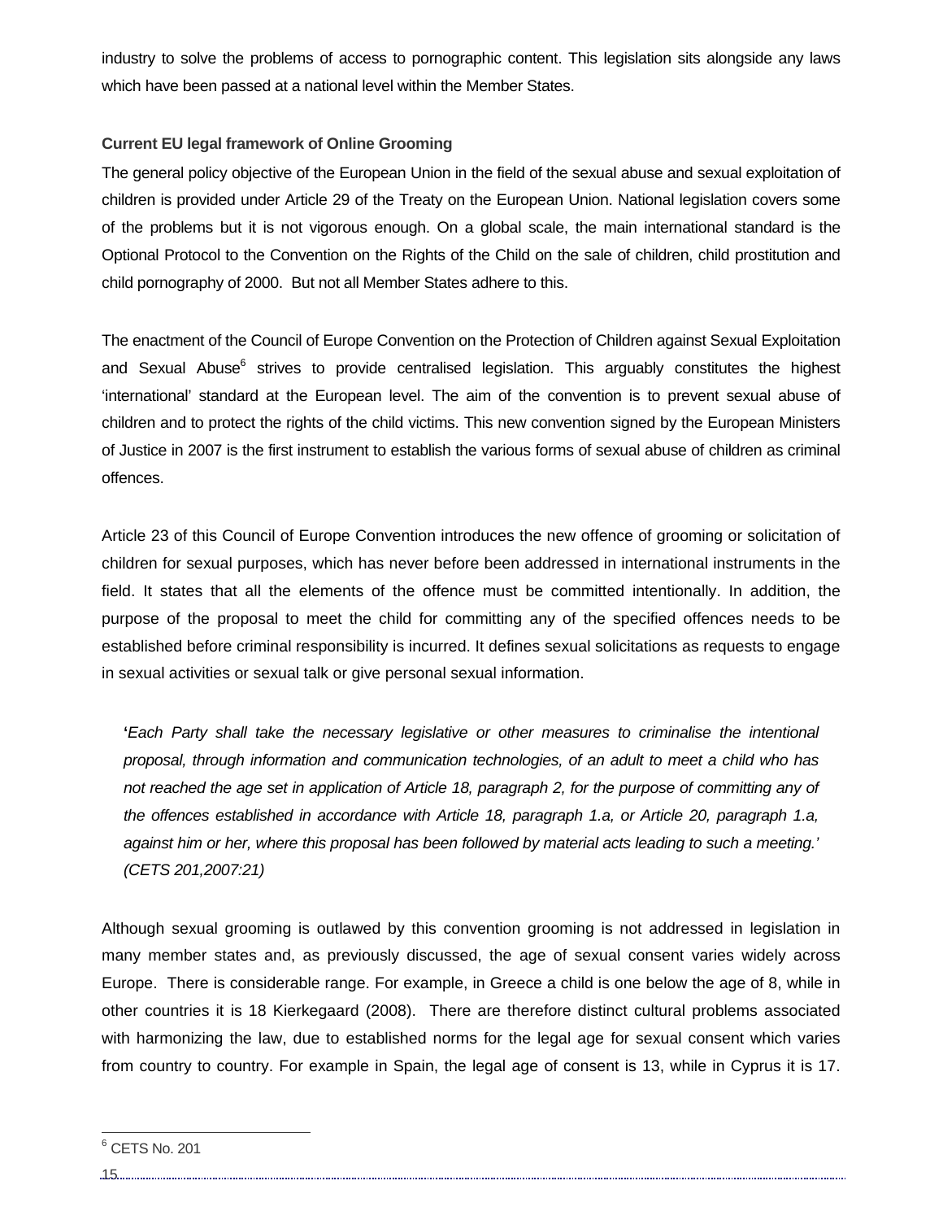industry to solve the problems of access to pornographic content. This legislation sits alongside any laws which have been passed at a national level within the Member States.

**Current EU legal framework of Online Grooming**

The general policy objective of the European Union in the field of the sexual abuse and sexual exploitation of children is provided under Article 29 of the Treaty on the European Union. National legislation covers some of the problems but it is not vigorous enough. On a global scale, the main international standard is the Optional Protocol to the Convention on the Rights of the Child on the sale of children, child prostitution and child pornography of 2000. But not all Member States adhere to this.

The enactment of the Council of Europe Convention on the Protection of Children against Sexual Exploitation and Sexual Abuse[6] strives to provide centralised legislation. This arguably constitutes the highest 'international' standard at the European level. The aim of the convention is to prevent sexual abuse of children and to protect the rights of the child victims. This new convention signed by the European Ministers of Justice in 2007 is the first instrument to establish the various forms of sexual abuse of children as criminal offences.

Article 23 of this Council of Europe Convention introduces the new offence of grooming or solicitation of children for sexual purposes, which has never before been addressed in international instruments in the field. It states that all the elements of the offence must be committed intentionally. In addition, the purpose of the proposal to meet the child for committing any of the specified offences needs to be established before criminal responsibility is incurred. It defines sexual solicitations as requests to engage in sexual activities or sexual talk or give personal sexual information.

> '*Each Party shall take the necessary legislative or other measures to criminalise the intentional proposal, through information and communication technologies, of an adult to meet a child who has not reached the age set in application of Article 18, paragraph 2, for the purpose of committing any of the offences established in accordance with Article 18, paragraph 1.a, or Article 20, paragraph 1.a, against him or her, where this proposal has been followed by material acts leading to such a meeting.' (CETS 201,2007:21)*

Although sexual grooming is outlawed by this convention grooming is not addressed in legislation in many member states and, as previously discussed, the age of sexual consent varies widely across Europe. There is considerable range. For example, in Greece a child is one below the age of 8, while in other countries it is 18 Kierkegaard (2008). There are therefore distinct cultural problems associated with harmonizing the law, due to established norms for the legal age for sexual consent which varies from country to country. For example in Spain, the legal age of consent is 13, while in Cyprus it is 17.

---

[6] CETS No. 201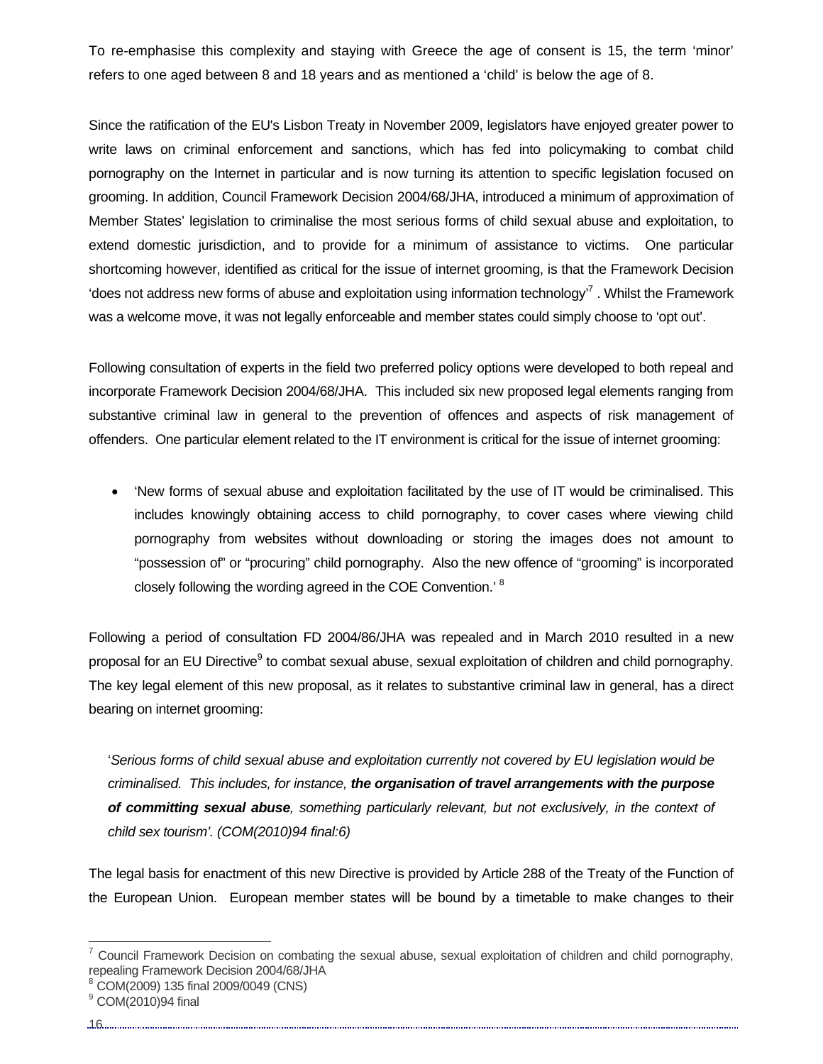To re-emphasise this complexity and staying with Greece the age of consent is 15, the term 'minor' refers to one aged between 8 and 18 years and as mentioned a 'child' is below the age of 8.

Since the ratification of the EU's Lisbon Treaty in November 2009, legislators have enjoyed greater power to write laws on criminal enforcement and sanctions, which has fed into policymaking to combat child pornography on the Internet in particular and is now turning its attention to specific legislation focused on grooming. In addition, Council Framework Decision 2004/68/JHA, introduced a minimum of approximation of Member States' legislation to criminalise the most serious forms of child sexual abuse and exploitation, to extend domestic jurisdiction, and to provide for a minimum of assistance to victims. One particular shortcoming however, identified as critical for the issue of internet grooming, is that the Framework Decision 'does not address new forms of abuse and exploitation using information technology'[7] . Whilst the Framework was a welcome move, it was not legally enforceable and member states could simply choose to 'opt out'.

Following consultation of experts in the field two preferred policy options were developed to both repeal and incorporate Framework Decision 2004/68/JHA. This included six new proposed legal elements ranging from substantive criminal law in general to the prevention of offences and aspects of risk management of offenders. One particular element related to the IT environment is critical for the issue of internet grooming:

- 'New forms of sexual abuse and exploitation facilitated by the use of IT would be criminalised. This includes knowingly obtaining access to child pornography, to cover cases where viewing child pornography from websites without downloading or storing the images does not amount to "possession of" or "procuring" child pornography. Also the new offence of "grooming" is incorporated closely following the wording agreed in the COE Convention.' [8]

Following a period of consultation FD 2004/86/JHA was repealed and in March 2010 resulted in a new proposal for an EU Directive[9] to combat sexual abuse, sexual exploitation of children and child pornography. The key legal element of this new proposal, as it relates to substantive criminal law in general, has a direct bearing on internet grooming:

> '*Serious forms of child sexual abuse and exploitation currently not covered by EU legislation would be criminalised. This includes, for instance,* ***the organisation of travel arrangements with the purpose of committing sexual abuse****, something particularly relevant, but not exclusively, in the context of child sex tourism'. (COM(2010)94 final:6)*

The legal basis for enactment of this new Directive is provided by Article 288 of the Treaty of the Function of the European Union. European member states will be bound by a timetable to make changes to their

---

[7] Council Framework Decision on combating the sexual abuse, sexual exploitation of children and child pornography, repealing Framework Decision 2004/68/JHA

[8] COM(2009) 135 final 2009/0049 (CNS)

[9] COM(2010)94 final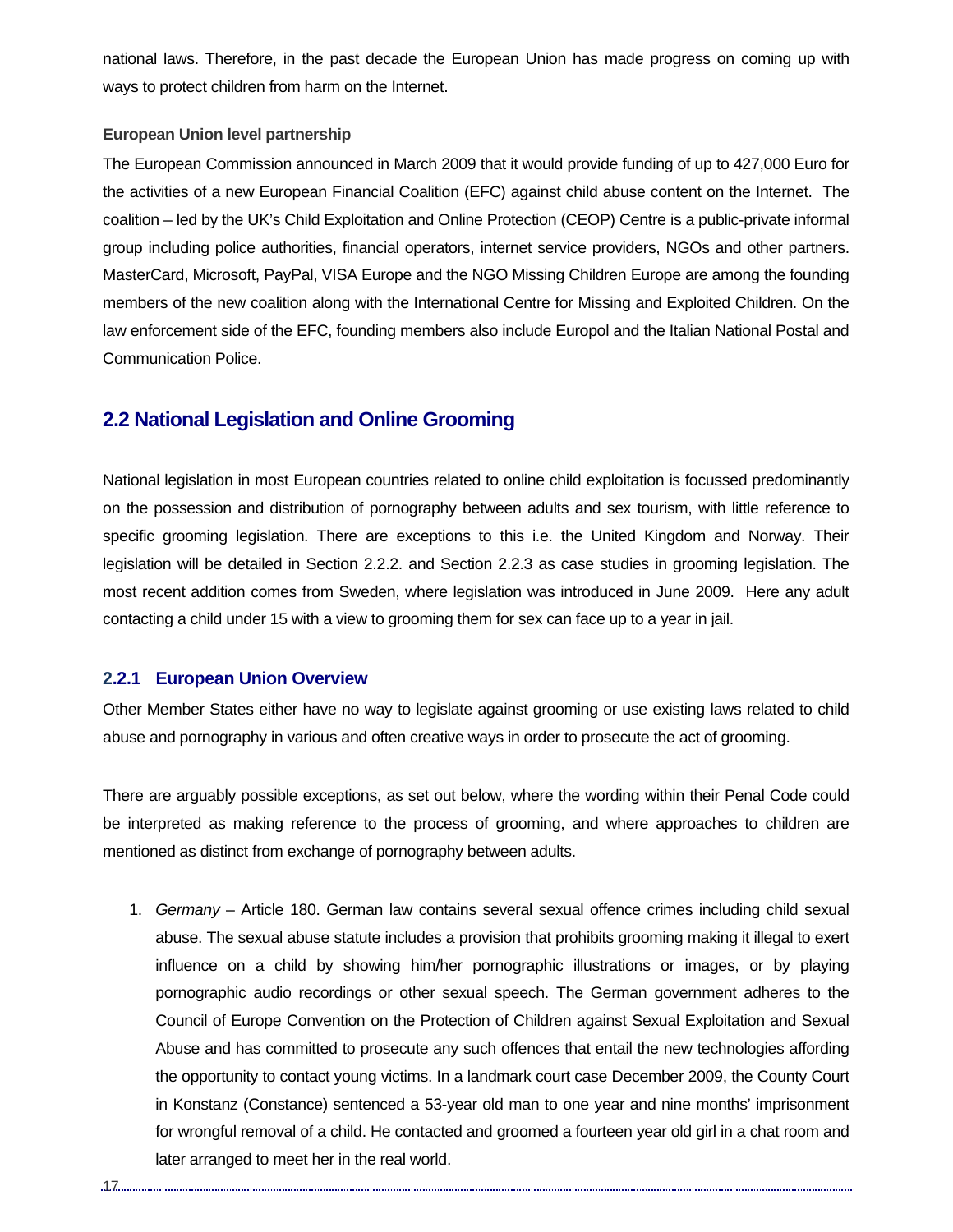national laws. Therefore, in the past decade the European Union has made progress on coming up with ways to protect children from harm on the Internet.

**European Union level partnership**

The European Commission announced in March 2009 that it would provide funding of up to 427,000 Euro for the activities of a new European Financial Coalition (EFC) against child abuse content on the Internet. The coalition – led by the UK's Child Exploitation and Online Protection (CEOP) Centre is a public-private informal group including police authorities, financial operators, internet service providers, NGOs and other partners. MasterCard, Microsoft, PayPal, VISA Europe and the NGO Missing Children Europe are among the founding members of the new coalition along with the International Centre for Missing and Exploited Children. On the law enforcement side of the EFC, founding members also include Europol and the Italian National Postal and Communication Police.

## 2.2 National Legislation and Online Grooming

National legislation in most European countries related to online child exploitation is focussed predominantly on the possession and distribution of pornography between adults and sex tourism, with little reference to specific grooming legislation. There are exceptions to this i.e. the United Kingdom and Norway. Their legislation will be detailed in Section 2.2.2. and Section 2.2.3 as case studies in grooming legislation. The most recent addition comes from Sweden, where legislation was introduced in June 2009. Here any adult contacting a child under 15 with a view to grooming them for sex can face up to a year in jail.

### 2.2.1 European Union Overview

Other Member States either have no way to legislate against grooming or use existing laws related to child abuse and pornography in various and often creative ways in order to prosecute the act of grooming.

There are arguably possible exceptions, as set out below, where the wording within their Penal Code could be interpreted as making reference to the process of grooming, and where approaches to children are mentioned as distinct from exchange of pornography between adults.

1. *Germany* – Article 180. German law contains several sexual offence crimes including child sexual abuse. The sexual abuse statute includes a provision that prohibits grooming making it illegal to exert influence on a child by showing him/her pornographic illustrations or images, or by playing pornographic audio recordings or other sexual speech. The German government adheres to the Council of Europe Convention on the Protection of Children against Sexual Exploitation and Sexual Abuse and has committed to prosecute any such offences that entail the new technologies affording the opportunity to contact young victims. In a landmark court case December 2009, the County Court in Konstanz (Constance) sentenced a 53-year old man to one year and nine months' imprisonment for wrongful removal of a child. He contacted and groomed a fourteen year old girl in a chat room and later arranged to meet her in the real world.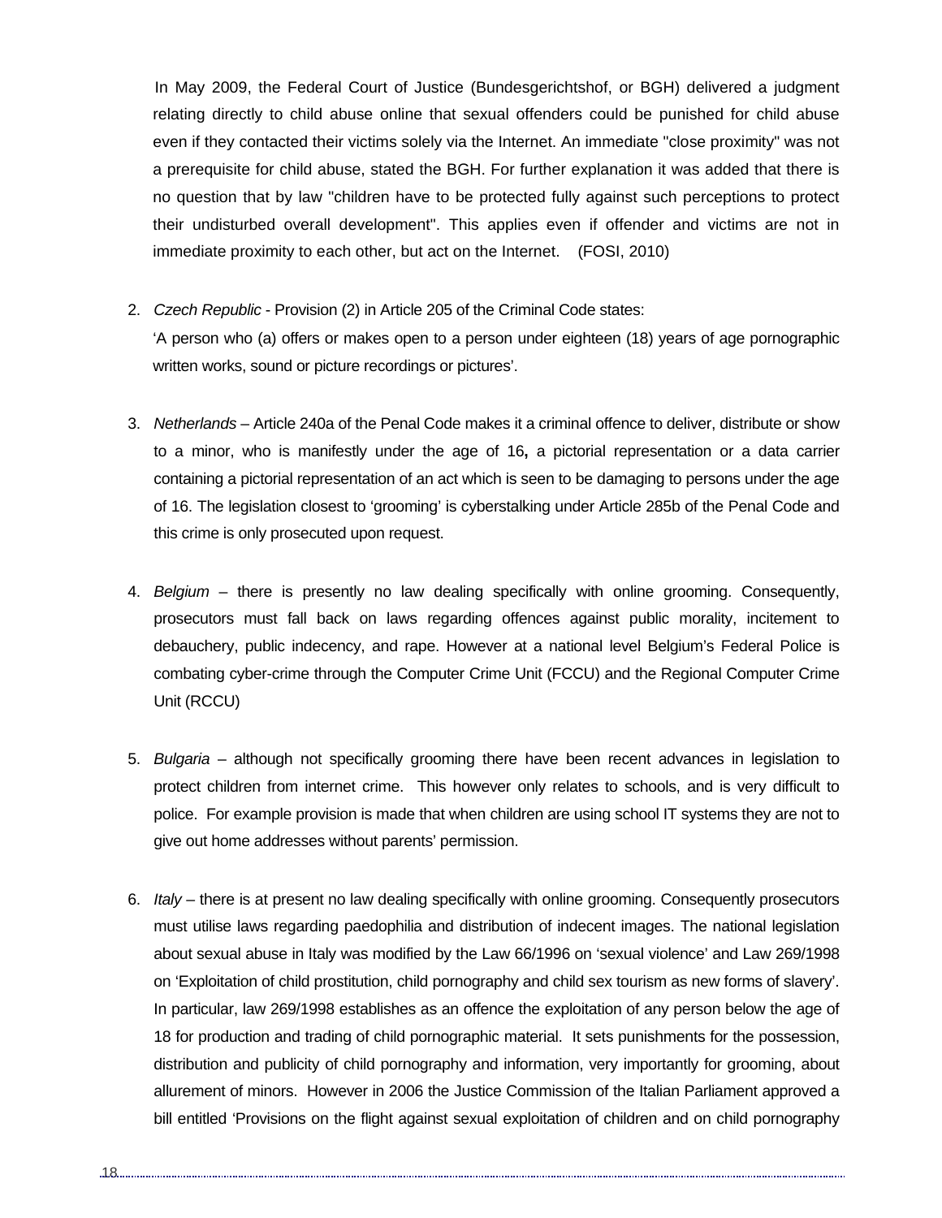In May 2009, the Federal Court of Justice (Bundesgerichtshof, or BGH) delivered a judgment relating directly to child abuse online that sexual offenders could be punished for child abuse even if they contacted their victims solely via the Internet. An immediate "close proximity" was not a prerequisite for child abuse, stated the BGH. For further explanation it was added that there is no question that by law "children have to be protected fully against such perceptions to protect their undisturbed overall development". This applies even if offender and victims are not in immediate proximity to each other, but act on the Internet. (FOSI, 2010)

2. *Czech Republic* - Provision (2) in Article 205 of the Criminal Code states:
   'A person who (a) offers or makes open to a person under eighteen (18) years of age pornographic written works, sound or picture recordings or pictures'.

3. *Netherlands* – Article 240a of the Penal Code makes it a criminal offence to deliver, distribute or show to a minor, who is manifestly under the age of 16**,** a pictorial representation or a data carrier containing a pictorial representation of an act which is seen to be damaging to persons under the age of 16. The legislation closest to 'grooming' is cyberstalking under Article 285b of the Penal Code and this crime is only prosecuted upon request.

4. *Belgium* – there is presently no law dealing specifically with online grooming. Consequently, prosecutors must fall back on laws regarding offences against public morality, incitement to debauchery, public indecency, and rape. However at a national level Belgium's Federal Police is combating cyber-crime through the Computer Crime Unit (FCCU) and the Regional Computer Crime Unit (RCCU)

5. *Bulgaria* – although not specifically grooming there have been recent advances in legislation to protect children from internet crime. This however only relates to schools, and is very difficult to police. For example provision is made that when children are using school IT systems they are not to give out home addresses without parents' permission.

6. *Italy* – there is at present no law dealing specifically with online grooming. Consequently prosecutors must utilise laws regarding paedophilia and distribution of indecent images. The national legislation about sexual abuse in Italy was modified by the Law 66/1996 on 'sexual violence' and Law 269/1998 on 'Exploitation of child prostitution, child pornography and child sex tourism as new forms of slavery'. In particular, law 269/1998 establishes as an offence the exploitation of any person below the age of 18 for production and trading of child pornographic material. It sets punishments for the possession, distribution and publicity of child pornography and information, very importantly for grooming, about allurement of minors. However in 2006 the Justice Commission of the Italian Parliament approved a bill entitled 'Provisions on the flight against sexual exploitation of children and on child pornography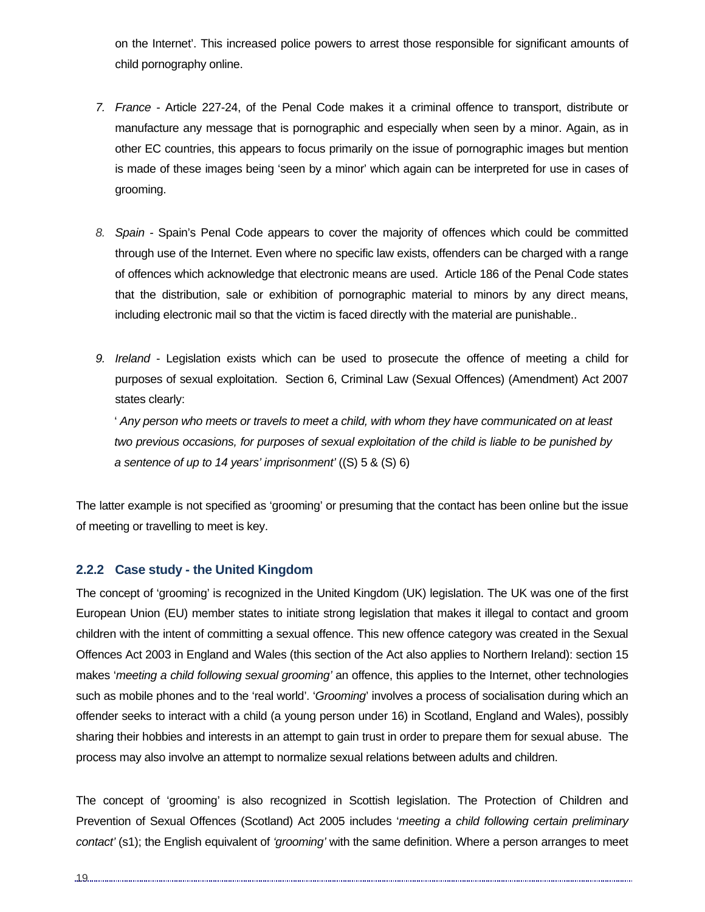on the Internet'. This increased police powers to arrest those responsible for significant amounts of child pornography online.

7. *France* - Article 227-24, of the Penal Code makes it a criminal offence to transport, distribute or manufacture any message that is pornographic and especially when seen by a minor. Again, as in other EC countries, this appears to focus primarily on the issue of pornographic images but mention is made of these images being 'seen by a minor' which again can be interpreted for use in cases of grooming.

8. *Spain* - Spain's Penal Code appears to cover the majority of offences which could be committed through use of the Internet. Even where no specific law exists, offenders can be charged with a range of offences which acknowledge that electronic means are used. Article 186 of the Penal Code states that the distribution, sale or exhibition of pornographic material to minors by any direct means, including electronic mail so that the victim is faced directly with the material are punishable..

9. *Ireland* - Legislation exists which can be used to prosecute the offence of meeting a child for purposes of sexual exploitation. Section 6, Criminal Law (Sexual Offences) (Amendment) Act 2007 states clearly:

   ' *Any person who meets or travels to meet a child, with whom they have communicated on at least two previous occasions, for purposes of sexual exploitation of the child is liable to be punished by a sentence of up to 14 years' imprisonment'* ((S) 5 & (S) 6)

The latter example is not specified as 'grooming' or presuming that the contact has been online but the issue of meeting or travelling to meet is key.

### 2.2.2 Case study - the United Kingdom

The concept of 'grooming' is recognized in the United Kingdom (UK) legislation. The UK was one of the first European Union (EU) member states to initiate strong legislation that makes it illegal to contact and groom children with the intent of committing a sexual offence. This new offence category was created in the Sexual Offences Act 2003 in England and Wales (this section of the Act also applies to Northern Ireland): section 15 makes '*meeting a child following sexual grooming'* an offence, this applies to the Internet, other technologies such as mobile phones and to the 'real world'. '*Grooming*' involves a process of socialisation during which an offender seeks to interact with a child (a young person under 16) in Scotland, England and Wales), possibly sharing their hobbies and interests in an attempt to gain trust in order to prepare them for sexual abuse. The process may also involve an attempt to normalize sexual relations between adults and children.

The concept of 'grooming' is also recognized in Scottish legislation. The Protection of Children and Prevention of Sexual Offences (Scotland) Act 2005 includes '*meeting a child following certain preliminary contact'* (s1); the English equivalent of *'grooming'* with the same definition. Where a person arranges to meet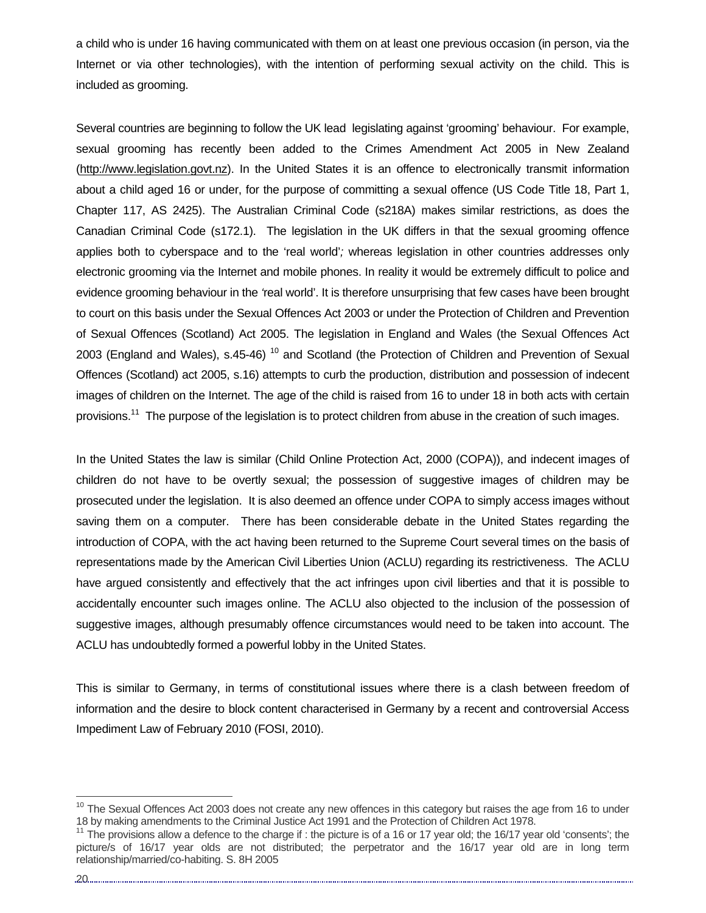a child who is under 16 having communicated with them on at least one previous occasion (in person, via the Internet or via other technologies), with the intention of performing sexual activity on the child. This is included as grooming.

Several countries are beginning to follow the UK lead legislating against 'grooming' behaviour. For example, sexual grooming has recently been added to the Crimes Amendment Act 2005 in New Zealand (http://www.legislation.govt.nz). In the United States it is an offence to electronically transmit information about a child aged 16 or under, for the purpose of committing a sexual offence (US Code Title 18, Part 1, Chapter 117, AS 2425). The Australian Criminal Code (s218A) makes similar restrictions, as does the Canadian Criminal Code (s172.1). The legislation in the UK differs in that the sexual grooming offence applies both to cyberspace and to the 'real world'*;* whereas legislation in other countries addresses only electronic grooming via the Internet and mobile phones. In reality it would be extremely difficult to police and evidence grooming behaviour in the 'real world'. It is therefore unsurprising that few cases have been brought to court on this basis under the Sexual Offences Act 2003 or under the Protection of Children and Prevention of Sexual Offences (Scotland) Act 2005. The legislation in England and Wales (the Sexual Offences Act 2003 (England and Wales), s.45-46) [10] and Scotland (the Protection of Children and Prevention of Sexual Offences (Scotland) act 2005, s.16) attempts to curb the production, distribution and possession of indecent images of children on the Internet. The age of the child is raised from 16 to under 18 in both acts with certain provisions.[11] The purpose of the legislation is to protect children from abuse in the creation of such images.

In the United States the law is similar (Child Online Protection Act, 2000 (COPA)), and indecent images of children do not have to be overtly sexual; the possession of suggestive images of children may be prosecuted under the legislation. It is also deemed an offence under COPA to simply access images without saving them on a computer. There has been considerable debate in the United States regarding the introduction of COPA, with the act having been returned to the Supreme Court several times on the basis of representations made by the American Civil Liberties Union (ACLU) regarding its restrictiveness. The ACLU have argued consistently and effectively that the act infringes upon civil liberties and that it is possible to accidentally encounter such images online. The ACLU also objected to the inclusion of the possession of suggestive images, although presumably offence circumstances would need to be taken into account. The ACLU has undoubtedly formed a powerful lobby in the United States.

This is similar to Germany, in terms of constitutional issues where there is a clash between freedom of information and the desire to block content characterised in Germany by a recent and controversial Access Impediment Law of February 2010 (FOSI, 2010).

---

[10] The Sexual Offences Act 2003 does not create any new offences in this category but raises the age from 16 to under 18 by making amendments to the Criminal Justice Act 1991 and the Protection of Children Act 1978.

[11] The provisions allow a defence to the charge if : the picture is of a 16 or 17 year old; the 16/17 year old 'consents'; the picture/s of 16/17 year olds are not distributed; the perpetrator and the 16/17 year old are in long term relationship/married/co-habiting. S. 8H 2005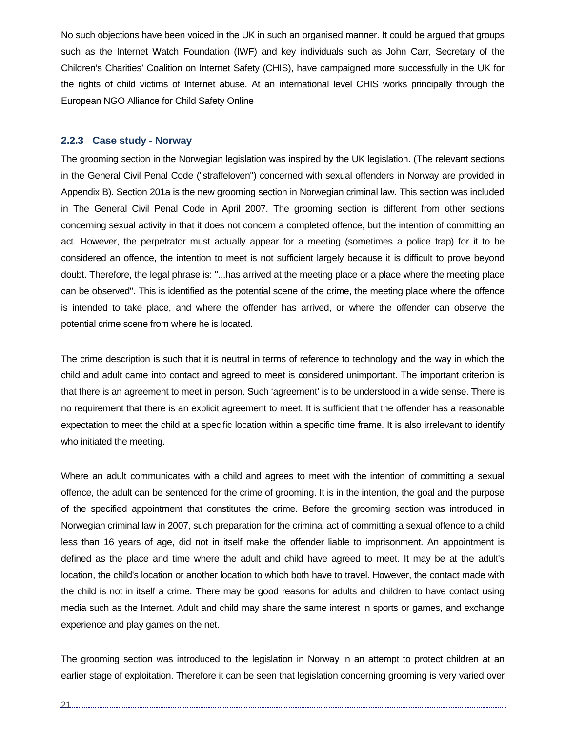No such objections have been voiced in the UK in such an organised manner. It could be argued that groups such as the Internet Watch Foundation (IWF) and key individuals such as John Carr, Secretary of the Children's Charities' Coalition on Internet Safety (CHIS), have campaigned more successfully in the UK for the rights of child victims of Internet abuse. At an international level CHIS works principally through the European NGO Alliance for Child Safety Online

### 2.2.3 Case study - Norway

The grooming section in the Norwegian legislation was inspired by the UK legislation. (The relevant sections in the General Civil Penal Code ("straffeloven") concerned with sexual offenders in Norway are provided in Appendix B). Section 201a is the new grooming section in Norwegian criminal law. This section was included in The General Civil Penal Code in April 2007. The grooming section is different from other sections concerning sexual activity in that it does not concern a completed offence, but the intention of committing an act. However, the perpetrator must actually appear for a meeting (sometimes a police trap) for it to be considered an offence, the intention to meet is not sufficient largely because it is difficult to prove beyond doubt. Therefore, the legal phrase is: "...has arrived at the meeting place or a place where the meeting place can be observed". This is identified as the potential scene of the crime, the meeting place where the offence is intended to take place, and where the offender has arrived, or where the offender can observe the potential crime scene from where he is located.

The crime description is such that it is neutral in terms of reference to technology and the way in which the child and adult came into contact and agreed to meet is considered unimportant. The important criterion is that there is an agreement to meet in person. Such 'agreement' is to be understood in a wide sense. There is no requirement that there is an explicit agreement to meet. It is sufficient that the offender has a reasonable expectation to meet the child at a specific location within a specific time frame. It is also irrelevant to identify who initiated the meeting.

Where an adult communicates with a child and agrees to meet with the intention of committing a sexual offence, the adult can be sentenced for the crime of grooming. It is in the intention, the goal and the purpose of the specified appointment that constitutes the crime. Before the grooming section was introduced in Norwegian criminal law in 2007, such preparation for the criminal act of committing a sexual offence to a child less than 16 years of age, did not in itself make the offender liable to imprisonment. An appointment is defined as the place and time where the adult and child have agreed to meet. It may be at the adult's location, the child's location or another location to which both have to travel. However, the contact made with the child is not in itself a crime. There may be good reasons for adults and children to have contact using media such as the Internet. Adult and child may share the same interest in sports or games, and exchange experience and play games on the net.

The grooming section was introduced to the legislation in Norway in an attempt to protect children at an earlier stage of exploitation. Therefore it can be seen that legislation concerning grooming is very varied over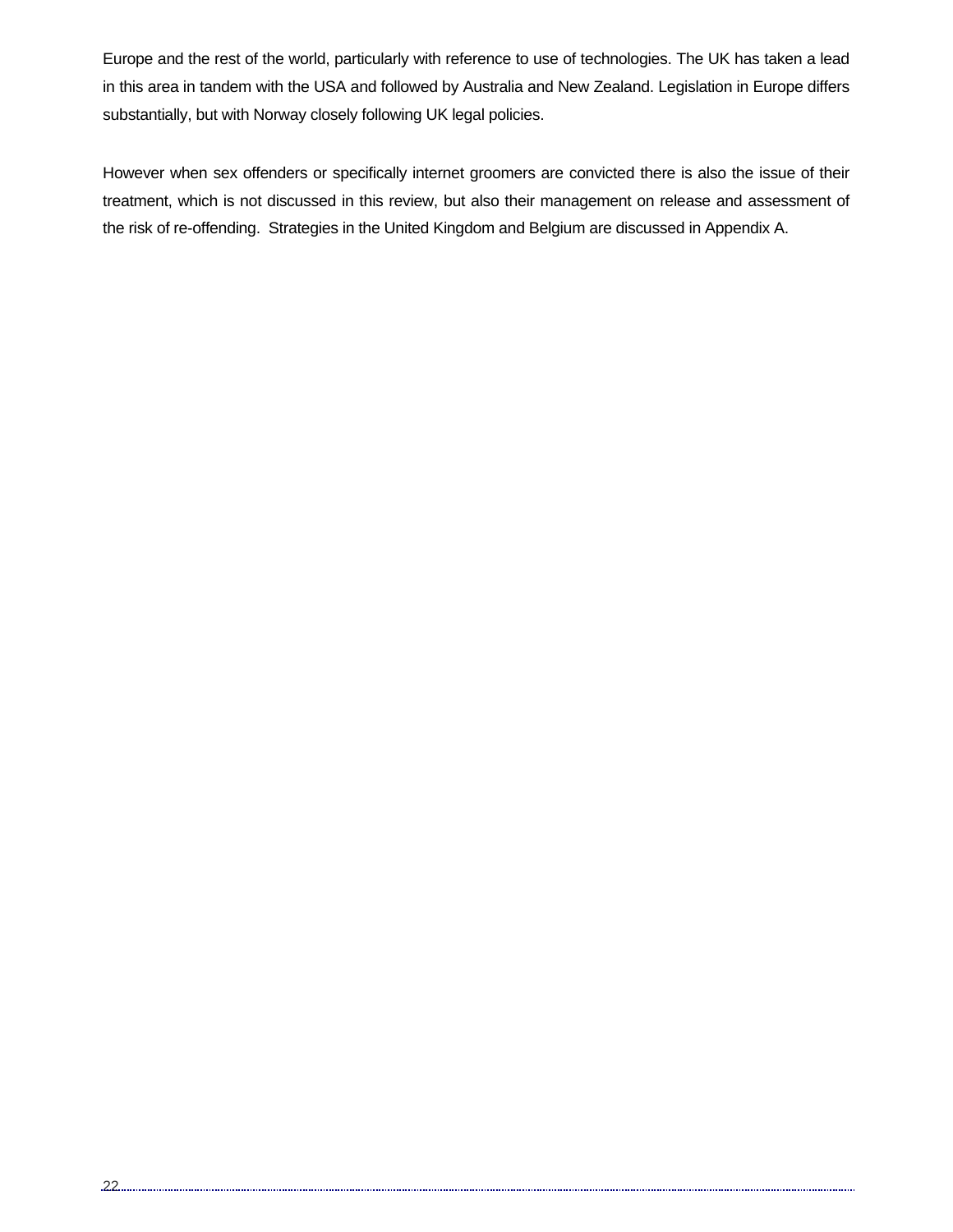Europe and the rest of the world, particularly with reference to use of technologies. The UK has taken a lead in this area in tandem with the USA and followed by Australia and New Zealand. Legislation in Europe differs substantially, but with Norway closely following UK legal policies.

However when sex offenders or specifically internet groomers are convicted there is also the issue of their treatment, which is not discussed in this review, but also their management on release and assessment of the risk of re-offending.  Strategies in the United Kingdom and Belgium are discussed in Appendix A.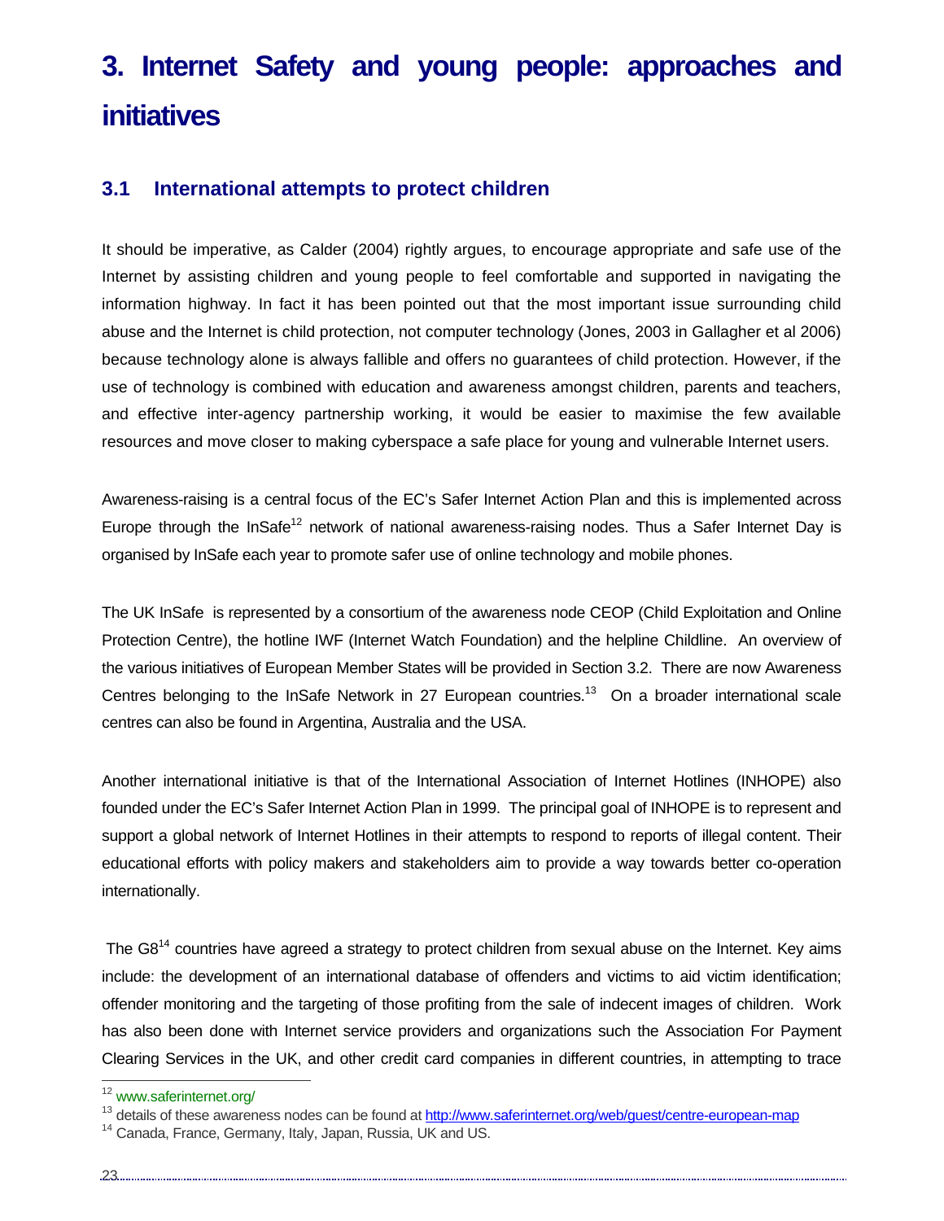# 3. Internet Safety and young people: approaches and initiatives

## 3.1 International attempts to protect children

It should be imperative, as Calder (2004) rightly argues, to encourage appropriate and safe use of the Internet by assisting children and young people to feel comfortable and supported in navigating the information highway. In fact it has been pointed out that the most important issue surrounding child abuse and the Internet is child protection, not computer technology (Jones, 2003 in Gallagher et al 2006) because technology alone is always fallible and offers no guarantees of child protection. However, if the use of technology is combined with education and awareness amongst children, parents and teachers, and effective inter-agency partnership working, it would be easier to maximise the few available resources and move closer to making cyberspace a safe place for young and vulnerable Internet users.

Awareness-raising is a central focus of the EC's Safer Internet Action Plan and this is implemented across Europe through the InSafe[12] network of national awareness-raising nodes. Thus a Safer Internet Day is organised by InSafe each year to promote safer use of online technology and mobile phones.

The UK InSafe is represented by a consortium of the awareness node CEOP (Child Exploitation and Online Protection Centre), the hotline IWF (Internet Watch Foundation) and the helpline Childline. An overview of the various initiatives of European Member States will be provided in Section 3.2. There are now Awareness Centres belonging to the InSafe Network in 27 European countries.[13] On a broader international scale centres can also be found in Argentina, Australia and the USA.

Another international initiative is that of the International Association of Internet Hotlines (INHOPE) also founded under the EC's Safer Internet Action Plan in 1999. The principal goal of INHOPE is to represent and support a global network of Internet Hotlines in their attempts to respond to reports of illegal content. Their educational efforts with policy makers and stakeholders aim to provide a way towards better co-operation internationally.

The G8[14] countries have agreed a strategy to protect children from sexual abuse on the Internet. Key aims include: the development of an international database of offenders and victims to aid victim identification; offender monitoring and the targeting of those profiting from the sale of indecent images of children. Work has also been done with Internet service providers and organizations such the Association For Payment Clearing Services in the UK, and other credit card companies in different countries, in attempting to trace

---

[12] www.saferinternet.org/

[13] details of these awareness nodes can be found at http://www.saferinternet.org/web/guest/centre-european-map

[14] Canada, France, Germany, Italy, Japan, Russia, UK and US.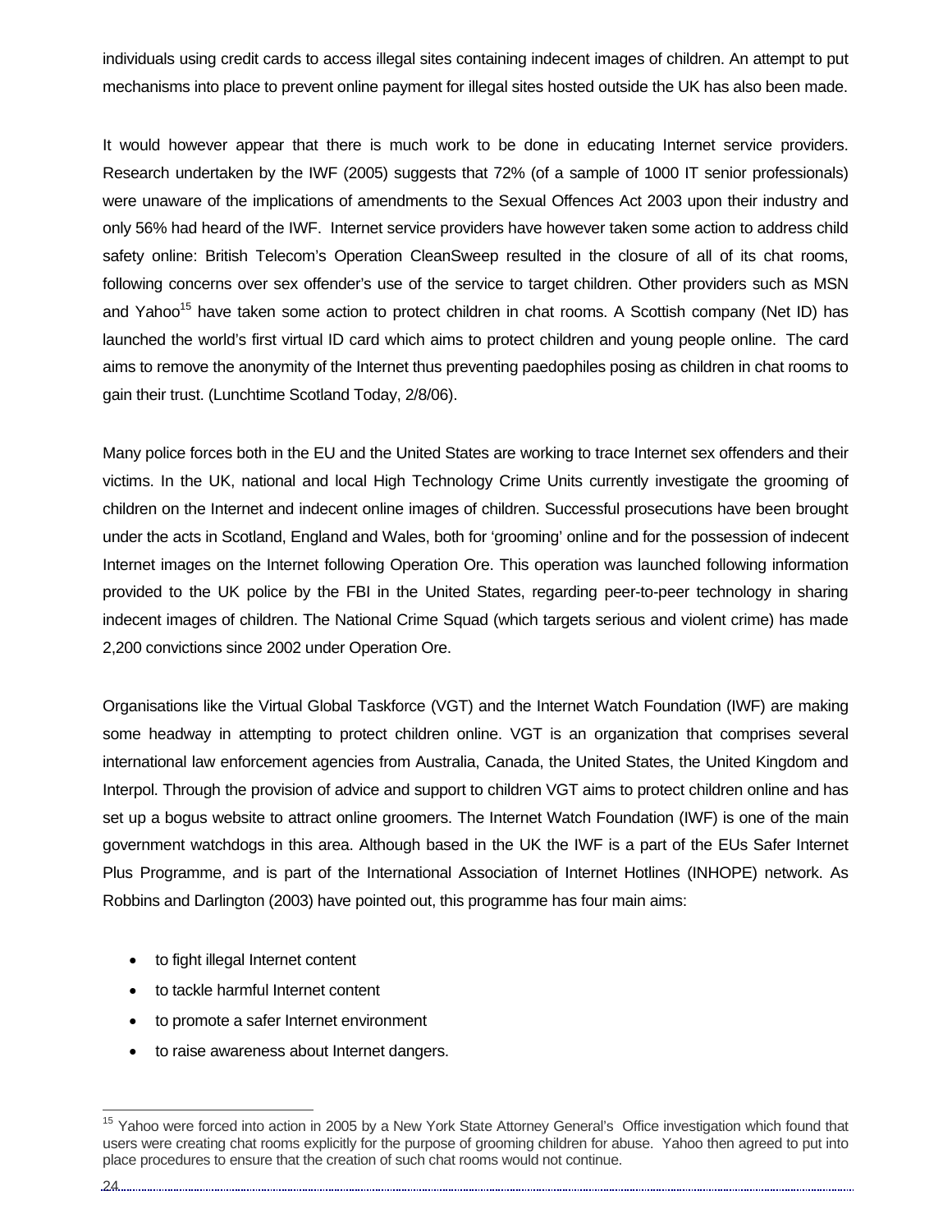individuals using credit cards to access illegal sites containing indecent images of children. An attempt to put mechanisms into place to prevent online payment for illegal sites hosted outside the UK has also been made.

It would however appear that there is much work to be done in educating Internet service providers. Research undertaken by the IWF (2005) suggests that 72% (of a sample of 1000 IT senior professionals) were unaware of the implications of amendments to the Sexual Offences Act 2003 upon their industry and only 56% had heard of the IWF. Internet service providers have however taken some action to address child safety online: British Telecom's Operation CleanSweep resulted in the closure of all of its chat rooms, following concerns over sex offender's use of the service to target children. Other providers such as MSN and Yahoo[15] have taken some action to protect children in chat rooms. A Scottish company (Net ID) has launched the world's first virtual ID card which aims to protect children and young people online. The card aims to remove the anonymity of the Internet thus preventing paedophiles posing as children in chat rooms to gain their trust. (Lunchtime Scotland Today, 2/8/06).

Many police forces both in the EU and the United States are working to trace Internet sex offenders and their victims. In the UK, national and local High Technology Crime Units currently investigate the grooming of children on the Internet and indecent online images of children. Successful prosecutions have been brought under the acts in Scotland, England and Wales, both for 'grooming' online and for the possession of indecent Internet images on the Internet following Operation Ore. This operation was launched following information provided to the UK police by the FBI in the United States, regarding peer-to-peer technology in sharing indecent images of children. The National Crime Squad (which targets serious and violent crime) has made 2,200 convictions since 2002 under Operation Ore.

Organisations like the Virtual Global Taskforce (VGT) and the Internet Watch Foundation (IWF) are making some headway in attempting to protect children online. VGT is an organization that comprises several international law enforcement agencies from Australia, Canada, the United States, the United Kingdom and Interpol. Through the provision of advice and support to children VGT aims to protect children online and has set up a bogus website to attract online groomers. The Internet Watch Foundation (IWF) is one of the main government watchdogs in this area. Although based in the UK the IWF is a part of the EUs Safer Internet Plus Programme, and is part of the International Association of Internet Hotlines (INHOPE) network. As Robbins and Darlington (2003) have pointed out, this programme has four main aims:

- to fight illegal Internet content
- to tackle harmful Internet content
- to promote a safer Internet environment
- to raise awareness about Internet dangers.

---

[15] Yahoo were forced into action in 2005 by a New York State Attorney General's Office investigation which found that users were creating chat rooms explicitly for the purpose of grooming children for abuse. Yahoo then agreed to put into place procedures to ensure that the creation of such chat rooms would not continue.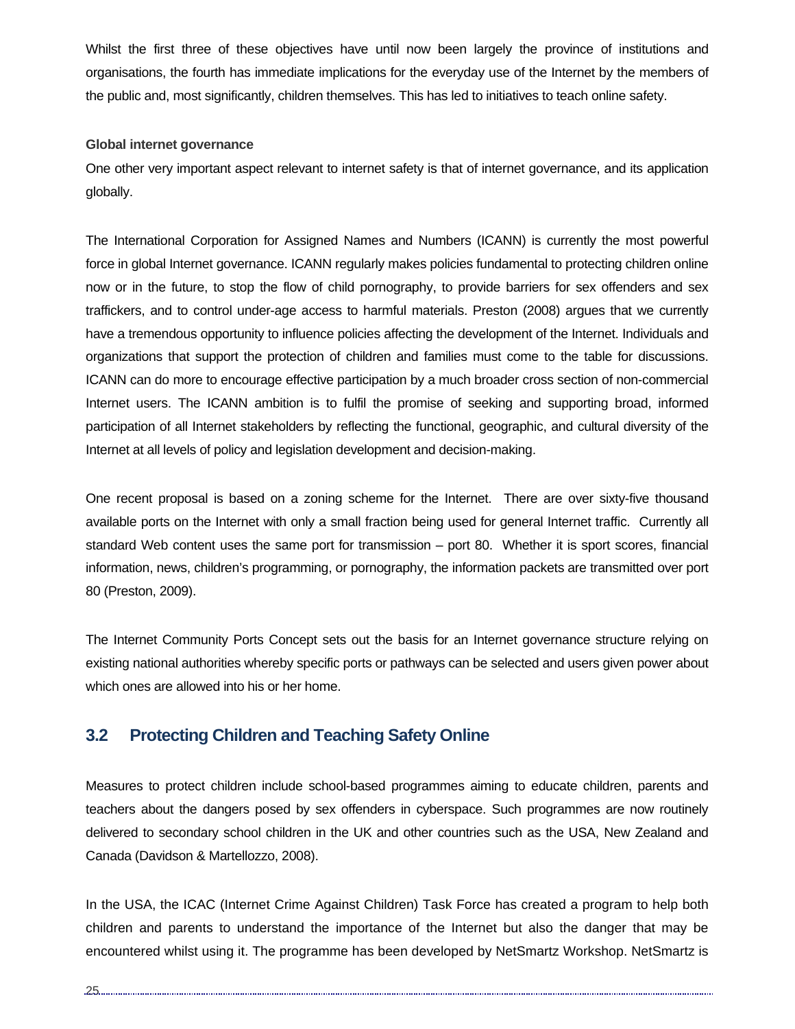Whilst the first three of these objectives have until now been largely the province of institutions and organisations, the fourth has immediate implications for the everyday use of the Internet by the members of the public and, most significantly, children themselves. This has led to initiatives to teach online safety.

**Global internet governance**

One other very important aspect relevant to internet safety is that of internet governance, and its application globally.

The International Corporation for Assigned Names and Numbers (ICANN) is currently the most powerful force in global Internet governance. ICANN regularly makes policies fundamental to protecting children online now or in the future, to stop the flow of child pornography, to provide barriers for sex offenders and sex traffickers, and to control under-age access to harmful materials. Preston (2008) argues that we currently have a tremendous opportunity to influence policies affecting the development of the Internet. Individuals and organizations that support the protection of children and families must come to the table for discussions. ICANN can do more to encourage effective participation by a much broader cross section of non-commercial Internet users. The ICANN ambition is to fulfil the promise of seeking and supporting broad, informed participation of all Internet stakeholders by reflecting the functional, geographic, and cultural diversity of the Internet at all levels of policy and legislation development and decision-making.

One recent proposal is based on a zoning scheme for the Internet. There are over sixty-five thousand available ports on the Internet with only a small fraction being used for general Internet traffic. Currently all standard Web content uses the same port for transmission – port 80. Whether it is sport scores, financial information, news, children's programming, or pornography, the information packets are transmitted over port 80 (Preston, 2009).

The Internet Community Ports Concept sets out the basis for an Internet governance structure relying on existing national authorities whereby specific ports or pathways can be selected and users given power about which ones are allowed into his or her home.

## 3.2 Protecting Children and Teaching Safety Online

Measures to protect children include school-based programmes aiming to educate children, parents and teachers about the dangers posed by sex offenders in cyberspace. Such programmes are now routinely delivered to secondary school children in the UK and other countries such as the USA, New Zealand and Canada (Davidson & Martellozzo, 2008).

In the USA, the ICAC (Internet Crime Against Children) Task Force has created a program to help both children and parents to understand the importance of the Internet but also the danger that may be encountered whilst using it. The programme has been developed by NetSmartz Workshop. NetSmartz is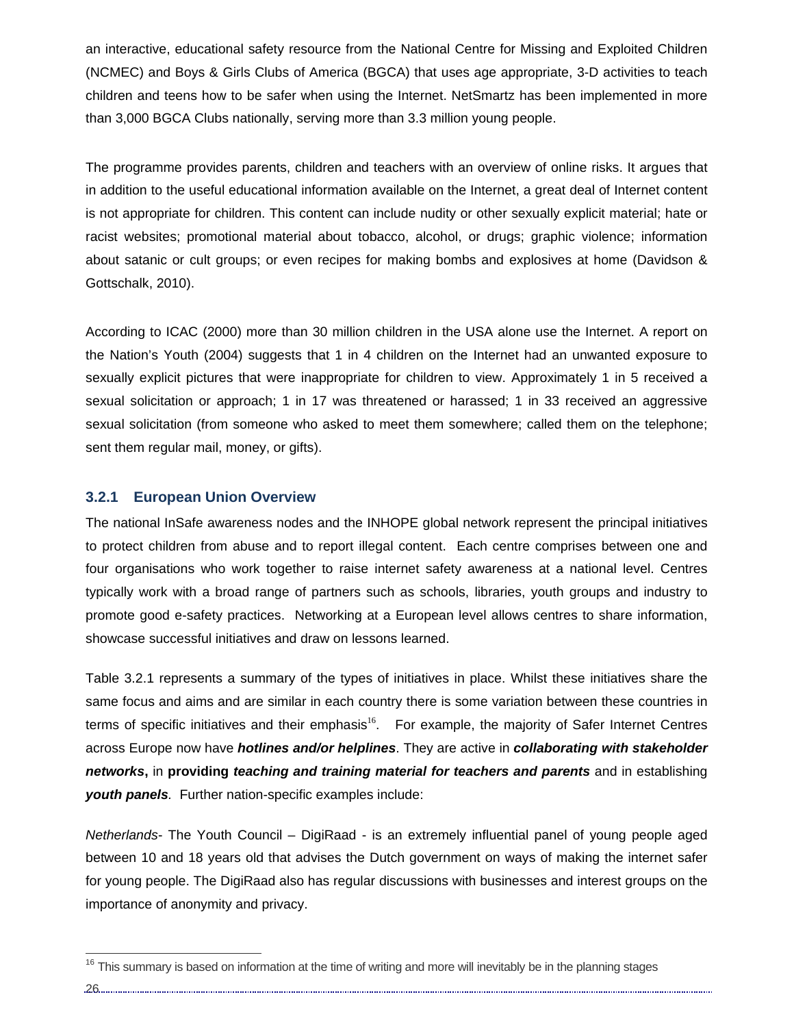an interactive, educational safety resource from the National Centre for Missing and Exploited Children (NCMEC) and Boys & Girls Clubs of America (BGCA) that uses age appropriate, 3-D activities to teach children and teens how to be safer when using the Internet. NetSmartz has been implemented in more than 3,000 BGCA Clubs nationally, serving more than 3.3 million young people.

The programme provides parents, children and teachers with an overview of online risks. It argues that in addition to the useful educational information available on the Internet, a great deal of Internet content is not appropriate for children. This content can include nudity or other sexually explicit material; hate or racist websites; promotional material about tobacco, alcohol, or drugs; graphic violence; information about satanic or cult groups; or even recipes for making bombs and explosives at home (Davidson & Gottschalk, 2010).

According to ICAC (2000) more than 30 million children in the USA alone use the Internet. A report on the Nation's Youth (2004) suggests that 1 in 4 children on the Internet had an unwanted exposure to sexually explicit pictures that were inappropriate for children to view. Approximately 1 in 5 received a sexual solicitation or approach; 1 in 17 was threatened or harassed; 1 in 33 received an aggressive sexual solicitation (from someone who asked to meet them somewhere; called them on the telephone; sent them regular mail, money, or gifts).

### 3.2.1 European Union Overview

The national InSafe awareness nodes and the INHOPE global network represent the principal initiatives to protect children from abuse and to report illegal content. Each centre comprises between one and four organisations who work together to raise internet safety awareness at a national level. Centres typically work with a broad range of partners such as schools, libraries, youth groups and industry to promote good e-safety practices. Networking at a European level allows centres to share information, showcase successful initiatives and draw on lessons learned.

Table 3.2.1 represents a summary of the types of initiatives in place. Whilst these initiatives share the same focus and aims and are similar in each country there is some variation between these countries in terms of specific initiatives and their emphasis[16]. For example, the majority of Safer Internet Centres across Europe now have ***hotlines and/or helplines***. They are active in ***collaborating with stakeholder networks***, in **providing *teaching and training material for teachers and parents*** and in establishing ***youth panels***. Further nation-specific examples include:

*Netherlands*- The Youth Council – DigiRaad - is an extremely influential panel of young people aged between 10 and 18 years old that advises the Dutch government on ways of making the internet safer for young people. The DigiRaad also has regular discussions with businesses and interest groups on the importance of anonymity and privacy.

[16] This summary is based on information at the time of writing and more will inevitably be in the planning stages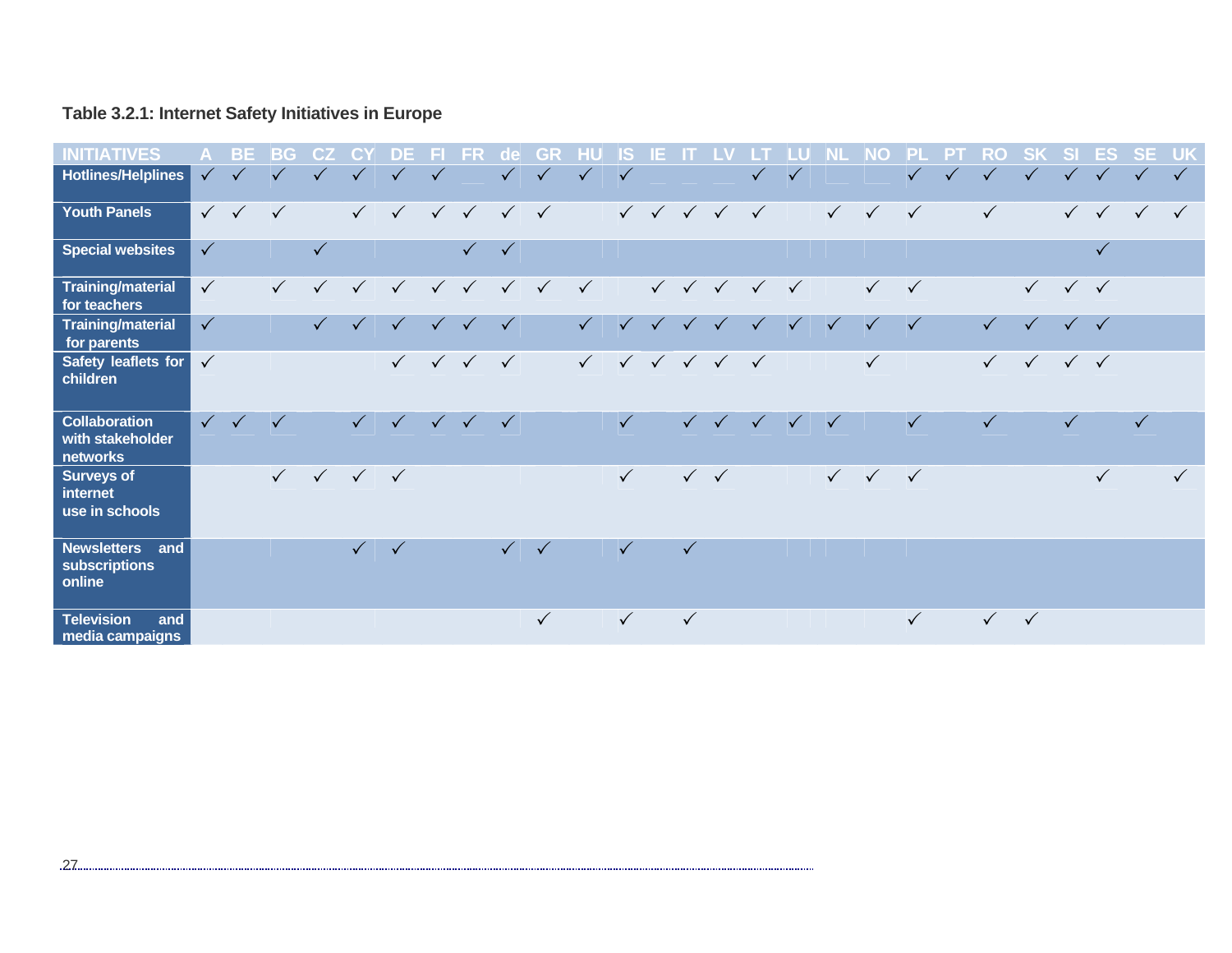**Table 3.2.1: Internet Safety Initiatives in Europe**

| INITIATIVES | A | BE | BG | CZ | CY | DE | FI | FR | de | GR | HU | IS | IE | IT | LV | LT | LU | NL | NO | PL | PT | RO | SK | SI | ES | SE | UK |
|---|---|---|---|---|---|---|---|---|---|---|---|---|---|---|---|---|---|---|---|---|---|---|---|---|---|---|---|
| Hotlines/Helplines | ✓ | ✓ | ✓ | ✓ | ✓ | ✓ | ✓ | | ✓ | ✓ | ✓ | ✓ | | | | ✓ | ✓ | | | ✓ | ✓ | ✓ | ✓ | ✓ | ✓ | ✓ | ✓ |
| Youth Panels | ✓ | ✓ | ✓ | | ✓ | ✓ | ✓ | ✓ | ✓ | ✓ | | ✓ | ✓ | ✓ | ✓ | ✓ | | ✓ | ✓ | ✓ | | ✓ | | ✓ | ✓ | ✓ | ✓ |
| Special websites | ✓ | | | ✓ | | | | ✓ | ✓ | | | | | | | | | | | | | | | | ✓ | | |
| Training/material for teachers | ✓ | | ✓ | ✓ | ✓ | ✓ | ✓ | ✓ | ✓ | ✓ | ✓ | | ✓ | ✓ | ✓ | ✓ | ✓ | | ✓ | ✓ | | | ✓ | ✓ | ✓ | | |
| Training/material for parents | ✓ | | | ✓ | ✓ | ✓ | ✓ | ✓ | ✓ | | ✓ | ✓ | ✓ | ✓ | ✓ | ✓ | ✓ | ✓ | ✓ | ✓ | | ✓ | ✓ | ✓ | ✓ | | |
| Safety leaflets for children | ✓ | | | | | ✓ | ✓ | ✓ | ✓ | | ✓ | ✓ | ✓ | ✓ | ✓ | ✓ | | | ✓ | | | ✓ | ✓ | ✓ | ✓ | | |
| Collaboration with stakeholder networks | ✓ | ✓ | ✓ | | ✓ | ✓ | ✓ | ✓ | ✓ | | | ✓ | | ✓ | ✓ | ✓ | ✓ | ✓ | | ✓ | | ✓ | | ✓ | | ✓ | |
| Surveys of internet use in schools | | | ✓ | ✓ | ✓ | ✓ | | | | | | ✓ | | ✓ | ✓ | | | ✓ | ✓ | ✓ | | | | | ✓ | | ✓ |
| Newsletters and subscriptions online | | | | | ✓ | ✓ | | | ✓ | ✓ | | ✓ | | ✓ | | | | | | | | | | | | | |
| Television and media campaigns | | | | | | | | | | ✓ | | ✓ | | ✓ | | | | | | ✓ | | ✓ | ✓ | | | | |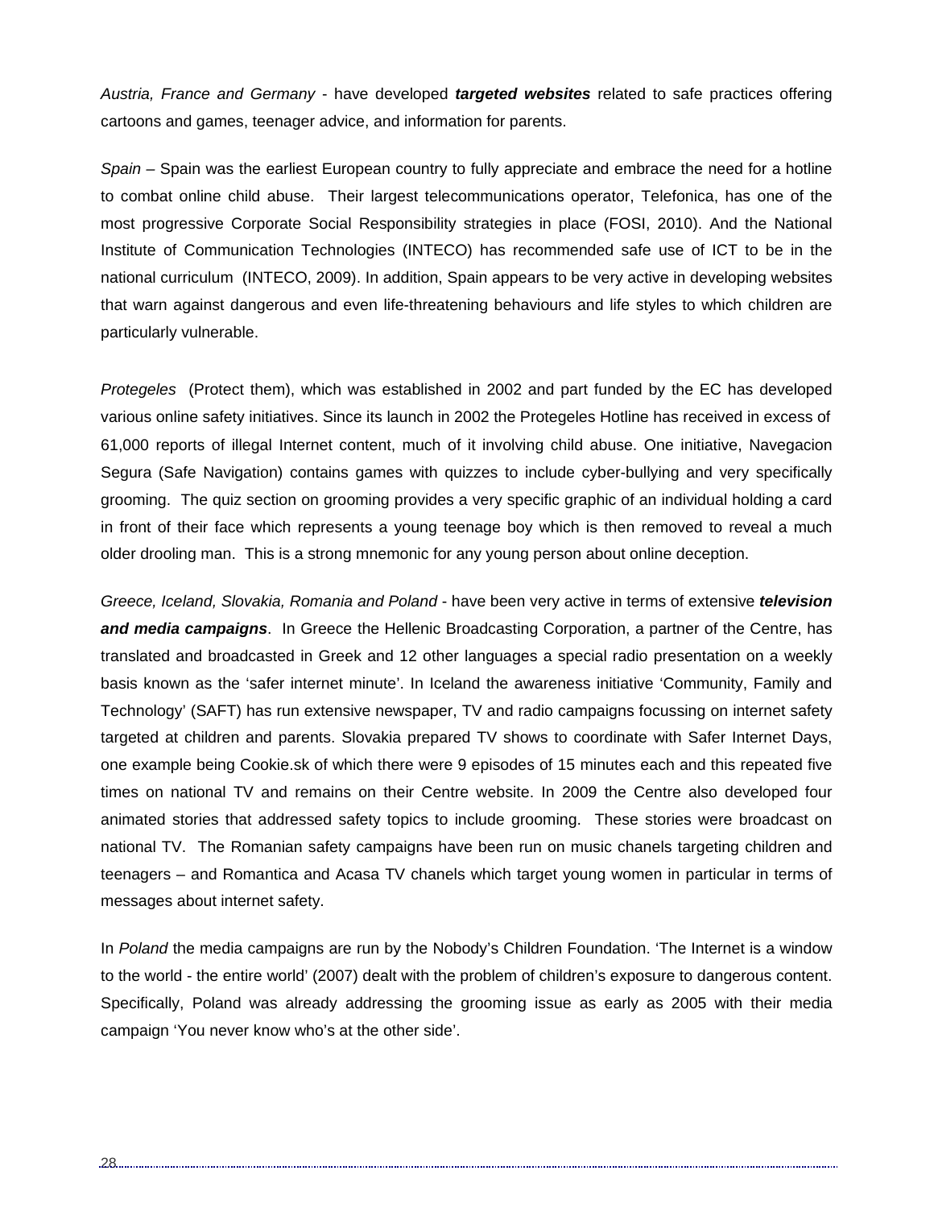*Austria, France and Germany* - have developed ***targeted websites*** related to safe practices offering cartoons and games, teenager advice, and information for parents.

*Spain* – Spain was the earliest European country to fully appreciate and embrace the need for a hotline to combat online child abuse. Their largest telecommunications operator, Telefonica, has one of the most progressive Corporate Social Responsibility strategies in place (FOSI, 2010). And the National Institute of Communication Technologies (INTECO) has recommended safe use of ICT to be in the national curriculum (INTECO, 2009). In addition, Spain appears to be very active in developing websites that warn against dangerous and even life-threatening behaviours and life styles to which children are particularly vulnerable.

*Protegeles* (Protect them), which was established in 2002 and part funded by the EC has developed various online safety initiatives. Since its launch in 2002 the Protegeles Hotline has received in excess of 61,000 reports of illegal Internet content, much of it involving child abuse. One initiative, Navegacion Segura (Safe Navigation) contains games with quizzes to include cyber-bullying and very specifically grooming. The quiz section on grooming provides a very specific graphic of an individual holding a card in front of their face which represents a young teenage boy which is then removed to reveal a much older drooling man. This is a strong mnemonic for any young person about online deception.

*Greece, Iceland, Slovakia, Romania and Poland* - have been very active in terms of extensive ***television and media campaigns***. In Greece the Hellenic Broadcasting Corporation, a partner of the Centre, has translated and broadcasted in Greek and 12 other languages a special radio presentation on a weekly basis known as the 'safer internet minute'. In Iceland the awareness initiative 'Community, Family and Technology' (SAFT) has run extensive newspaper, TV and radio campaigns focussing on internet safety targeted at children and parents. Slovakia prepared TV shows to coordinate with Safer Internet Days, one example being Cookie.sk of which there were 9 episodes of 15 minutes each and this repeated five times on national TV and remains on their Centre website. In 2009 the Centre also developed four animated stories that addressed safety topics to include grooming. These stories were broadcast on national TV. The Romanian safety campaigns have been run on music chanels targeting children and teenagers – and Romantica and Acasa TV chanels which target young women in particular in terms of messages about internet safety.

In *Poland* the media campaigns are run by the Nobody's Children Foundation. 'The Internet is a window to the world - the entire world' (2007) dealt with the problem of children's exposure to dangerous content. Specifically, Poland was already addressing the grooming issue as early as 2005 with their media campaign 'You never know who's at the other side'.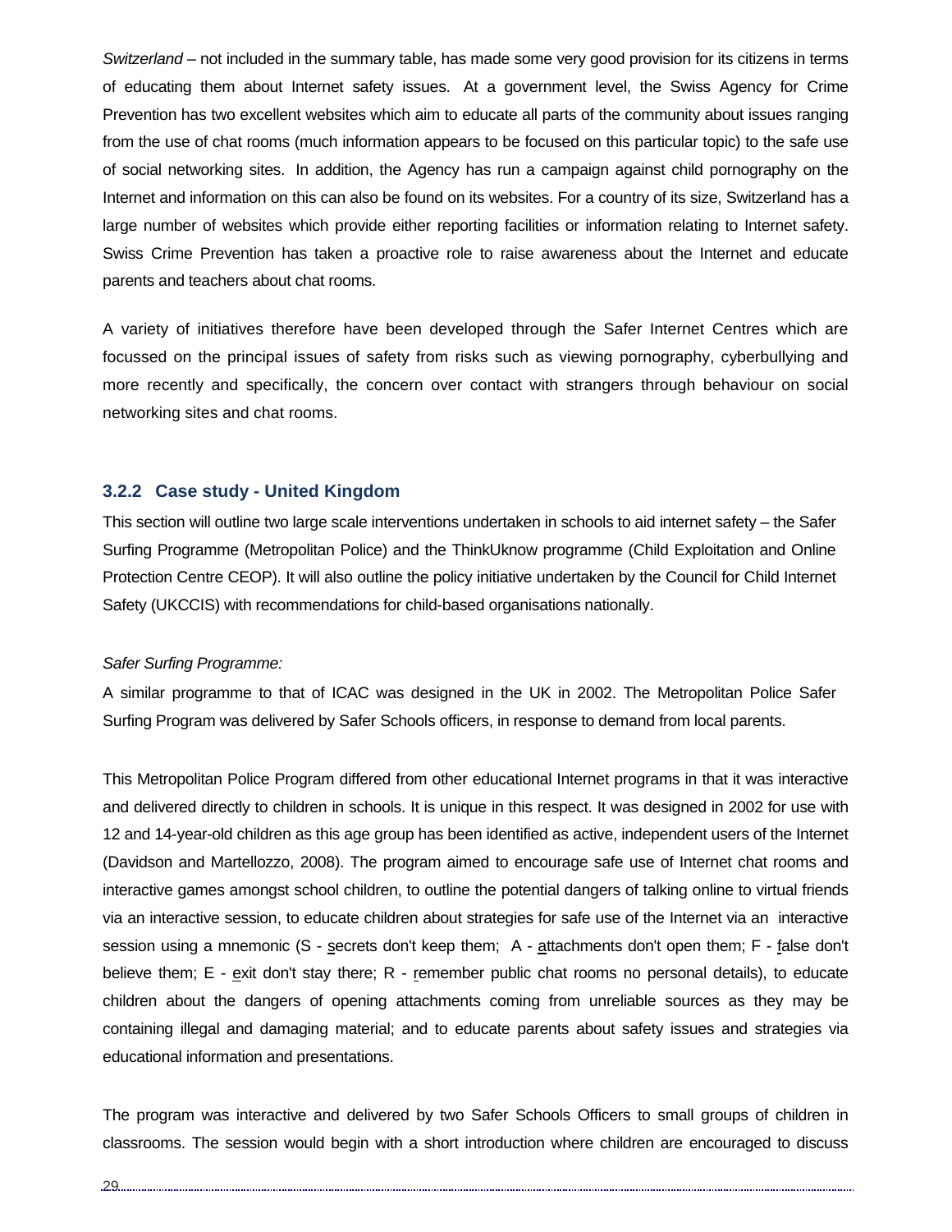*Switzerland* – not included in the summary table, has made some very good provision for its citizens in terms of educating them about Internet safety issues. At a government level, the Swiss Agency for Crime Prevention has two excellent websites which aim to educate all parts of the community about issues ranging from the use of chat rooms (much information appears to be focused on this particular topic) to the safe use of social networking sites. In addition, the Agency has run a campaign against child pornography on the Internet and information on this can also be found on its websites. For a country of its size, Switzerland has a large number of websites which provide either reporting facilities or information relating to Internet safety. Swiss Crime Prevention has taken a proactive role to raise awareness about the Internet and educate parents and teachers about chat rooms.

A variety of initiatives therefore have been developed through the Safer Internet Centres which are focussed on the principal issues of safety from risks such as viewing pornography, cyberbullying and more recently and specifically, the concern over contact with strangers through behaviour on social networking sites and chat rooms.

### 3.2.2 Case study - United Kingdom

This section will outline two large scale interventions undertaken in schools to aid internet safety – the Safer Surfing Programme (Metropolitan Police) and the ThinkUknow programme (Child Exploitation and Online Protection Centre CEOP). It will also outline the policy initiative undertaken by the Council for Child Internet Safety (UKCCIS) with recommendations for child-based organisations nationally.

*Safer Surfing Programme:*

A similar programme to that of ICAC was designed in the UK in 2002. The Metropolitan Police Safer Surfing Program was delivered by Safer Schools officers, in response to demand from local parents.

This Metropolitan Police Program differed from other educational Internet programs in that it was interactive and delivered directly to children in schools. It is unique in this respect. It was designed in 2002 for use with 12 and 14-year-old children as this age group has been identified as active, independent users of the Internet (Davidson and Martellozzo, 2008). The program aimed to encourage safe use of Internet chat rooms and interactive games amongst school children, to outline the potential dangers of talking online to virtual friends via an interactive session, to educate children about strategies for safe use of the Internet via an interactive session using a mnemonic (S - <u>s</u>ecrets don't keep them; A - <u>a</u>ttachments don't open them; F - <u>f</u>alse don't believe them; E - <u>e</u>xit don't stay there; R - <u>r</u>emember public chat rooms no personal details), to educate children about the dangers of opening attachments coming from unreliable sources as they may be containing illegal and damaging material; and to educate parents about safety issues and strategies via educational information and presentations.

The program was interactive and delivered by two Safer Schools Officers to small groups of children in classrooms. The session would begin with a short introduction where children are encouraged to discuss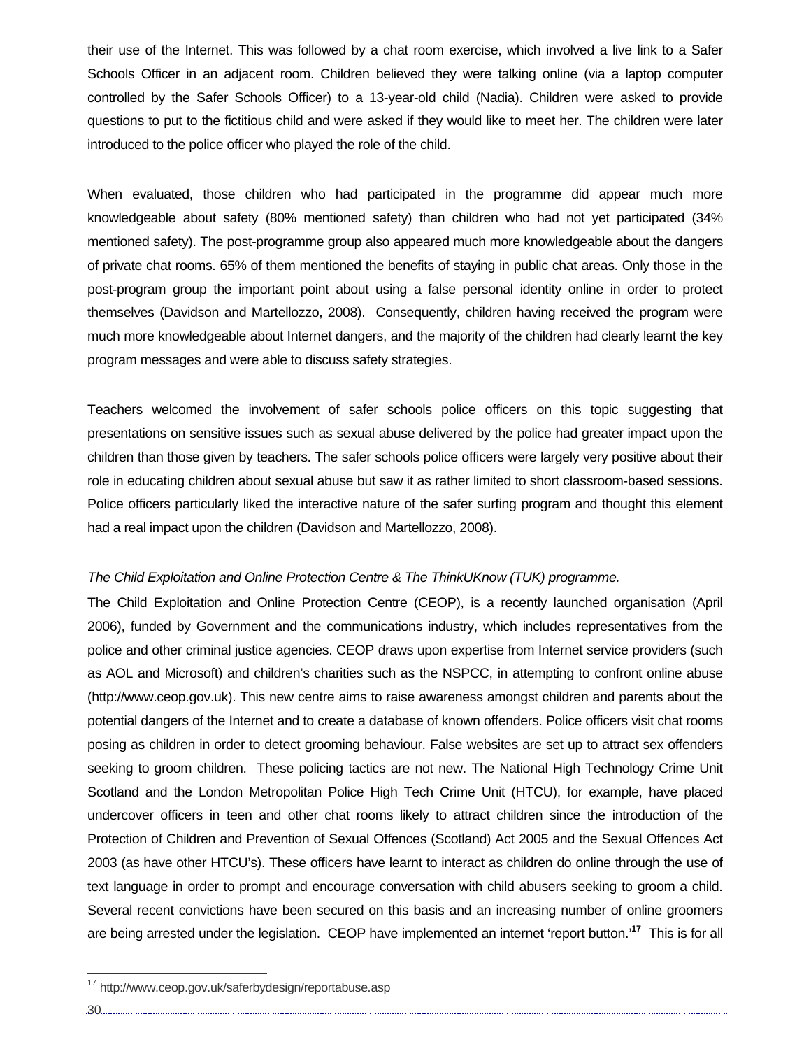their use of the Internet. This was followed by a chat room exercise, which involved a live link to a Safer Schools Officer in an adjacent room. Children believed they were talking online (via a laptop computer controlled by the Safer Schools Officer) to a 13-year-old child (Nadia). Children were asked to provide questions to put to the fictitious child and were asked if they would like to meet her. The children were later introduced to the police officer who played the role of the child.

When evaluated, those children who had participated in the programme did appear much more knowledgeable about safety (80% mentioned safety) than children who had not yet participated (34% mentioned safety). The post-programme group also appeared much more knowledgeable about the dangers of private chat rooms. 65% of them mentioned the benefits of staying in public chat areas. Only those in the post-program group the important point about using a false personal identity online in order to protect themselves (Davidson and Martellozzo, 2008). Consequently, children having received the program were much more knowledgeable about Internet dangers, and the majority of the children had clearly learnt the key program messages and were able to discuss safety strategies.

Teachers welcomed the involvement of safer schools police officers on this topic suggesting that presentations on sensitive issues such as sexual abuse delivered by the police had greater impact upon the children than those given by teachers. The safer schools police officers were largely very positive about their role in educating children about sexual abuse but saw it as rather limited to short classroom-based sessions. Police officers particularly liked the interactive nature of the safer surfing program and thought this element had a real impact upon the children (Davidson and Martellozzo, 2008).

*The Child Exploitation and Online Protection Centre & The ThinkUKnow (TUK) programme.*

The Child Exploitation and Online Protection Centre (CEOP), is a recently launched organisation (April 2006), funded by Government and the communications industry, which includes representatives from the police and other criminal justice agencies. CEOP draws upon expertise from Internet service providers (such as AOL and Microsoft) and children's charities such as the NSPCC, in attempting to confront online abuse (http://www.ceop.gov.uk). This new centre aims to raise awareness amongst children and parents about the potential dangers of the Internet and to create a database of known offenders. Police officers visit chat rooms posing as children in order to detect grooming behaviour. False websites are set up to attract sex offenders seeking to groom children. These policing tactics are not new. The National High Technology Crime Unit Scotland and the London Metropolitan Police High Tech Crime Unit (HTCU), for example, have placed undercover officers in teen and other chat rooms likely to attract children since the introduction of the Protection of Children and Prevention of Sexual Offences (Scotland) Act 2005 and the Sexual Offences Act 2003 (as have other HTCU's). These officers have learnt to interact as children do online through the use of text language in order to prompt and encourage conversation with child abusers seeking to groom a child. Several recent convictions have been secured on this basis and an increasing number of online groomers are being arrested under the legislation. CEOP have implemented an internet 'report button.'[17] This is for all

[17] http://www.ceop.gov.uk/saferbydesign/reportabuse.asp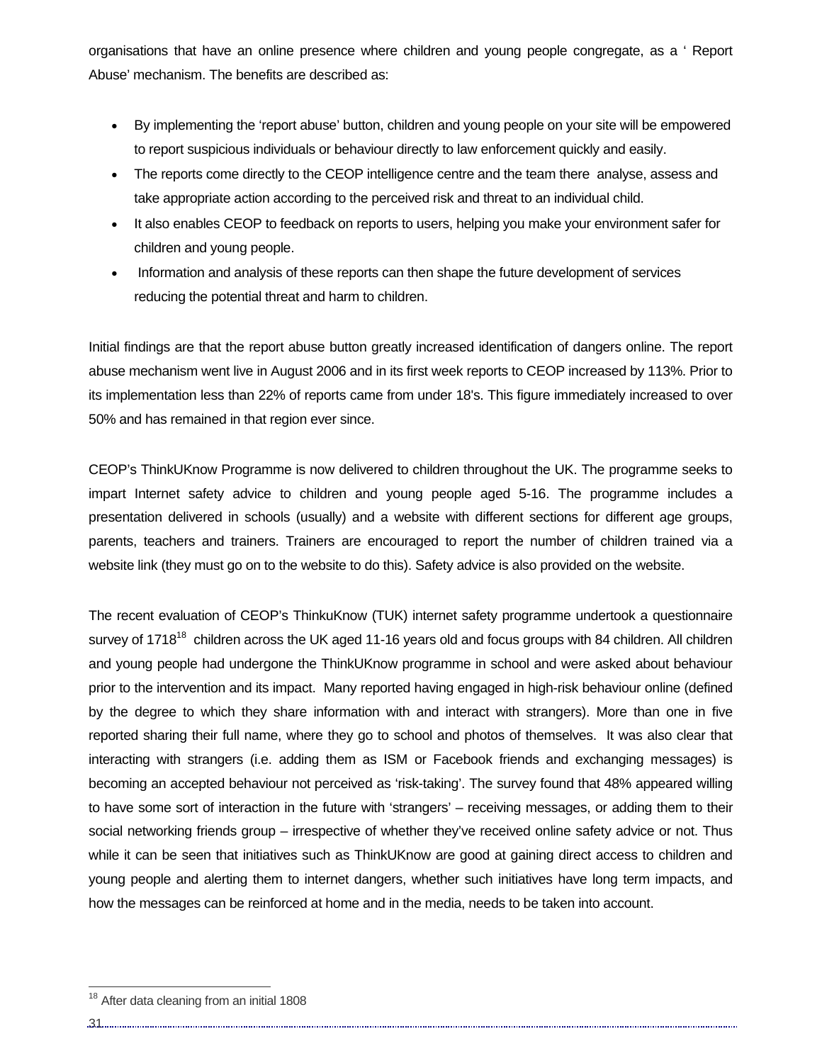organisations that have an online presence where children and young people congregate, as a ' Report Abuse' mechanism. The benefits are described as:

- By implementing the 'report abuse' button, children and young people on your site will be empowered to report suspicious individuals or behaviour directly to law enforcement quickly and easily.
- The reports come directly to the CEOP intelligence centre and the team there analyse, assess and take appropriate action according to the perceived risk and threat to an individual child.
- It also enables CEOP to feedback on reports to users, helping you make your environment safer for children and young people.
- Information and analysis of these reports can then shape the future development of services reducing the potential threat and harm to children.

Initial findings are that the report abuse button greatly increased identification of dangers online. The report abuse mechanism went live in August 2006 and in its first week reports to CEOP increased by 113%. Prior to its implementation less than 22% of reports came from under 18's. This figure immediately increased to over 50% and has remained in that region ever since.

CEOP's ThinkUKnow Programme is now delivered to children throughout the UK. The programme seeks to impart Internet safety advice to children and young people aged 5-16. The programme includes a presentation delivered in schools (usually) and a website with different sections for different age groups, parents, teachers and trainers. Trainers are encouraged to report the number of children trained via a website link (they must go on to the website to do this). Safety advice is also provided on the website.

The recent evaluation of CEOP's ThinkuKnow (TUK) internet safety programme undertook a questionnaire survey of 1718[18] children across the UK aged 11-16 years old and focus groups with 84 children. All children and young people had undergone the ThinkUKnow programme in school and were asked about behaviour prior to the intervention and its impact. Many reported having engaged in high-risk behaviour online (defined by the degree to which they share information with and interact with strangers). More than one in five reported sharing their full name, where they go to school and photos of themselves. It was also clear that interacting with strangers (i.e. adding them as ISM or Facebook friends and exchanging messages) is becoming an accepted behaviour not perceived as 'risk-taking'. The survey found that 48% appeared willing to have some sort of interaction in the future with 'strangers' – receiving messages, or adding them to their social networking friends group – irrespective of whether they've received online safety advice or not. Thus while it can be seen that initiatives such as ThinkUKnow are good at gaining direct access to children and young people and alerting them to internet dangers, whether such initiatives have long term impacts, and how the messages can be reinforced at home and in the media, needs to be taken into account.

[18] After data cleaning from an initial 1808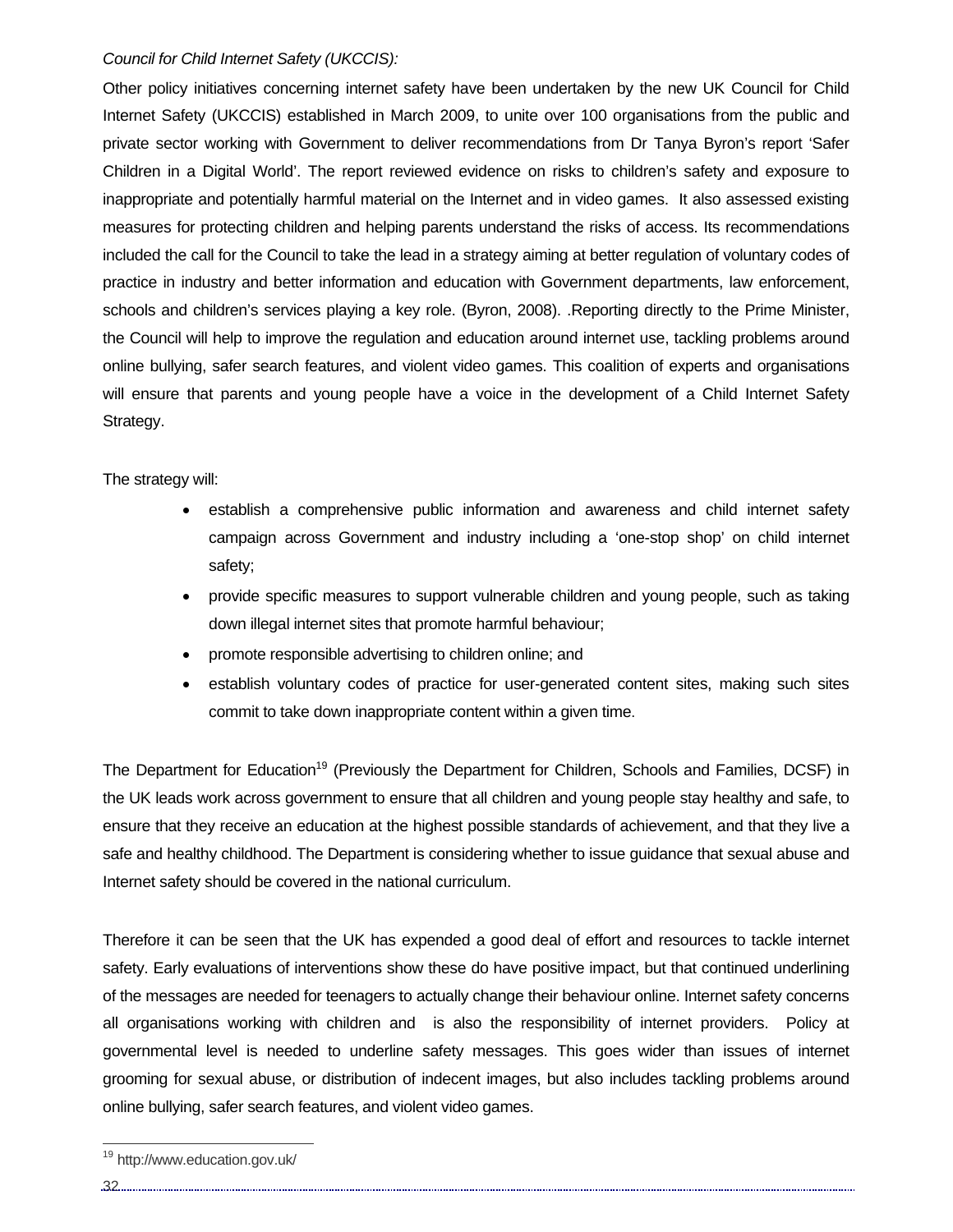*Council for Child Internet Safety (UKCCIS):*

Other policy initiatives concerning internet safety have been undertaken by the new UK Council for Child Internet Safety (UKCCIS) established in March 2009, to unite over 100 organisations from the public and private sector working with Government to deliver recommendations from Dr Tanya Byron's report 'Safer Children in a Digital World'. The report reviewed evidence on risks to children's safety and exposure to inappropriate and potentially harmful material on the Internet and in video games. It also assessed existing measures for protecting children and helping parents understand the risks of access. Its recommendations included the call for the Council to take the lead in a strategy aiming at better regulation of voluntary codes of practice in industry and better information and education with Government departments, law enforcement, schools and children's services playing a key role. (Byron, 2008). .Reporting directly to the Prime Minister, the Council will help to improve the regulation and education around internet use, tackling problems around online bullying, safer search features, and violent video games. This coalition of experts and organisations will ensure that parents and young people have a voice in the development of a Child Internet Safety Strategy.

The strategy will:

- establish a comprehensive public information and awareness and child internet safety campaign across Government and industry including a 'one-stop shop' on child internet safety;
- provide specific measures to support vulnerable children and young people, such as taking down illegal internet sites that promote harmful behaviour;
- promote responsible advertising to children online; and
- establish voluntary codes of practice for user-generated content sites, making such sites commit to take down inappropriate content within a given time.

The Department for Education[19] (Previously the Department for Children, Schools and Families, DCSF) in the UK leads work across government to ensure that all children and young people stay healthy and safe, to ensure that they receive an education at the highest possible standards of achievement, and that they live a safe and healthy childhood. The Department is considering whether to issue guidance that sexual abuse and Internet safety should be covered in the national curriculum.

Therefore it can be seen that the UK has expended a good deal of effort and resources to tackle internet safety. Early evaluations of interventions show these do have positive impact, but that continued underlining of the messages are needed for teenagers to actually change their behaviour online. Internet safety concerns all organisations working with children and is also the responsibility of internet providers. Policy at governmental level is needed to underline safety messages. This goes wider than issues of internet grooming for sexual abuse, or distribution of indecent images, but also includes tackling problems around online bullying, safer search features, and violent video games.

[19] http://www.education.gov.uk/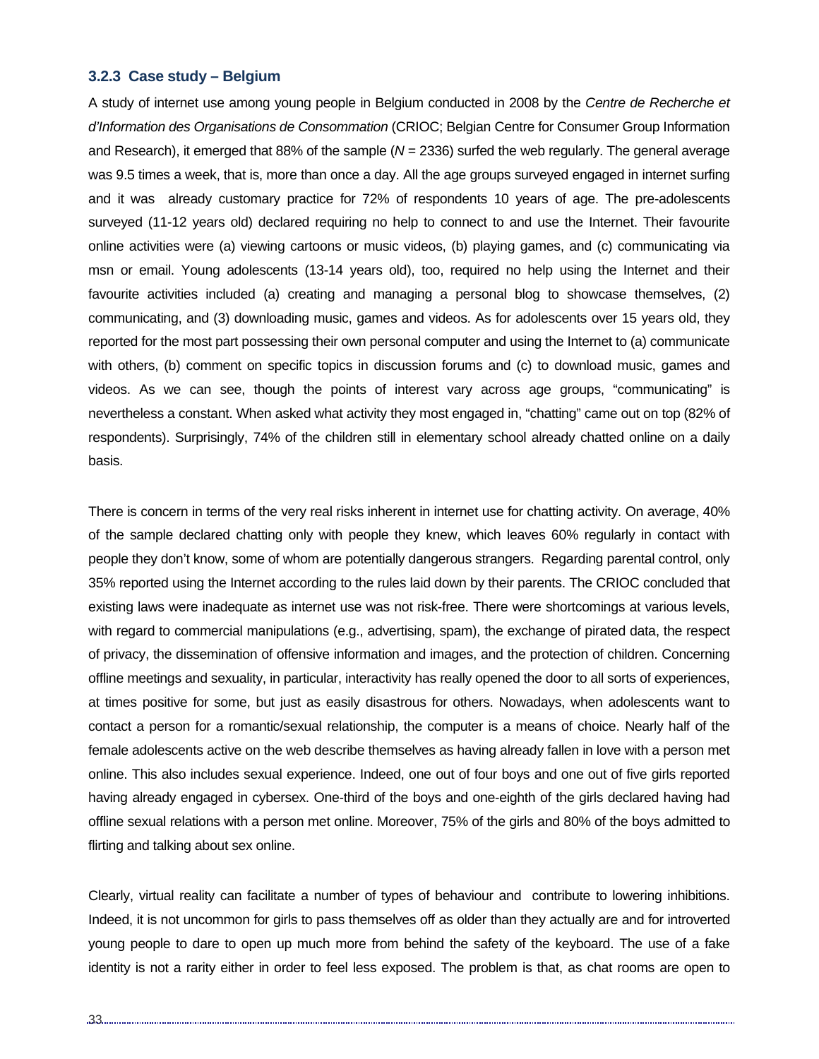### 3.2.3 Case study – Belgium

A study of internet use among young people in Belgium conducted in 2008 by the *Centre de Recherche et d'Information des Organisations de Consommation* (CRIOC; Belgian Centre for Consumer Group Information and Research), it emerged that 88% of the sample (*N* = 2336) surfed the web regularly. The general average was 9.5 times a week, that is, more than once a day. All the age groups surveyed engaged in internet surfing and it was already customary practice for 72% of respondents 10 years of age. The pre-adolescents surveyed (11-12 years old) declared requiring no help to connect to and use the Internet. Their favourite online activities were (a) viewing cartoons or music videos, (b) playing games, and (c) communicating via msn or email. Young adolescents (13-14 years old), too, required no help using the Internet and their favourite activities included (a) creating and managing a personal blog to showcase themselves, (2) communicating, and (3) downloading music, games and videos. As for adolescents over 15 years old, they reported for the most part possessing their own personal computer and using the Internet to (a) communicate with others, (b) comment on specific topics in discussion forums and (c) to download music, games and videos. As we can see, though the points of interest vary across age groups, "communicating" is nevertheless a constant. When asked what activity they most engaged in, "chatting" came out on top (82% of respondents). Surprisingly, 74% of the children still in elementary school already chatted online on a daily basis.

There is concern in terms of the very real risks inherent in internet use for chatting activity. On average, 40% of the sample declared chatting only with people they knew, which leaves 60% regularly in contact with people they don't know, some of whom are potentially dangerous strangers. Regarding parental control, only 35% reported using the Internet according to the rules laid down by their parents. The CRIOC concluded that existing laws were inadequate as internet use was not risk-free. There were shortcomings at various levels, with regard to commercial manipulations (e.g., advertising, spam), the exchange of pirated data, the respect of privacy, the dissemination of offensive information and images, and the protection of children. Concerning offline meetings and sexuality, in particular, interactivity has really opened the door to all sorts of experiences, at times positive for some, but just as easily disastrous for others. Nowadays, when adolescents want to contact a person for a romantic/sexual relationship, the computer is a means of choice. Nearly half of the female adolescents active on the web describe themselves as having already fallen in love with a person met online. This also includes sexual experience. Indeed, one out of four boys and one out of five girls reported having already engaged in cybersex. One-third of the boys and one-eighth of the girls declared having had offline sexual relations with a person met online. Moreover, 75% of the girls and 80% of the boys admitted to flirting and talking about sex online.

Clearly, virtual reality can facilitate a number of types of behaviour and contribute to lowering inhibitions. Indeed, it is not uncommon for girls to pass themselves off as older than they actually are and for introverted young people to dare to open up much more from behind the safety of the keyboard. The use of a fake identity is not a rarity either in order to feel less exposed. The problem is that, as chat rooms are open to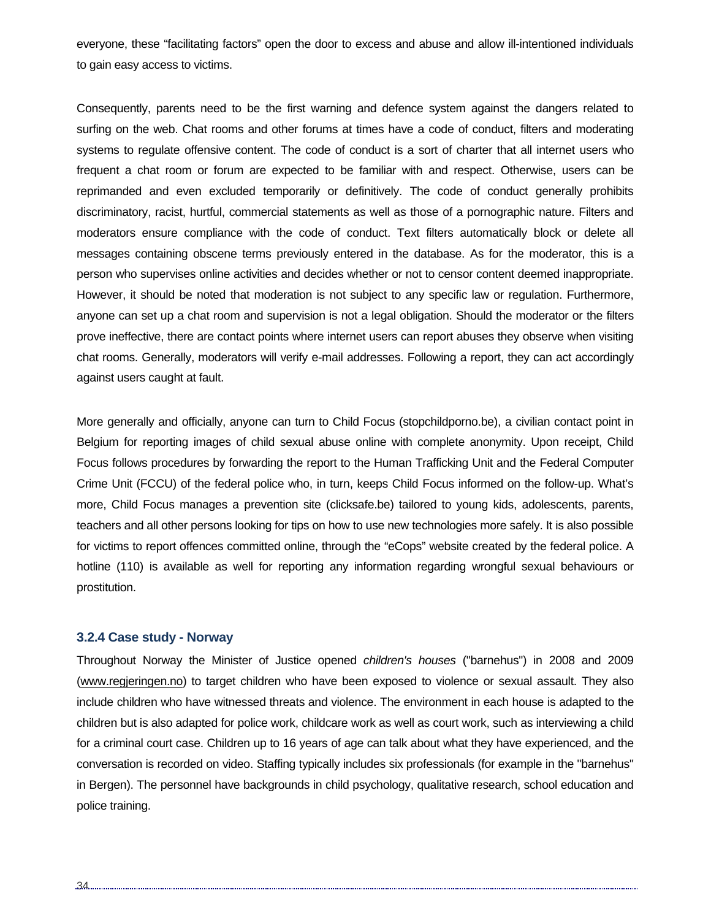everyone, these “facilitating factors” open the door to excess and abuse and allow ill-intentioned individuals to gain easy access to victims.

Consequently, parents need to be the first warning and defence system against the dangers related to surfing on the web. Chat rooms and other forums at times have a code of conduct, filters and moderating systems to regulate offensive content. The code of conduct is a sort of charter that all internet users who frequent a chat room or forum are expected to be familiar with and respect. Otherwise, users can be reprimanded and even excluded temporarily or definitively. The code of conduct generally prohibits discriminatory, racist, hurtful, commercial statements as well as those of a pornographic nature. Filters and moderators ensure compliance with the code of conduct. Text filters automatically block or delete all messages containing obscene terms previously entered in the database. As for the moderator, this is a person who supervises online activities and decides whether or not to censor content deemed inappropriate. However, it should be noted that moderation is not subject to any specific law or regulation. Furthermore, anyone can set up a chat room and supervision is not a legal obligation. Should the moderator or the filters prove ineffective, there are contact points where internet users can report abuses they observe when visiting chat rooms. Generally, moderators will verify e-mail addresses. Following a report, they can act accordingly against users caught at fault.

More generally and officially, anyone can turn to Child Focus (stopchildporno.be), a civilian contact point in Belgium for reporting images of child sexual abuse online with complete anonymity. Upon receipt, Child Focus follows procedures by forwarding the report to the Human Trafficking Unit and the Federal Computer Crime Unit (FCCU) of the federal police who, in turn, keeps Child Focus informed on the follow-up. What’s more, Child Focus manages a prevention site (clicksafe.be) tailored to young kids, adolescents, parents, teachers and all other persons looking for tips on how to use new technologies more safely. It is also possible for victims to report offences committed online, through the “eCops” website created by the federal police. A hotline (110) is available as well for reporting any information regarding wrongful sexual behaviours or prostitution.

### 3.2.4 Case study - Norway

Throughout Norway the Minister of Justice opened *children's houses* ("barnehus") in 2008 and 2009 (www.regjeringen.no) to target children who have been exposed to violence or sexual assault. They also include children who have witnessed threats and violence. The environment in each house is adapted to the children but is also adapted for police work, childcare work as well as court work, such as interviewing a child for a criminal court case. Children up to 16 years of age can talk about what they have experienced, and the conversation is recorded on video. Staffing typically includes six professionals (for example in the "barnehus" in Bergen). The personnel have backgrounds in child psychology, qualitative research, school education and police training.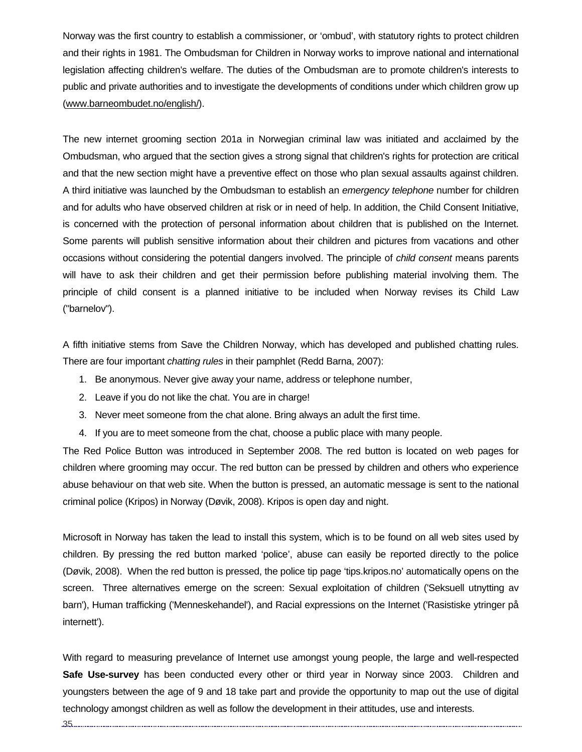Norway was the first country to establish a commissioner, or ‘ombud’, with statutory rights to protect children and their rights in 1981. The Ombudsman for Children in Norway works to improve national and international legislation affecting children's welfare. The duties of the Ombudsman are to promote children's interests to public and private authorities and to investigate the developments of conditions under which children grow up (www.barneombudet.no/english/).

The new internet grooming section 201a in Norwegian criminal law was initiated and acclaimed by the Ombudsman, who argued that the section gives a strong signal that children's rights for protection are critical and that the new section might have a preventive effect on those who plan sexual assaults against children. A third initiative was launched by the Ombudsman to establish an *emergency telephone* number for children and for adults who have observed children at risk or in need of help. In addition, the Child Consent Initiative, is concerned with the protection of personal information about children that is published on the Internet. Some parents will publish sensitive information about their children and pictures from vacations and other occasions without considering the potential dangers involved. The principle of *child consent* means parents will have to ask their children and get their permission before publishing material involving them. The principle of child consent is a planned initiative to be included when Norway revises its Child Law ("barnelov").

A fifth initiative stems from Save the Children Norway, which has developed and published chatting rules. There are four important *chatting rules* in their pamphlet (Redd Barna, 2007):

1. Be anonymous. Never give away your name, address or telephone number,
2. Leave if you do not like the chat. You are in charge!
3. Never meet someone from the chat alone. Bring always an adult the first time.
4. If you are to meet someone from the chat, choose a public place with many people.

The Red Police Button was introduced in September 2008. The red button is located on web pages for children where grooming may occur. The red button can be pressed by children and others who experience abuse behaviour on that web site. When the button is pressed, an automatic message is sent to the national criminal police (Kripos) in Norway (Døvik, 2008). Kripos is open day and night.

Microsoft in Norway has taken the lead to install this system, which is to be found on all web sites used by children. By pressing the red button marked ‘police’, abuse can easily be reported directly to the police (Døvik, 2008). When the red button is pressed, the police tip page ‘tips.kripos.no’ automatically opens on the screen. Three alternatives emerge on the screen: Sexual exploitation of children ('Seksuell utnytting av barn'), Human trafficking ('Menneskehandel'), and Racial expressions on the Internet ('Rasistiske ytringer på internett').

With regard to measuring prevelance of Internet use amongst young people, the large and well-respected **Safe Use-survey** has been conducted every other or third year in Norway since 2003. Children and youngsters between the age of 9 and 18 take part and provide the opportunity to map out the use of digital technology amongst children as well as follow the development in their attitudes, use and interests.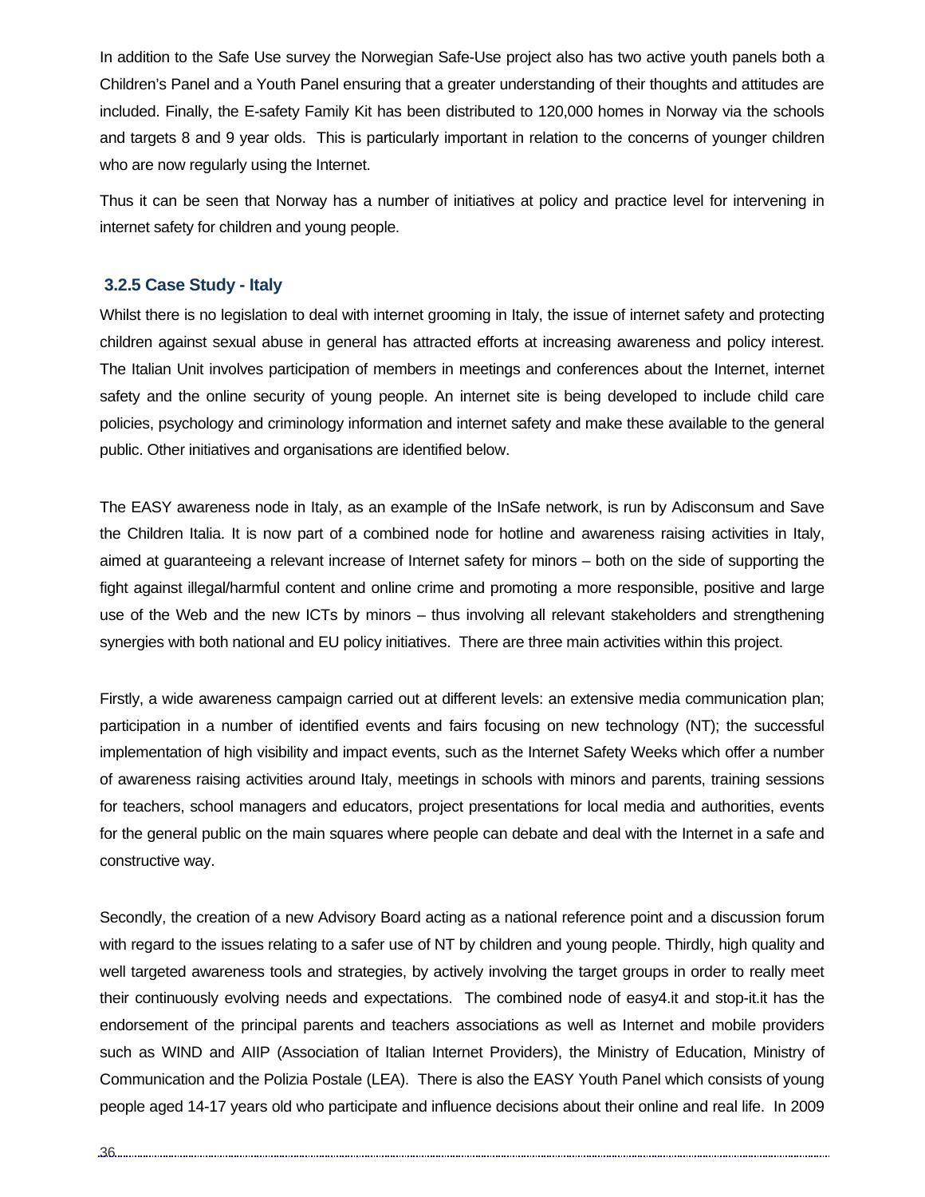In addition to the Safe Use survey the Norwegian Safe-Use project also has two active youth panels both a Children's Panel and a Youth Panel ensuring that a greater understanding of their thoughts and attitudes are included. Finally, the E-safety Family Kit has been distributed to 120,000 homes in Norway via the schools and targets 8 and 9 year olds. This is particularly important in relation to the concerns of younger children who are now regularly using the Internet.

Thus it can be seen that Norway has a number of initiatives at policy and practice level for intervening in internet safety for children and young people.

### 3.2.5 Case Study - Italy

Whilst there is no legislation to deal with internet grooming in Italy, the issue of internet safety and protecting children against sexual abuse in general has attracted efforts at increasing awareness and policy interest. The Italian Unit involves participation of members in meetings and conferences about the Internet, internet safety and the online security of young people. An internet site is being developed to include child care policies, psychology and criminology information and internet safety and make these available to the general public. Other initiatives and organisations are identified below.

The EASY awareness node in Italy, as an example of the InSafe network, is run by Adisconsum and Save the Children Italia. It is now part of a combined node for hotline and awareness raising activities in Italy, aimed at guaranteeing a relevant increase of Internet safety for minors – both on the side of supporting the fight against illegal/harmful content and online crime and promoting a more responsible, positive and large use of the Web and the new ICTs by minors – thus involving all relevant stakeholders and strengthening synergies with both national and EU policy initiatives. There are three main activities within this project.

Firstly, a wide awareness campaign carried out at different levels: an extensive media communication plan; participation in a number of identified events and fairs focusing on new technology (NT); the successful implementation of high visibility and impact events, such as the Internet Safety Weeks which offer a number of awareness raising activities around Italy, meetings in schools with minors and parents, training sessions for teachers, school managers and educators, project presentations for local media and authorities, events for the general public on the main squares where people can debate and deal with the Internet in a safe and constructive way.

Secondly, the creation of a new Advisory Board acting as a national reference point and a discussion forum with regard to the issues relating to a safer use of NT by children and young people. Thirdly, high quality and well targeted awareness tools and strategies, by actively involving the target groups in order to really meet their continuously evolving needs and expectations. The combined node of easy4.it and stop-it.it has the endorsement of the principal parents and teachers associations as well as Internet and mobile providers such as WIND and AIIP (Association of Italian Internet Providers), the Ministry of Education, Ministry of Communication and the Polizia Postale (LEA). There is also the EASY Youth Panel which consists of young people aged 14-17 years old who participate and influence decisions about their online and real life. In 2009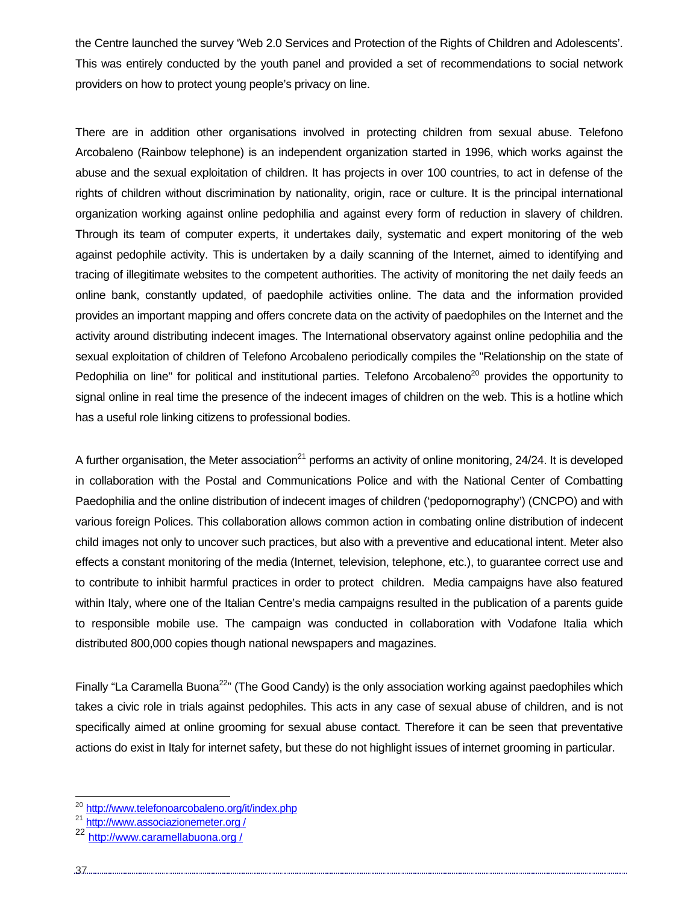the Centre launched the survey 'Web 2.0 Services and Protection of the Rights of Children and Adolescents'. This was entirely conducted by the youth panel and provided a set of recommendations to social network providers on how to protect young people's privacy on line.

There are in addition other organisations involved in protecting children from sexual abuse. Telefono Arcobaleno (Rainbow telephone) is an independent organization started in 1996, which works against the abuse and the sexual exploitation of children. It has projects in over 100 countries, to act in defense of the rights of children without discrimination by nationality, origin, race or culture. It is the principal international organization working against online pedophilia and against every form of reduction in slavery of children. Through its team of computer experts, it undertakes daily, systematic and expert monitoring of the web against pedophile activity. This is undertaken by a daily scanning of the Internet, aimed to identifying and tracing of illegitimate websites to the competent authorities. The activity of monitoring the net daily feeds an online bank, constantly updated, of paedophile activities online. The data and the information provided provides an important mapping and offers concrete data on the activity of paedophiles on the Internet and the activity around distributing indecent images. The International observatory against online pedophilia and the sexual exploitation of children of Telefono Arcobaleno periodically compiles the "Relationship on the state of Pedophilia on line" for political and institutional parties. Telefono Arcobaleno[20] provides the opportunity to signal online in real time the presence of the indecent images of children on the web. This is a hotline which has a useful role linking citizens to professional bodies.

A further organisation, the Meter association[21] performs an activity of online monitoring, 24/24. It is developed in collaboration with the Postal and Communications Police and with the National Center of Combatting Paedophilia and the online distribution of indecent images of children ('pedopornography') (CNCPO) and with various foreign Polices. This collaboration allows common action in combating online distribution of indecent child images not only to uncover such practices, but also with a preventive and educational intent. Meter also effects a constant monitoring of the media (Internet, television, telephone, etc.), to guarantee correct use and to contribute to inhibit harmful practices in order to protect children. Media campaigns have also featured within Italy, where one of the Italian Centre's media campaigns resulted in the publication of a parents guide to responsible mobile use. The campaign was conducted in collaboration with Vodafone Italia which distributed 800,000 copies though national newspapers and magazines.

Finally "La Caramella Buona[22]" (The Good Candy) is the only association working against paedophiles which takes a civic role in trials against pedophiles. This acts in any case of sexual abuse of children, and is not specifically aimed at online grooming for sexual abuse contact. Therefore it can be seen that preventative actions do exist in Italy for internet safety, but these do not highlight issues of internet grooming in particular.

---

[20] http://www.telefonoarcobaleno.org/it/index.php

[21] http://www.associazionemeter.org /

[22] http://www.caramellabuona.org /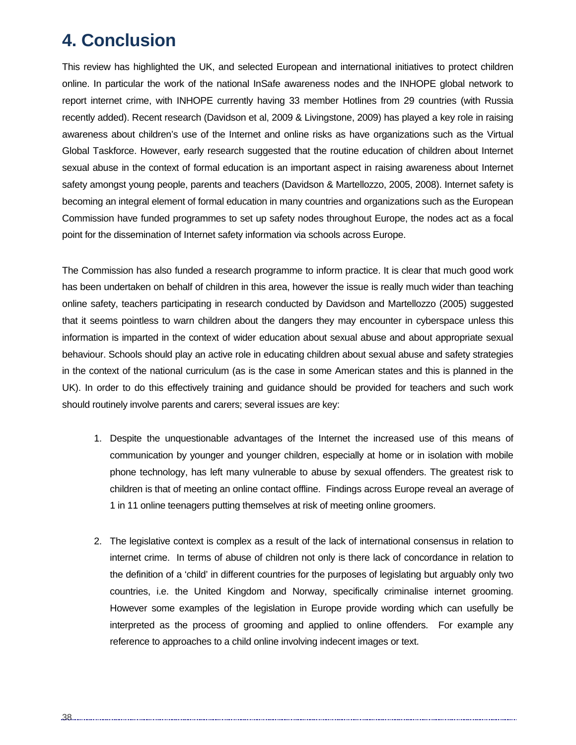# 4. Conclusion

This review has highlighted the UK, and selected European and international initiatives to protect children online. In particular the work of the national InSafe awareness nodes and the INHOPE global network to report internet crime, with INHOPE currently having 33 member Hotlines from 29 countries (with Russia recently added). Recent research (Davidson et al, 2009 & Livingstone, 2009) has played a key role in raising awareness about children's use of the Internet and online risks as have organizations such as the Virtual Global Taskforce. However, early research suggested that the routine education of children about Internet sexual abuse in the context of formal education is an important aspect in raising awareness about Internet safety amongst young people, parents and teachers (Davidson & Martellozzo, 2005, 2008). Internet safety is becoming an integral element of formal education in many countries and organizations such as the European Commission have funded programmes to set up safety nodes throughout Europe, the nodes act as a focal point for the dissemination of Internet safety information via schools across Europe.

The Commission has also funded a research programme to inform practice. It is clear that much good work has been undertaken on behalf of children in this area, however the issue is really much wider than teaching online safety, teachers participating in research conducted by Davidson and Martellozzo (2005) suggested that it seems pointless to warn children about the dangers they may encounter in cyberspace unless this information is imparted in the context of wider education about sexual abuse and about appropriate sexual behaviour. Schools should play an active role in educating children about sexual abuse and safety strategies in the context of the national curriculum (as is the case in some American states and this is planned in the UK). In order to do this effectively training and guidance should be provided for teachers and such work should routinely involve parents and carers; several issues are key:

1. Despite the unquestionable advantages of the Internet the increased use of this means of communication by younger and younger children, especially at home or in isolation with mobile phone technology, has left many vulnerable to abuse by sexual offenders. The greatest risk to children is that of meeting an online contact offline. Findings across Europe reveal an average of 1 in 11 online teenagers putting themselves at risk of meeting online groomers.

2. The legislative context is complex as a result of the lack of international consensus in relation to internet crime. In terms of abuse of children not only is there lack of concordance in relation to the definition of a 'child' in different countries for the purposes of legislating but arguably only two countries, i.e. the United Kingdom and Norway, specifically criminalise internet grooming. However some examples of the legislation in Europe provide wording which can usefully be interpreted as the process of grooming and applied to online offenders. For example any reference to approaches to a child online involving indecent images or text.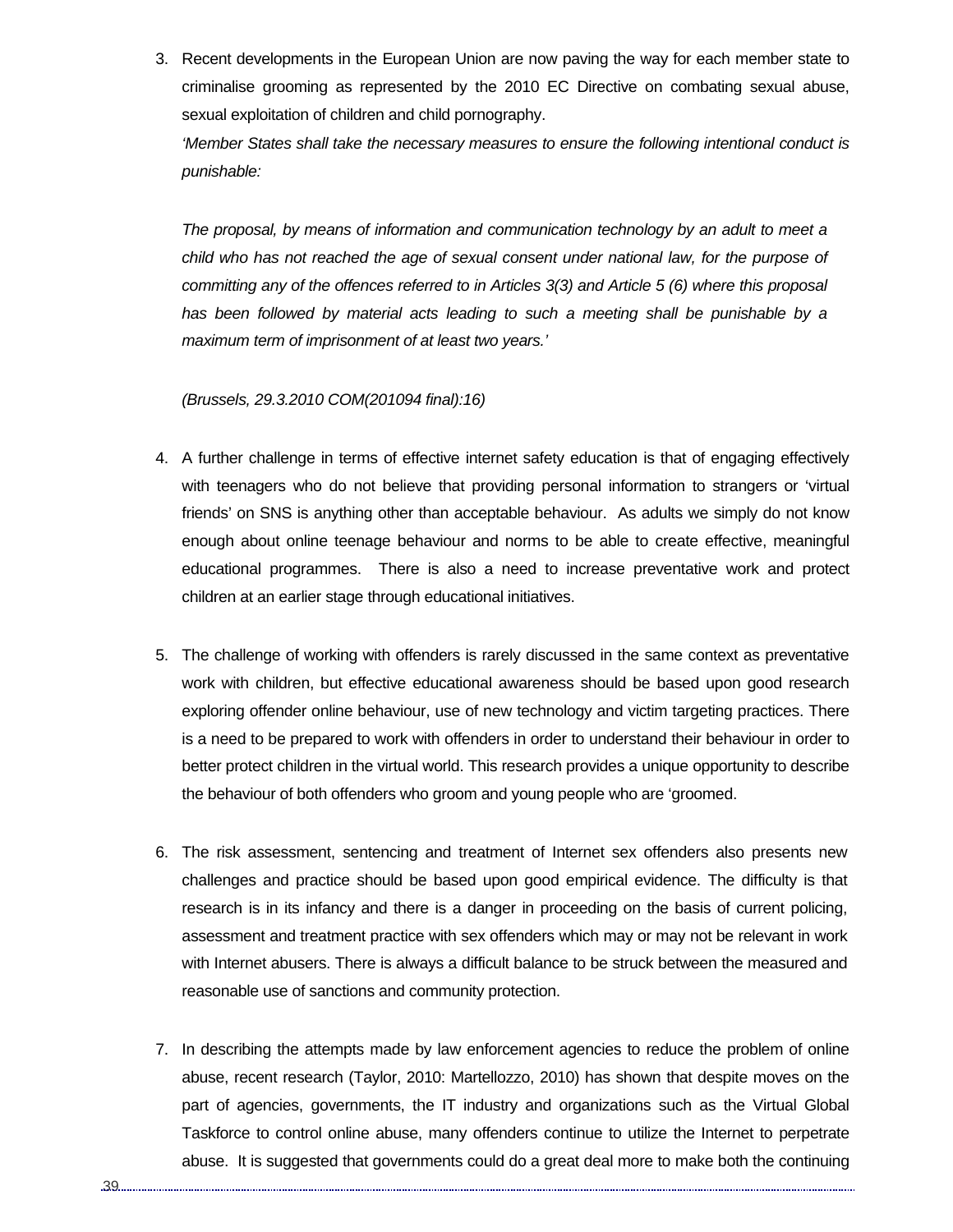3. Recent developments in the European Union are now paving the way for each member state to criminalise grooming as represented by the 2010 EC Directive on combating sexual abuse, sexual exploitation of children and child pornography.

   *'Member States shall take the necessary measures to ensure the following intentional conduct is punishable:*

   *The proposal, by means of information and communication technology by an adult to meet a child who has not reached the age of sexual consent under national law, for the purpose of committing any of the offences referred to in Articles 3(3) and Article 5 (6) where this proposal has been followed by material acts leading to such a meeting shall be punishable by a maximum term of imprisonment of at least two years.'*

   *(Brussels, 29.3.2010 COM(201094 final):16)*

4. A further challenge in terms of effective internet safety education is that of engaging effectively with teenagers who do not believe that providing personal information to strangers or 'virtual friends' on SNS is anything other than acceptable behaviour. As adults we simply do not know enough about online teenage behaviour and norms to be able to create effective, meaningful educational programmes. There is also a need to increase preventative work and protect children at an earlier stage through educational initiatives.

5. The challenge of working with offenders is rarely discussed in the same context as preventative work with children, but effective educational awareness should be based upon good research exploring offender online behaviour, use of new technology and victim targeting practices. There is a need to be prepared to work with offenders in order to understand their behaviour in order to better protect children in the virtual world. This research provides a unique opportunity to describe the behaviour of both offenders who groom and young people who are 'groomed.

6. The risk assessment, sentencing and treatment of Internet sex offenders also presents new challenges and practice should be based upon good empirical evidence. The difficulty is that research is in its infancy and there is a danger in proceeding on the basis of current policing, assessment and treatment practice with sex offenders which may or may not be relevant in work with Internet abusers. There is always a difficult balance to be struck between the measured and reasonable use of sanctions and community protection.

7. In describing the attempts made by law enforcement agencies to reduce the problem of online abuse, recent research (Taylor, 2010: Martellozzo, 2010) has shown that despite moves on the part of agencies, governments, the IT industry and organizations such as the Virtual Global Taskforce to control online abuse, many offenders continue to utilize the Internet to perpetrate abuse. It is suggested that governments could do a great deal more to make both the continuing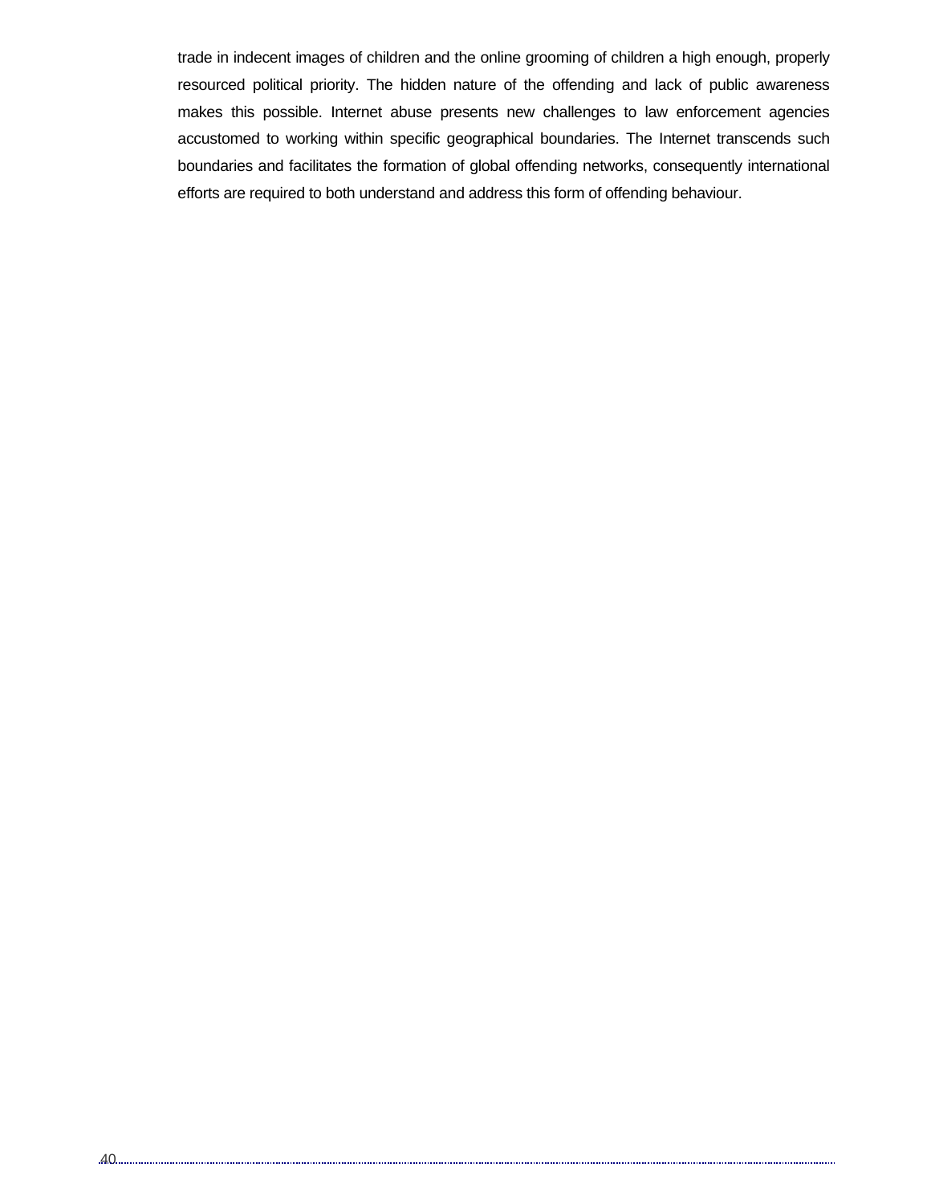trade in indecent images of children and the online grooming of children a high enough, properly resourced political priority. The hidden nature of the offending and lack of public awareness makes this possible. Internet abuse presents new challenges to law enforcement agencies accustomed to working within specific geographical boundaries. The Internet transcends such boundaries and facilitates the formation of global offending networks, consequently international efforts are required to both understand and address this form of offending behaviour.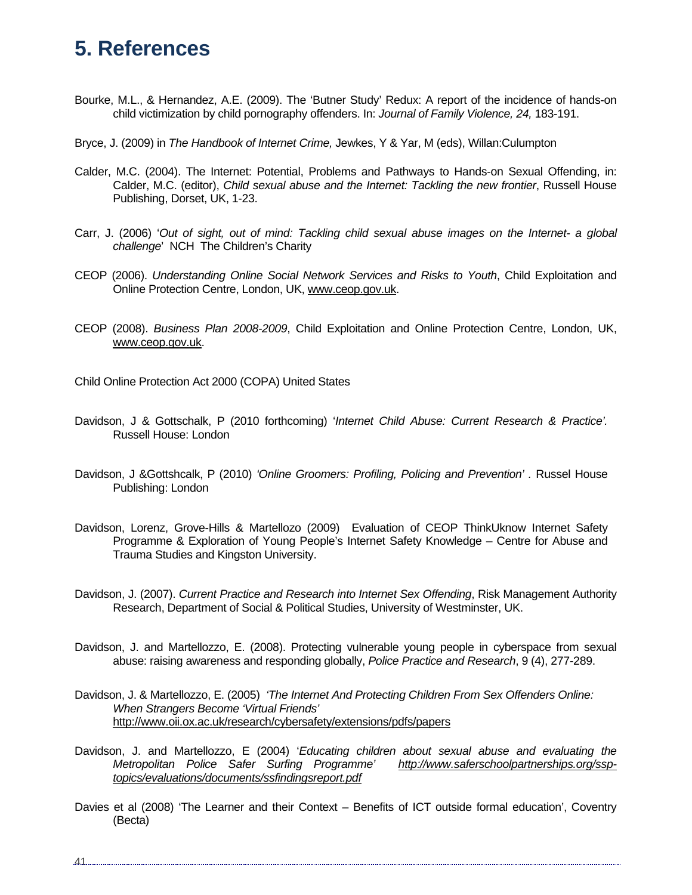# 5. References

Bourke, M.L., & Hernandez, A.E. (2009). The 'Butner Study' Redux: A report of the incidence of hands-on child victimization by child pornography offenders. In: *Journal of Family Violence, 24,* 183-191.

Bryce, J. (2009) in *The Handbook of Internet Crime,* Jewkes, Y & Yar, M (eds), Willan:Culumpton

Calder, M.C. (2004). The Internet: Potential, Problems and Pathways to Hands-on Sexual Offending, in: Calder, M.C. (editor), *Child sexual abuse and the Internet: Tackling the new frontier*, Russell House Publishing, Dorset, UK, 1-23.

Carr, J. (2006) '*Out of sight, out of mind: Tackling child sexual abuse images on the Internet- a global challenge*' NCH The Children's Charity

CEOP (2006). *Understanding Online Social Network Services and Risks to Youth*, Child Exploitation and Online Protection Centre, London, UK, www.ceop.gov.uk.

CEOP (2008). *Business Plan 2008-2009*, Child Exploitation and Online Protection Centre, London, UK, www.ceop.gov.uk.

Child Online Protection Act 2000 (COPA) United States

Davidson, J & Gottschalk, P (2010 forthcoming) '*Internet Child Abuse: Current Research & Practice'.* Russell House: London

Davidson, J &Gottshcalk, P (2010) *'Online Groomers: Profiling, Policing and Prevention' .* Russel House Publishing: London

Davidson, Lorenz, Grove-Hills & Martellozo (2009) Evaluation of CEOP ThinkUknow Internet Safety Programme & Exploration of Young People's Internet Safety Knowledge – Centre for Abuse and Trauma Studies and Kingston University.

Davidson, J. (2007). *Current Practice and Research into Internet Sex Offending*, Risk Management Authority Research, Department of Social & Political Studies, University of Westminster, UK.

Davidson, J. and Martellozzo, E. (2008). Protecting vulnerable young people in cyberspace from sexual abuse: raising awareness and responding globally, *Police Practice and Research*, 9 (4), 277-289.

Davidson, J. & Martellozzo, E. (2005) *'The Internet And Protecting Children From Sex Offenders Online: When Strangers Become 'Virtual Friends'* http://www.oii.ox.ac.uk/research/cybersafety/extensions/pdfs/papers

Davidson, J. and Martellozzo, E (2004) '*Educating children about sexual abuse and evaluating the Metropolitan Police Safer Surfing Programme' http://www.saferschoolpartnerships.org/ssp-topics/evaluations/documents/ssfindingsreport.pdf*

Davies et al (2008) 'The Learner and their Context – Benefits of ICT outside formal education', Coventry (Becta)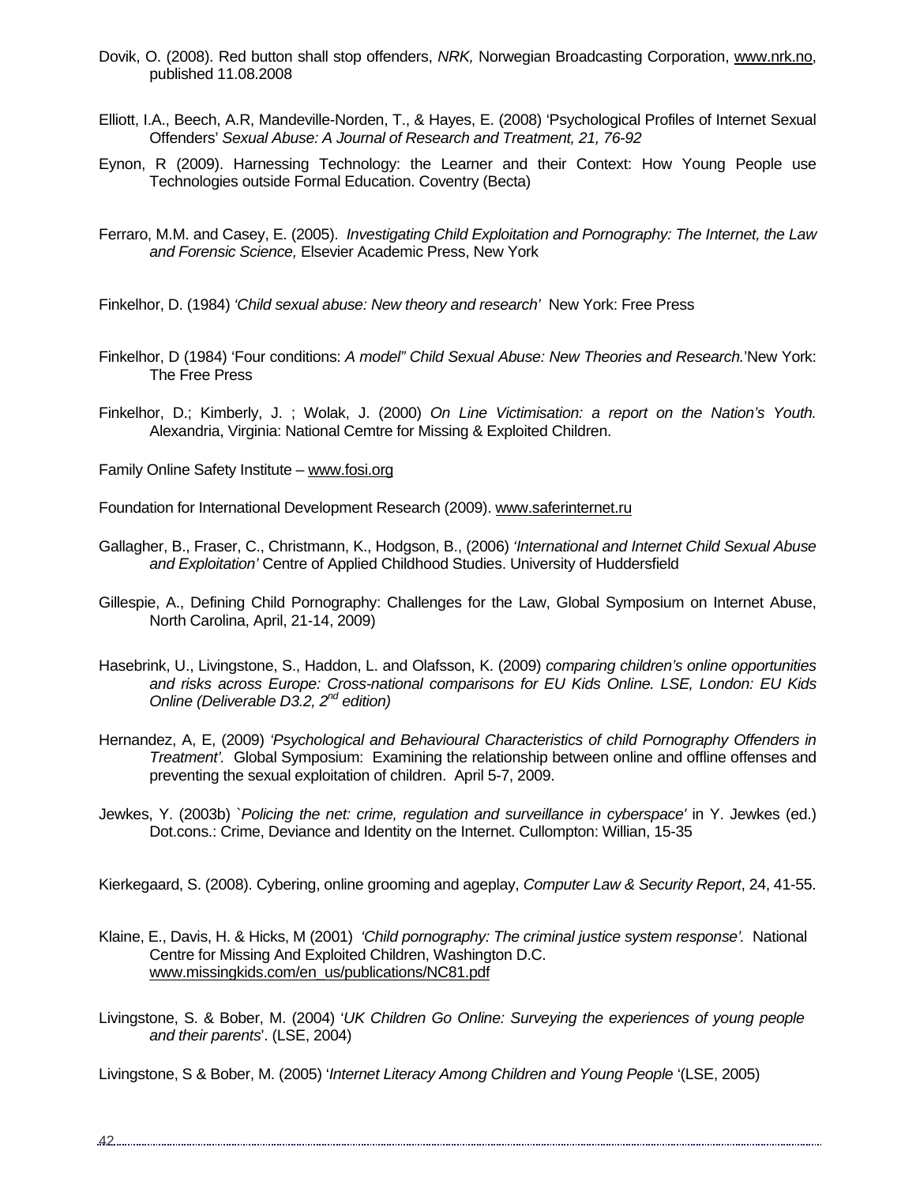Dovik, O. (2008). Red button shall stop offenders, *NRK,* Norwegian Broadcasting Corporation, www.nrk.no, published 11.08.2008

Elliott, I.A., Beech, A.R, Mandeville-Norden, T., & Hayes, E. (2008) 'Psychological Profiles of Internet Sexual Offenders' *Sexual Abuse: A Journal of Research and Treatment, 21, 76-92*

Eynon, R (2009). Harnessing Technology: the Learner and their Context: How Young People use Technologies outside Formal Education. Coventry (Becta)

Ferraro, M.M. and Casey, E. (2005). *Investigating Child Exploitation and Pornography: The Internet, the Law and Forensic Science,* Elsevier Academic Press, New York

Finkelhor, D. (1984) *'Child sexual abuse: New theory and research'* New York: Free Press

Finkelhor, D (1984) 'Four conditions: *A model" Child Sexual Abuse: New Theories and Research.*'New York: The Free Press

Finkelhor, D.; Kimberly, J. ; Wolak, J. (2000) *On Line Victimisation: a report on the Nation's Youth.* Alexandria, Virginia: National Cemtre for Missing & Exploited Children.

Family Online Safety Institute – www.fosi.org

Foundation for International Development Research (2009). www.saferinternet.ru

Gallagher, B., Fraser, C., Christmann, K., Hodgson, B., (2006) *'International and Internet Child Sexual Abuse and Exploitation'* Centre of Applied Childhood Studies. University of Huddersfield

Gillespie, A., Defining Child Pornography: Challenges for the Law, Global Symposium on Internet Abuse, North Carolina, April, 21-14, 2009)

Hasebrink, U., Livingstone, S., Haddon, L. and Olafsson, K. (2009) *comparing children's online opportunities and risks across Europe: Cross-national comparisons for EU Kids Online. LSE, London: EU Kids Online (Deliverable D3.2, 2nd edition)*

Hernandez, A, E, (2009) *'Psychological and Behavioural Characteristics of child Pornography Offenders in Treatment'.* Global Symposium: Examining the relationship between online and offline offenses and preventing the sexual exploitation of children. April 5-7, 2009.

Jewkes, Y. (2003b) `*Policing the net: crime, regulation and surveillance in cyberspace'* in Y. Jewkes (ed.) Dot.cons.: Crime, Deviance and Identity on the Internet. Cullompton: Willian, 15-35

Kierkegaard, S. (2008). Cybering, online grooming and ageplay, *Computer Law & Security Report*, 24, 41-55.

Klaine, E., Davis, H. & Hicks, M (2001) *'Child pornography: The criminal justice system response'.* National Centre for Missing And Exploited Children, Washington D.C. www.missingkids.com/en_us/publications/NC81.pdf

Livingstone, S. & Bober, M. (2004) '*UK Children Go Online: Surveying the experiences of young people and their parents*'. (LSE, 2004)

Livingstone, S & Bober, M. (2005) '*Internet Literacy Among Children and Young People* '(LSE, 2005)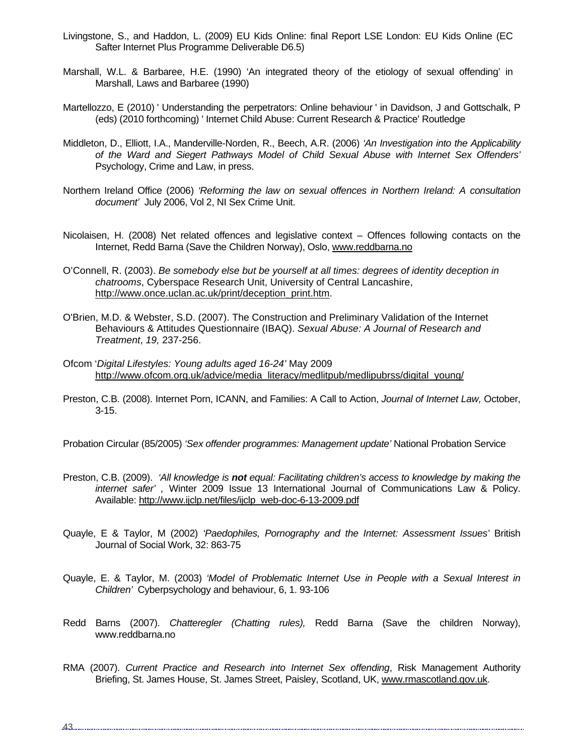Livingstone, S., and Haddon, L. (2009) EU Kids Online: final Report LSE London: EU Kids Online (EC Safter Internet Plus Programme Deliverable D6.5)

Marshall, W.L. & Barbaree, H.E. (1990) 'An integrated theory of the etiology of sexual offending' in Marshall, Laws and Barbaree (1990)

Martellozzo, E (2010) ' Understanding the perpetrators: Online behaviour ' in Davidson, J and Gottschalk, P (eds) (2010 forthcoming) ' Internet Child Abuse: Current Research & Practice' Routledge

Middleton, D., Elliott, I.A., Manderville-Norden, R., Beech, A.R. (2006) *'An Investigation into the Applicability of the Ward and Siegert Pathways Model of Child Sexual Abuse with Internet Sex Offenders'* Psychology, Crime and Law, in press.

Northern Ireland Office (2006) *'Reforming the law on sexual offences in Northern Ireland: A consultation document'* July 2006, Vol 2, NI Sex Crime Unit.

Nicolaisen, H. (2008) Net related offences and legislative context – Offences following contacts on the Internet, Redd Barna (Save the Children Norway), Oslo, www.reddbarna.no

O'Connell, R. (2003). *Be somebody else but be yourself at all times: degrees of identity deception in chatrooms*, Cyberspace Research Unit, University of Central Lancashire, http://www.once.uclan.ac.uk/print/deception_print.htm.

O'Brien, M.D. & Webster, S.D. (2007). The Construction and Preliminary Validation of the Internet Behaviours & Attitudes Questionnaire (IBAQ). *Sexual Abuse: A Journal of Research and Treatment*, *19,* 237-256.

Ofcom '*Digital Lifestyles: Young adults aged 16-24'* May 2009 http://www.ofcom.org.uk/advice/media_literacy/medlitpub/medlipubrss/digital_young/

Preston, C.B. (2008). Internet Porn, ICANN, and Families: A Call to Action, *Journal of Internet Law,* October, 3-15.

Probation Circular (85/2005) *'Sex offender programmes: Management update'* National Probation Service

Preston, C.B. (2009). *'All knowledge is **not** equal: Facilitating children's access to knowledge by making the internet safer' ,* Winter 2009 Issue 13 International Journal of Communications Law & Policy. Available: http://www.ijclp.net/files/ijclp_web-doc-6-13-2009.pdf

Quayle, E & Taylor, M (2002) *'Paedophiles, Pornography and the Internet: Assessment Issues'* British Journal of Social Work, 32: 863-75

Quayle, E. & Taylor, M. (2003) *'Model of Problematic Internet Use in People with a Sexual Interest in Children'* Cyberpsychology and behaviour, 6, 1. 93-106

Redd Barns (2007). *Chatteregler (Chatting rules),* Redd Barna (Save the children Norway), www.reddbarna.no

RMA (2007). *Current Practice and Research into Internet Sex offending*, Risk Management Authority Briefing, St. James House, St. James Street, Paisley, Scotland, UK, www.rmascotland.gov.uk.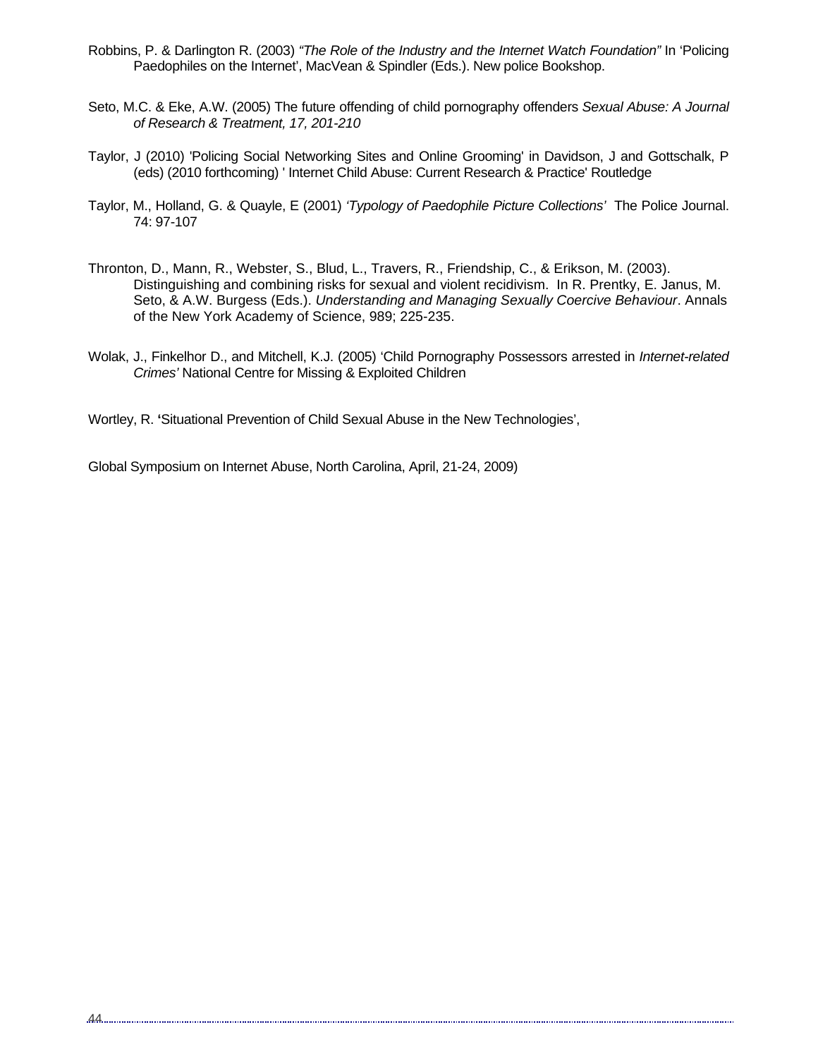Robbins, P. & Darlington R. (2003) *"The Role of the Industry and the Internet Watch Foundation"* In 'Policing Paedophiles on the Internet', MacVean & Spindler (Eds.). New police Bookshop.

Seto, M.C. & Eke, A.W. (2005) The future offending of child pornography offenders *Sexual Abuse: A Journal of Research & Treatment, 17, 201-210*

Taylor, J (2010) 'Policing Social Networking Sites and Online Grooming' in Davidson, J and Gottschalk, P (eds) (2010 forthcoming) ' Internet Child Abuse: Current Research & Practice' Routledge

Taylor, M., Holland, G. & Quayle, E (2001) *'Typology of Paedophile Picture Collections'* The Police Journal. 74: 97-107

Thronton, D., Mann, R., Webster, S., Blud, L., Travers, R., Friendship, C., & Erikson, M. (2003). Distinguishing and combining risks for sexual and violent recidivism. In R. Prentky, E. Janus, M. Seto, & A.W. Burgess (Eds.). *Understanding and Managing Sexually Coercive Behaviour*. Annals of the New York Academy of Science, 989; 225-235.

Wolak, J., Finkelhor D., and Mitchell, K.J. (2005) 'Child Pornography Possessors arrested in *Internet-related Crimes'* National Centre for Missing & Exploited Children

Wortley, R. **'**Situational Prevention of Child Sexual Abuse in the New Technologies',

Global Symposium on Internet Abuse, North Carolina, April, 21-24, 2009)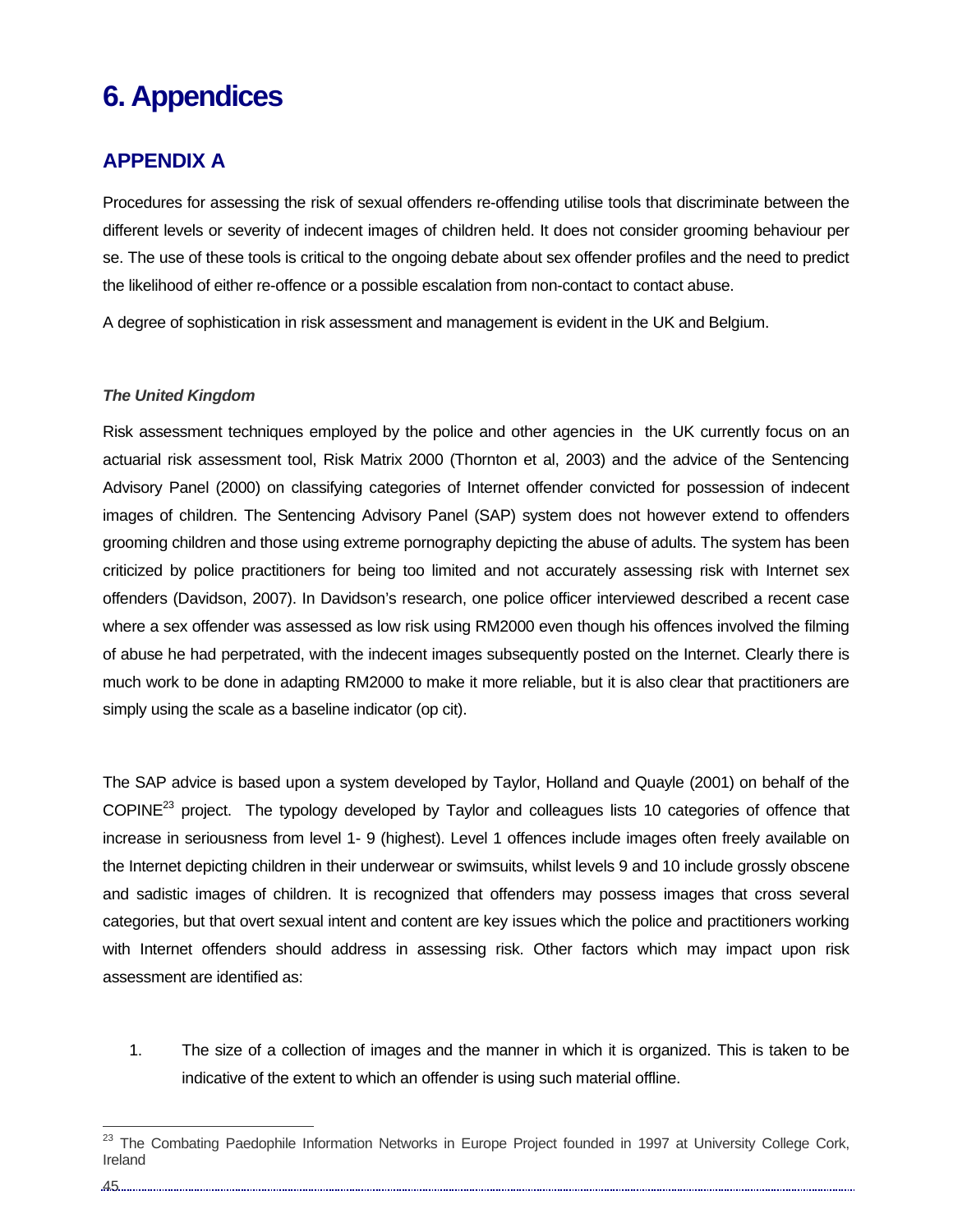# 6. Appendices

## APPENDIX A

Procedures for assessing the risk of sexual offenders re-offending utilise tools that discriminate between the different levels or severity of indecent images of children held. It does not consider grooming behaviour per se. The use of these tools is critical to the ongoing debate about sex offender profiles and the need to predict the likelihood of either re-offence or a possible escalation from non-contact to contact abuse.

A degree of sophistication in risk assessment and management is evident in the UK and Belgium.

***The United Kingdom***

Risk assessment techniques employed by the police and other agencies in the UK currently focus on an actuarial risk assessment tool, Risk Matrix 2000 (Thornton et al, 2003) and the advice of the Sentencing Advisory Panel (2000) on classifying categories of Internet offender convicted for possession of indecent images of children. The Sentencing Advisory Panel (SAP) system does not however extend to offenders grooming children and those using extreme pornography depicting the abuse of adults. The system has been criticized by police practitioners for being too limited and not accurately assessing risk with Internet sex offenders (Davidson, 2007). In Davidson's research, one police officer interviewed described a recent case where a sex offender was assessed as low risk using RM2000 even though his offences involved the filming of abuse he had perpetrated, with the indecent images subsequently posted on the Internet. Clearly there is much work to be done in adapting RM2000 to make it more reliable, but it is also clear that practitioners are simply using the scale as a baseline indicator (op cit).

The SAP advice is based upon a system developed by Taylor, Holland and Quayle (2001) on behalf of the COPINE[23] project. The typology developed by Taylor and colleagues lists 10 categories of offence that increase in seriousness from level 1- 9 (highest). Level 1 offences include images often freely available on the Internet depicting children in their underwear or swimsuits, whilst levels 9 and 10 include grossly obscene and sadistic images of children. It is recognized that offenders may possess images that cross several categories, but that overt sexual intent and content are key issues which the police and practitioners working with Internet offenders should address in assessing risk. Other factors which may impact upon risk assessment are identified as:

1. The size of a collection of images and the manner in which it is organized. This is taken to be indicative of the extent to which an offender is using such material offline.

[23] The Combating Paedophile Information Networks in Europe Project founded in 1997 at University College Cork, Ireland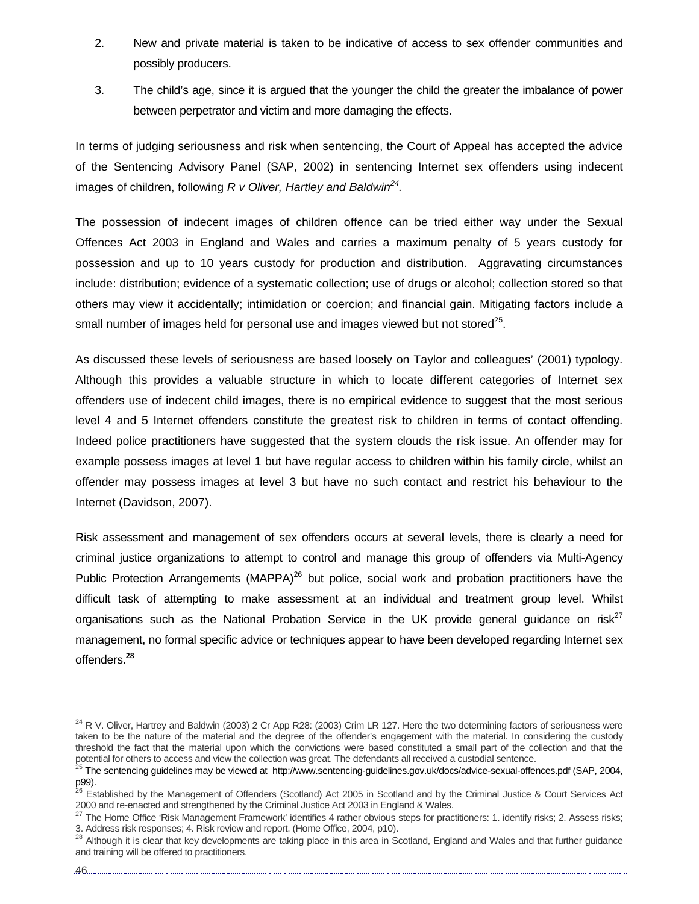2. New and private material is taken to be indicative of access to sex offender communities and possibly producers.

3. The child's age, since it is argued that the younger the child the greater the imbalance of power between perpetrator and victim and more damaging the effects.

In terms of judging seriousness and risk when sentencing, the Court of Appeal has accepted the advice of the Sentencing Advisory Panel (SAP, 2002) in sentencing Internet sex offenders using indecent images of children, following *R v Oliver, Hartley and Baldwin*[24].

The possession of indecent images of children offence can be tried either way under the Sexual Offences Act 2003 in England and Wales and carries a maximum penalty of 5 years custody for possession and up to 10 years custody for production and distribution. Aggravating circumstances include: distribution; evidence of a systematic collection; use of drugs or alcohol; collection stored so that others may view it accidentally; intimidation or coercion; and financial gain. Mitigating factors include a small number of images held for personal use and images viewed but not stored[25].

As discussed these levels of seriousness are based loosely on Taylor and colleagues' (2001) typology. Although this provides a valuable structure in which to locate different categories of Internet sex offenders use of indecent child images, there is no empirical evidence to suggest that the most serious level 4 and 5 Internet offenders constitute the greatest risk to children in terms of contact offending. Indeed police practitioners have suggested that the system clouds the risk issue. An offender may for example possess images at level 1 but have regular access to children within his family circle, whilst an offender may possess images at level 3 but have no such contact and restrict his behaviour to the Internet (Davidson, 2007).

Risk assessment and management of sex offenders occurs at several levels, there is clearly a need for criminal justice organizations to attempt to control and manage this group of offenders via Multi-Agency Public Protection Arrangements (MAPPA)[26] but police, social work and probation practitioners have the difficult task of attempting to make assessment at an individual and treatment group level. Whilst organisations such as the National Probation Service in the UK provide general guidance on risk[27] management, no formal specific advice or techniques appear to have been developed regarding Internet sex offenders.**[28]**

---

[24] R V. Oliver, Hartrey and Baldwin (2003) 2 Cr App R28: (2003) Crim LR 127. Here the two determining factors of seriousness were taken to be the nature of the material and the degree of the offender's engagement with the material. In considering the custody threshold the fact that the material upon which the convictions were based constituted a small part of the collection and that the potential for others to access and view the collection was great. The defendants all received a custodial sentence.

[25] The sentencing guidelines may be viewed at http;//www.sentencing-guidelines.gov.uk/docs/advice-sexual-offences.pdf (SAP, 2004, p99).

[26] Established by the Management of Offenders (Scotland) Act 2005 in Scotland and by the Criminal Justice & Court Services Act 2000 and re-enacted and strengthened by the Criminal Justice Act 2003 in England & Wales.

[27] The Home Office 'Risk Management Framework' identifies 4 rather obvious steps for practitioners: 1. identify risks; 2. Assess risks; 3. Address risk responses; 4. Risk review and report. (Home Office, 2004, p10).

[28] Although it is clear that key developments are taking place in this area in Scotland, England and Wales and that further guidance and training will be offered to practitioners.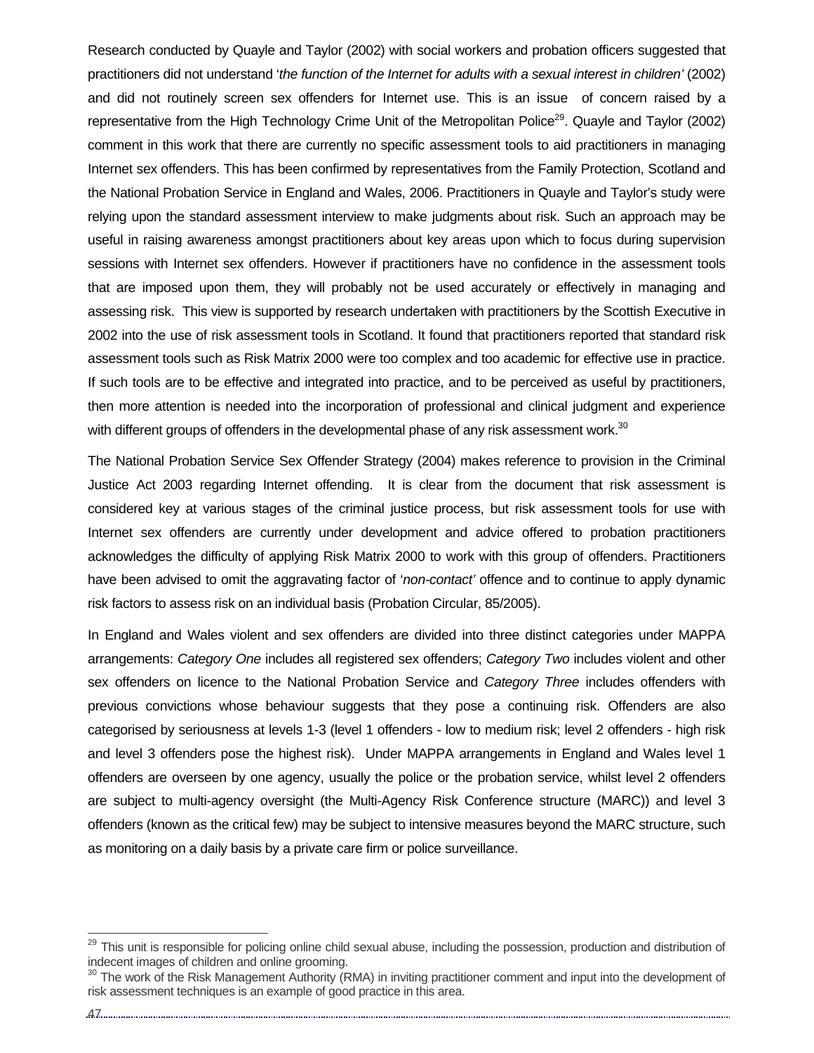Research conducted by Quayle and Taylor (2002) with social workers and probation officers suggested that practitioners did not understand '*the function of the Internet for adults with a sexual interest in children'* (2002) and did not routinely screen sex offenders for Internet use. This is an issue of concern raised by a representative from the High Technology Crime Unit of the Metropolitan Police[29]. Quayle and Taylor (2002) comment in this work that there are currently no specific assessment tools to aid practitioners in managing Internet sex offenders. This has been confirmed by representatives from the Family Protection, Scotland and the National Probation Service in England and Wales, 2006. Practitioners in Quayle and Taylor's study were relying upon the standard assessment interview to make judgments about risk. Such an approach may be useful in raising awareness amongst practitioners about key areas upon which to focus during supervision sessions with Internet sex offenders. However if practitioners have no confidence in the assessment tools that are imposed upon them, they will probably not be used accurately or effectively in managing and assessing risk. This view is supported by research undertaken with practitioners by the Scottish Executive in 2002 into the use of risk assessment tools in Scotland. It found that practitioners reported that standard risk assessment tools such as Risk Matrix 2000 were too complex and too academic for effective use in practice. If such tools are to be effective and integrated into practice, and to be perceived as useful by practitioners, then more attention is needed into the incorporation of professional and clinical judgment and experience with different groups of offenders in the developmental phase of any risk assessment work.[30]

The National Probation Service Sex Offender Strategy (2004) makes reference to provision in the Criminal Justice Act 2003 regarding Internet offending. It is clear from the document that risk assessment is considered key at various stages of the criminal justice process, but risk assessment tools for use with Internet sex offenders are currently under development and advice offered to probation practitioners acknowledges the difficulty of applying Risk Matrix 2000 to work with this group of offenders. Practitioners have been advised to omit the aggravating factor of '*non-contact'* offence and to continue to apply dynamic risk factors to assess risk on an individual basis (Probation Circular, 85/2005).

In England and Wales violent and sex offenders are divided into three distinct categories under MAPPA arrangements: *Category One* includes all registered sex offenders; *Category Two* includes violent and other sex offenders on licence to the National Probation Service and *Category Three* includes offenders with previous convictions whose behaviour suggests that they pose a continuing risk. Offenders are also categorised by seriousness at levels 1-3 (level 1 offenders - low to medium risk; level 2 offenders - high risk and level 3 offenders pose the highest risk). Under MAPPA arrangements in England and Wales level 1 offenders are overseen by one agency, usually the police or the probation service, whilst level 2 offenders are subject to multi-agency oversight (the Multi-Agency Risk Conference structure (MARC)) and level 3 offenders (known as the critical few) may be subject to intensive measures beyond the MARC structure, such as monitoring on a daily basis by a private care firm or police surveillance.

---

[29] This unit is responsible for policing online child sexual abuse, including the possession, production and distribution of indecent images of children and online grooming.

[30] The work of the Risk Management Authority (RMA) in inviting practitioner comment and input into the development of risk assessment techniques is an example of good practice in this area.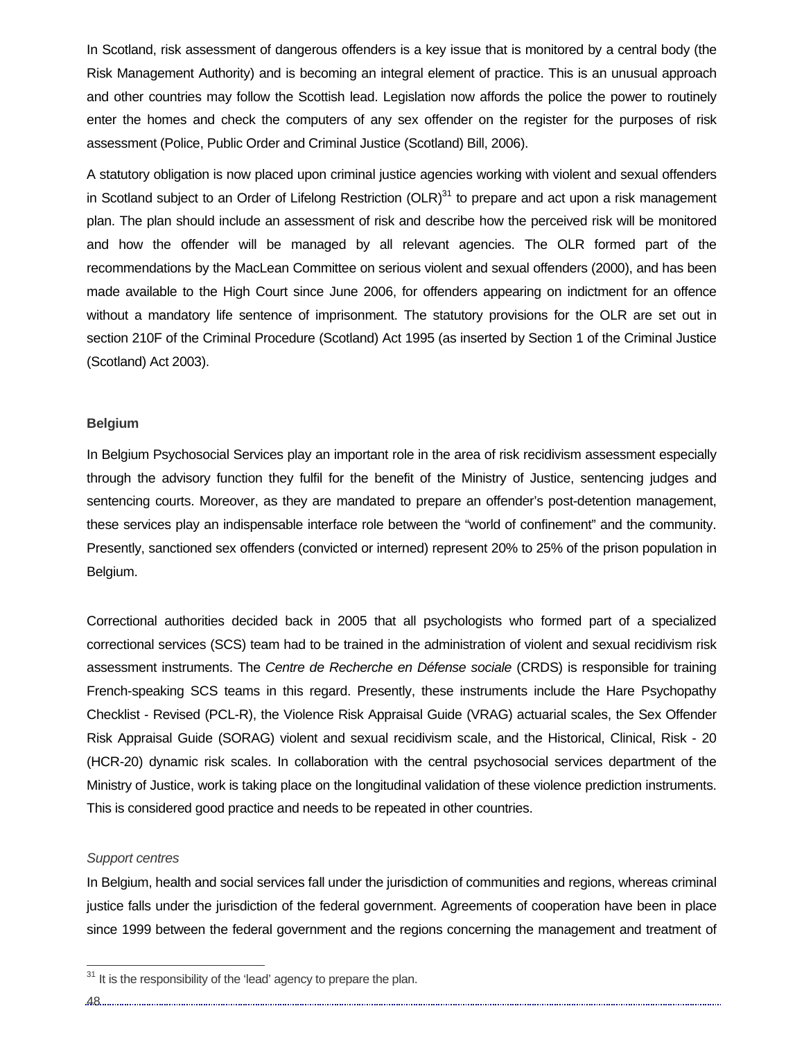In Scotland, risk assessment of dangerous offenders is a key issue that is monitored by a central body (the Risk Management Authority) and is becoming an integral element of practice. This is an unusual approach and other countries may follow the Scottish lead. Legislation now affords the police the power to routinely enter the homes and check the computers of any sex offender on the register for the purposes of risk assessment (Police, Public Order and Criminal Justice (Scotland) Bill, 2006).

A statutory obligation is now placed upon criminal justice agencies working with violent and sexual offenders in Scotland subject to an Order of Lifelong Restriction (OLR)[31] to prepare and act upon a risk management plan. The plan should include an assessment of risk and describe how the perceived risk will be monitored and how the offender will be managed by all relevant agencies. The OLR formed part of the recommendations by the MacLean Committee on serious violent and sexual offenders (2000), and has been made available to the High Court since June 2006, for offenders appearing on indictment for an offence without a mandatory life sentence of imprisonment. The statutory provisions for the OLR are set out in section 210F of the Criminal Procedure (Scotland) Act 1995 (as inserted by Section 1 of the Criminal Justice (Scotland) Act 2003).

**Belgium**

In Belgium Psychosocial Services play an important role in the area of risk recidivism assessment especially through the advisory function they fulfil for the benefit of the Ministry of Justice, sentencing judges and sentencing courts. Moreover, as they are mandated to prepare an offender's post-detention management, these services play an indispensable interface role between the "world of confinement" and the community. Presently, sanctioned sex offenders (convicted or interned) represent 20% to 25% of the prison population in Belgium.

Correctional authorities decided back in 2005 that all psychologists who formed part of a specialized correctional services (SCS) team had to be trained in the administration of violent and sexual recidivism risk assessment instruments. The *Centre de Recherche en Défense sociale* (CRDS) is responsible for training French-speaking SCS teams in this regard. Presently, these instruments include the Hare Psychopathy Checklist - Revised (PCL-R), the Violence Risk Appraisal Guide (VRAG) actuarial scales, the Sex Offender Risk Appraisal Guide (SORAG) violent and sexual recidivism scale, and the Historical, Clinical, Risk - 20 (HCR-20) dynamic risk scales. In collaboration with the central psychosocial services department of the Ministry of Justice, work is taking place on the longitudinal validation of these violence prediction instruments. This is considered good practice and needs to be repeated in other countries.

*Support centres*

In Belgium, health and social services fall under the jurisdiction of communities and regions, whereas criminal justice falls under the jurisdiction of the federal government. Agreements of cooperation have been in place since 1999 between the federal government and the regions concerning the management and treatment of

[31] It is the responsibility of the 'lead' agency to prepare the plan.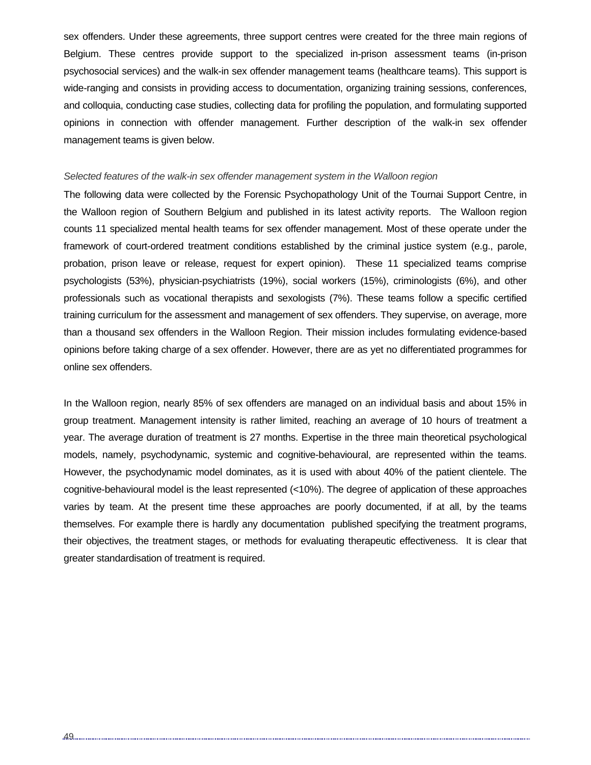sex offenders. Under these agreements, three support centres were created for the three main regions of Belgium. These centres provide support to the specialized in-prison assessment teams (in-prison psychosocial services) and the walk-in sex offender management teams (healthcare teams). This support is wide-ranging and consists in providing access to documentation, organizing training sessions, conferences, and colloquia, conducting case studies, collecting data for profiling the population, and formulating supported opinions in connection with offender management. Further description of the walk-in sex offender management teams is given below.

*Selected features of the walk-in sex offender management system in the Walloon region*

The following data were collected by the Forensic Psychopathology Unit of the Tournai Support Centre, in the Walloon region of Southern Belgium and published in its latest activity reports. The Walloon region counts 11 specialized mental health teams for sex offender management. Most of these operate under the framework of court-ordered treatment conditions established by the criminal justice system (e.g., parole, probation, prison leave or release, request for expert opinion). These 11 specialized teams comprise psychologists (53%), physician-psychiatrists (19%), social workers (15%), criminologists (6%), and other professionals such as vocational therapists and sexologists (7%). These teams follow a specific certified training curriculum for the assessment and management of sex offenders. They supervise, on average, more than a thousand sex offenders in the Walloon Region. Their mission includes formulating evidence-based opinions before taking charge of a sex offender. However, there are as yet no differentiated programmes for online sex offenders.

In the Walloon region, nearly 85% of sex offenders are managed on an individual basis and about 15% in group treatment. Management intensity is rather limited, reaching an average of 10 hours of treatment a year. The average duration of treatment is 27 months. Expertise in the three main theoretical psychological models, namely, psychodynamic, systemic and cognitive-behavioural, are represented within the teams. However, the psychodynamic model dominates, as it is used with about 40% of the patient clientele. The cognitive-behavioural model is the least represented (<10%). The degree of application of these approaches varies by team. At the present time these approaches are poorly documented, if at all, by the teams themselves. For example there is hardly any documentation published specifying the treatment programs, their objectives, the treatment stages, or methods for evaluating therapeutic effectiveness. It is clear that greater standardisation of treatment is required.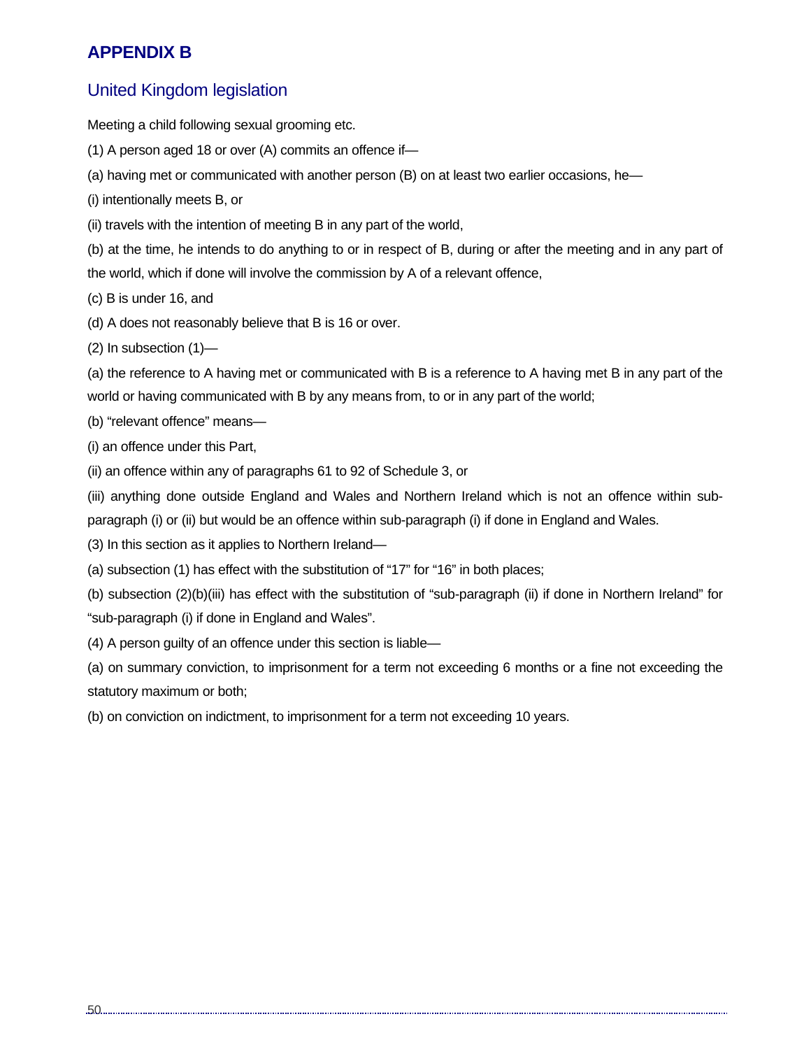# APPENDIX B

## United Kingdom legislation

Meeting a child following sexual grooming etc.

(1) A person aged 18 or over (A) commits an offence if—

(a) having met or communicated with another person (B) on at least two earlier occasions, he—

(i) intentionally meets B, or

(ii) travels with the intention of meeting B in any part of the world,

(b) at the time, he intends to do anything to or in respect of B, during or after the meeting and in any part of the world, which if done will involve the commission by A of a relevant offence,

(c) B is under 16, and

(d) A does not reasonably believe that B is 16 or over.

(2) In subsection (1)—

(a) the reference to A having met or communicated with B is a reference to A having met B in any part of the world or having communicated with B by any means from, to or in any part of the world;

(b) "relevant offence" means—

(i) an offence under this Part,

(ii) an offence within any of paragraphs 61 to 92 of Schedule 3, or

(iii) anything done outside England and Wales and Northern Ireland which is not an offence within sub-paragraph (i) or (ii) but would be an offence within sub-paragraph (i) if done in England and Wales.

(3) In this section as it applies to Northern Ireland—

(a) subsection (1) has effect with the substitution of "17" for "16" in both places;

(b) subsection (2)(b)(iii) has effect with the substitution of "sub-paragraph (ii) if done in Northern Ireland" for "sub-paragraph (i) if done in England and Wales".

(4) A person guilty of an offence under this section is liable—

(a) on summary conviction, to imprisonment for a term not exceeding 6 months or a fine not exceeding the statutory maximum or both;

(b) on conviction on indictment, to imprisonment for a term not exceeding 10 years.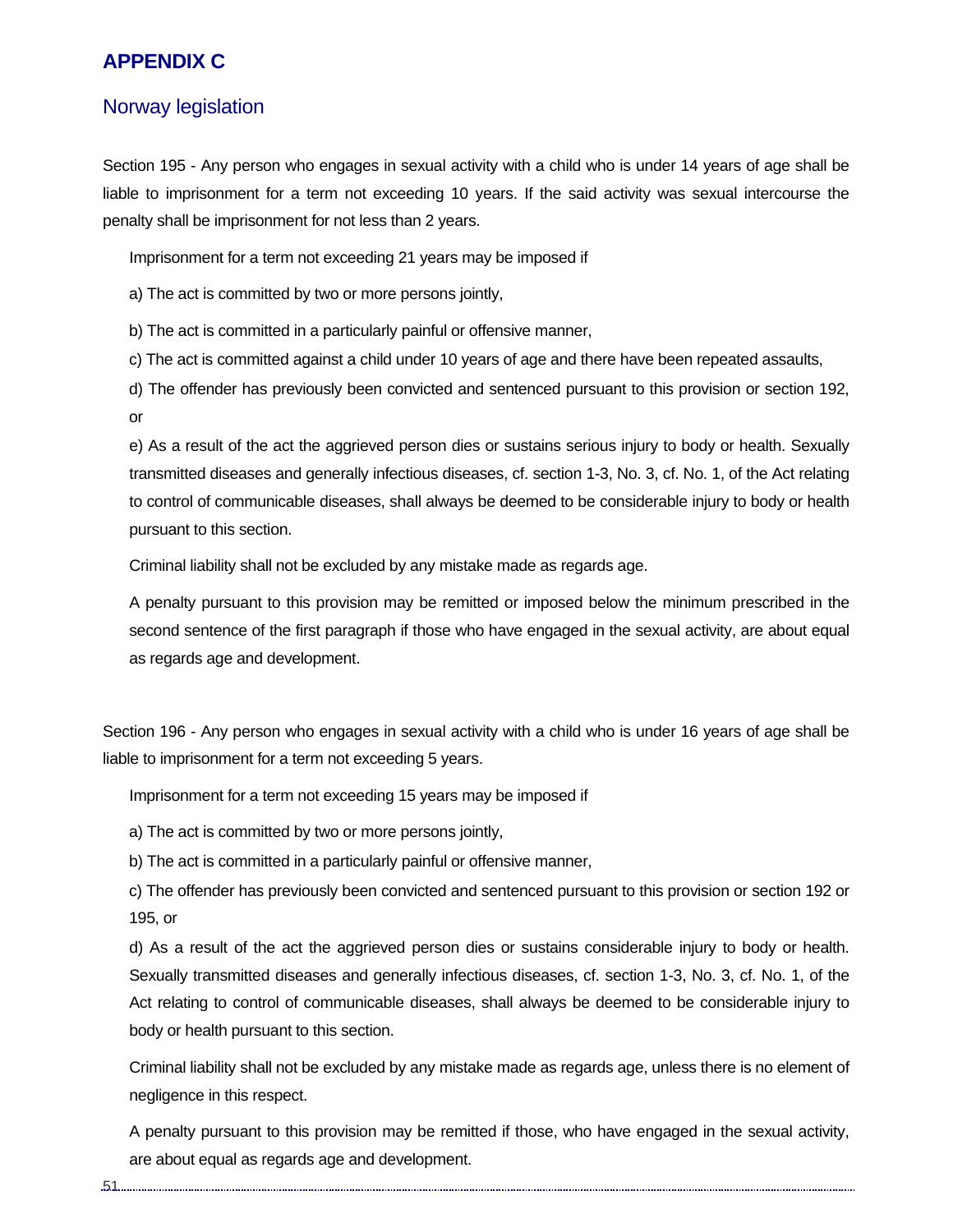# APPENDIX C

## Norway legislation

Section 195 - Any person who engages in sexual activity with a child who is under 14 years of age shall be liable to imprisonment for a term not exceeding 10 years. If the said activity was sexual intercourse the penalty shall be imprisonment for not less than 2 years.

Imprisonment for a term not exceeding 21 years may be imposed if

a) The act is committed by two or more persons jointly,

b) The act is committed in a particularly painful or offensive manner,

c) The act is committed against a child under 10 years of age and there have been repeated assaults,

d) The offender has previously been convicted and sentenced pursuant to this provision or section 192, or

e) As a result of the act the aggrieved person dies or sustains serious injury to body or health. Sexually transmitted diseases and generally infectious diseases, cf. section 1-3, No. 3, cf. No. 1, of the Act relating to control of communicable diseases, shall always be deemed to be considerable injury to body or health pursuant to this section.

Criminal liability shall not be excluded by any mistake made as regards age.

A penalty pursuant to this provision may be remitted or imposed below the minimum prescribed in the second sentence of the first paragraph if those who have engaged in the sexual activity, are about equal as regards age and development.

Section 196 - Any person who engages in sexual activity with a child who is under 16 years of age shall be liable to imprisonment for a term not exceeding 5 years.

Imprisonment for a term not exceeding 15 years may be imposed if

a) The act is committed by two or more persons jointly,

b) The act is committed in a particularly painful or offensive manner,

c) The offender has previously been convicted and sentenced pursuant to this provision or section 192 or 195, or

d) As a result of the act the aggrieved person dies or sustains considerable injury to body or health. Sexually transmitted diseases and generally infectious diseases, cf. section 1-3, No. 3, cf. No. 1, of the Act relating to control of communicable diseases, shall always be deemed to be considerable injury to body or health pursuant to this section.

Criminal liability shall not be excluded by any mistake made as regards age, unless there is no element of negligence in this respect.

A penalty pursuant to this provision may be remitted if those, who have engaged in the sexual activity, are about equal as regards age and development.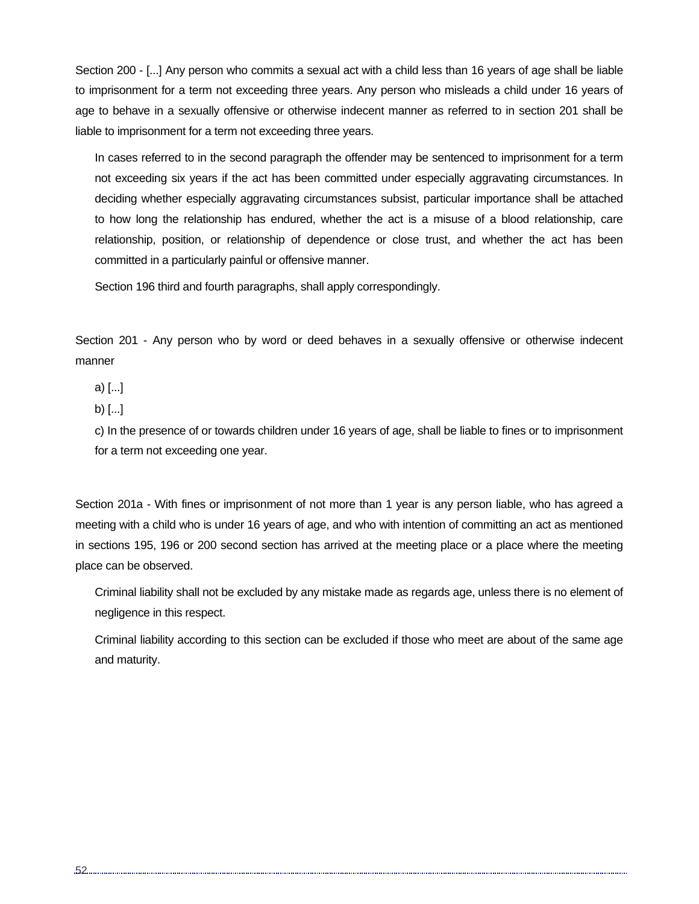Section 200 - [...] Any person who commits a sexual act with a child less than 16 years of age shall be liable to imprisonment for a term not exceeding three years. Any person who misleads a child under 16 years of age to behave in a sexually offensive or otherwise indecent manner as referred to in section 201 shall be liable to imprisonment for a term not exceeding three years.

In cases referred to in the second paragraph the offender may be sentenced to imprisonment for a term not exceeding six years if the act has been committed under especially aggravating circumstances. In deciding whether especially aggravating circumstances subsist, particular importance shall be attached to how long the relationship has endured, whether the act is a misuse of a blood relationship, care relationship, position, or relationship of dependence or close trust, and whether the act has been committed in a particularly painful or offensive manner.

Section 196 third and fourth paragraphs, shall apply correspondingly.

Section 201 - Any person who by word or deed behaves in a sexually offensive or otherwise indecent manner

a) [...]

b) [...]

c) In the presence of or towards children under 16 years of age, shall be liable to fines or to imprisonment for a term not exceeding one year.

Section 201a - With fines or imprisonment of not more than 1 year is any person liable, who has agreed a meeting with a child who is under 16 years of age, and who with intention of committing an act as mentioned in sections 195, 196 or 200 second section has arrived at the meeting place or a place where the meeting place can be observed.

Criminal liability shall not be excluded by any mistake made as regards age, unless there is no element of negligence in this respect.

Criminal liability according to this section can be excluded if those who meet are about of the same age and maturity.